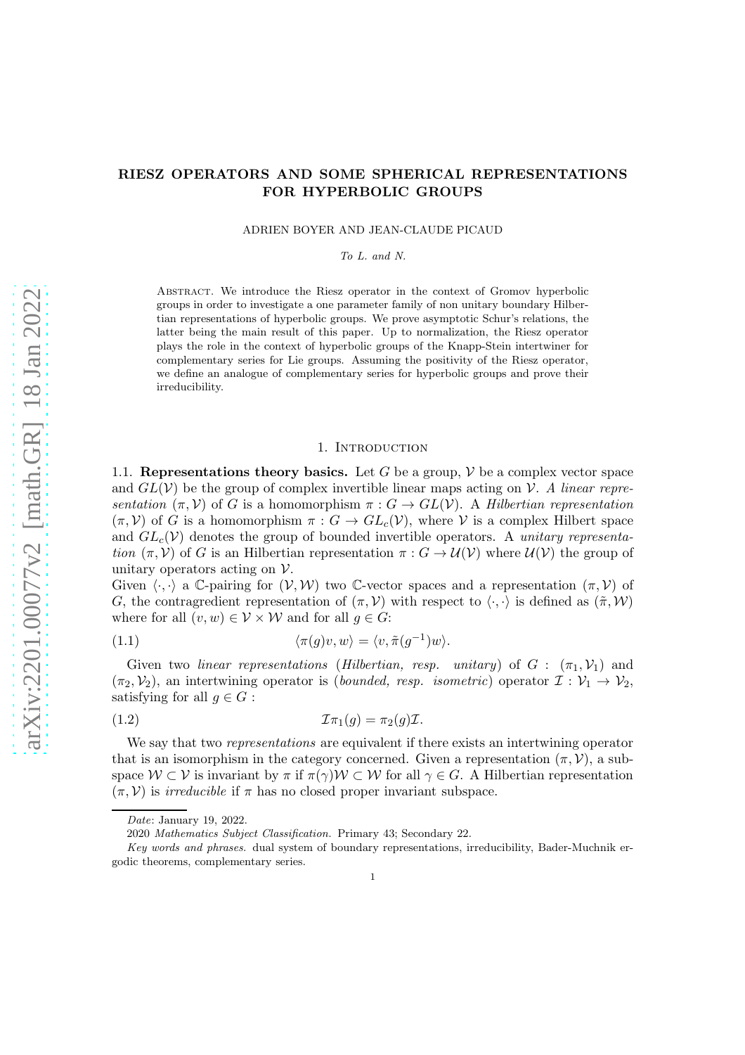# RIESZ OPERATORS AND SOME SPHERICAL REPRESENTATIONS FOR HYPERBOLIC GROUPS

ADRIEN BOYER AND JEAN-CLAUDE PICAUD

*To L. and N.*

Abstract. We introduce the Riesz operator in the context of Gromov hyperbolic groups in order to investigate a one parameter family of non unitary boundary Hilbertian representations of hyperbolic groups. We prove asymptotic Schur's relations, the latter being the main result of this paper. Up to normalization, the Riesz operator plays the role in the context of hyperbolic groups of the Knapp-Stein intertwiner for complementary series for Lie groups. Assuming the positivity of the Riesz operator, we define an analogue of complementary series for hyperbolic groups and prove their irreducibility.

## 1. Introduction

**1.1. Representations theory basics.** Let $G$ be a group, $\mathcal{V}$ be a complex vector space and $GL(\mathcal{V})$ be the group of complex invertible linear maps acting on $\mathcal{V}$. *A linear representation* $(\pi, \mathcal{V})$ of $G$ is a homomorphism $\pi : G \to GL(\mathcal{V})$. A *Hilbertian representation* $(\pi, \mathcal{V})$ of $G$ is a homomorphism $\pi : G \to GL_c(\mathcal{V})$, where $\mathcal{V}$ is a complex Hilbert space and $GL_c(\mathcal{V})$ denotes the group of bounded invertible operators. A *unitary representation* $(\pi, \mathcal{V})$ of $G$ is an Hilbertian representation $\pi : G \to \mathcal{U}(\mathcal{V})$ where $\mathcal{U}(\mathcal{V})$ the group of unitary operators acting on $\mathcal{V}$.

Given $\langle \cdot, \cdot \rangle$ a $\mathbb{C}$-pairing for $(\mathcal{V}, \mathcal{W})$ two $\mathbb{C}$-vector spaces and a representation $(\pi, \mathcal{V})$ of $G$, the contragredient representation of $(\pi, \mathcal{V})$ with respect to $\langle \cdot, \cdot \rangle$ is defined as $(\tilde{\pi}, \mathcal{W})$ where for all $(v, w) \in \mathcal{V} \times \mathcal{W}$ and for all $g \in G$:

$$\langle \pi(g)v, w \rangle = \langle v, \tilde{\pi}(g^{-1})w \rangle. \tag{1.1}$$

Given two *linear representations* (*Hilbertian, resp. unitary*) of $G$ : $(\pi_1, \mathcal{V}_1)$ and $(\pi_2, \mathcal{V}_2)$, an intertwining operator is (*bounded, resp. isometric*) operator $\mathcal{I} : \mathcal{V}_1 \to \mathcal{V}_2$, satisfying for all $g \in G$ :

$$\mathcal{I}\pi_1(g) = \pi_2(g)\mathcal{I}. \tag{1.2}$$

We say that two *representations* are equivalent if there exists an intertwining operator that is an isomorphism in the category concerned. Given a representation $(\pi, \mathcal{V})$, a subspace $\mathcal{W} \subset \mathcal{V}$ is invariant by $\pi$ if $\pi(\gamma)\mathcal{W} \subset \mathcal{W}$ for all $\gamma \in G$. A Hilbertian representation $(\pi, \mathcal{V})$ is *irreducible* if $\pi$ has no closed proper invariant subspace.

---

*Date*: January 19, 2022.

2020 *Mathematics Subject Classification.* Primary 43; Secondary 22.

*Key words and phrases.* dual system of boundary representations, irreducibility, Bader-Muchnik ergodic theorems, complementary series.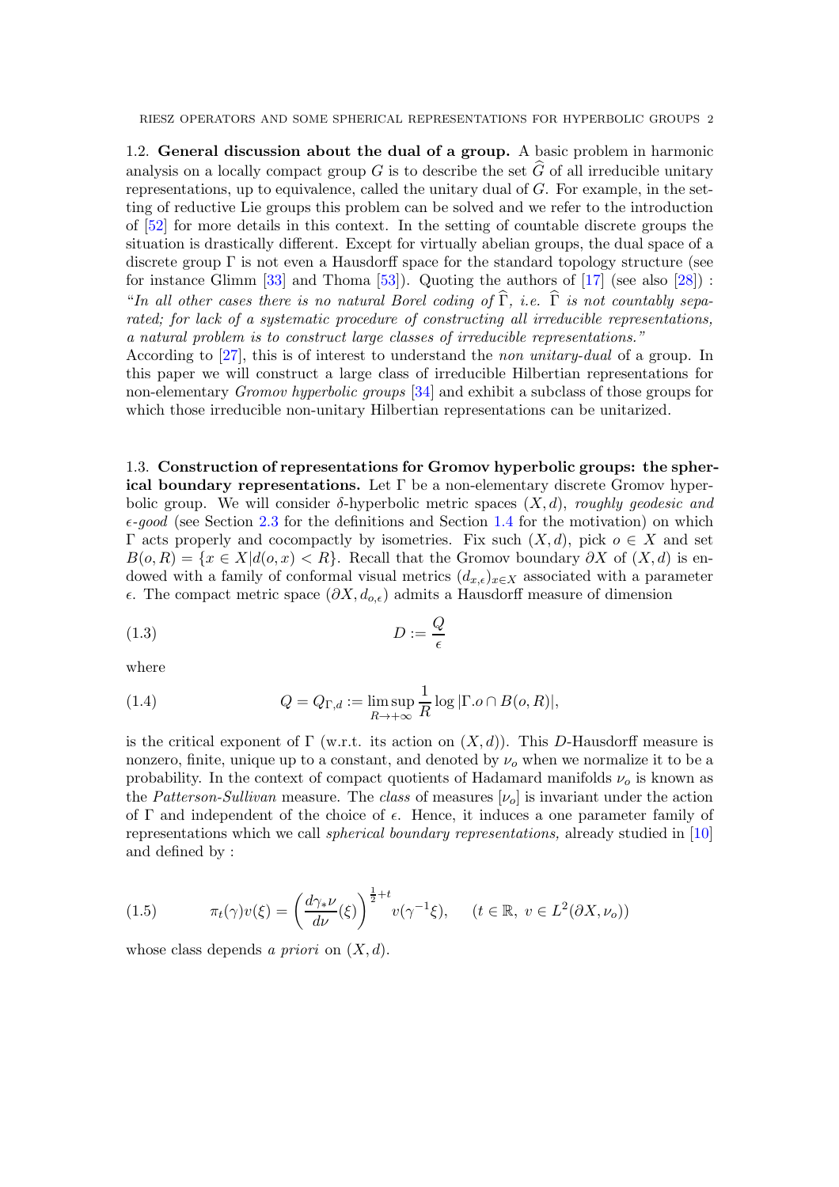## 1.2. General discussion about the dual of a group.

A basic problem in harmonic analysis on a locally compact group $G$ is to describe the set $\widehat{G}$ of all irreducible unitary representations, up to equivalence, called the unitary dual of $G$. For example, in the setting of reductive Lie groups this problem can be solved and we refer to the introduction of [52] for more details in this context. In the setting of countable discrete groups the situation is drastically different. Except for virtually abelian groups, the dual space of a discrete group $\Gamma$ is not even a Hausdorff space for the standard topology structure (see for instance Glimm [33] and Thoma [53]). Quoting the authors of [17] (see also [28]) : "*In all other cases there is no natural Borel coding of $\widehat{\Gamma}$, i.e. $\widehat{\Gamma}$ is not countably separated; for lack of a systematic procedure of constructing all irreducible representations, a natural problem is to construct large classes of irreducible representations.*"
According to [27], this is of interest to understand the *non unitary-dual* of a group. In this paper we will construct a large class of irreducible Hilbertian representations for non-elementary *Gromov hyperbolic groups* [34] and exhibit a subclass of those groups for which those irreducible non-unitary Hilbertian representations can be unitarized.

## 1.3. Construction of representations for Gromov hyperbolic groups: the spherical boundary representations.

Let $\Gamma$ be a non-elementary discrete Gromov hyperbolic group. We will consider $\delta$-hyperbolic metric spaces $(X, d)$, *roughly geodesic and* $\epsilon$*-good* (see Section 2.3 for the definitions and Section 1.4 for the motivation) on which $\Gamma$ acts properly and cocompactly by isometries. Fix such $(X, d)$, pick $o \in X$ and set $B(o, R) = \{x \in X | d(o, x) < R\}$. Recall that the Gromov boundary $\partial X$ of $(X, d)$ is endowed with a family of conformal visual metrics $(d_{x,\epsilon})_{x\in X}$ associated with a parameter $\epsilon$. The compact metric space $(\partial X, d_{o,\epsilon})$ admits a Hausdorff measure of dimension

$$D := \frac{Q}{\epsilon} \tag{1.3}$$

where

$$Q = Q_{\Gamma,d} := \limsup_{R\to+\infty} \frac{1}{R} \log |\Gamma.o \cap B(o, R)|, \tag{1.4}$$

is the critical exponent of $\Gamma$ (w.r.t. its action on $(X, d)$). This $D$-Hausdorff measure is nonzero, finite, unique up to a constant, and denoted by $\nu_o$ when we normalize it to be a probability. In the context of compact quotients of Hadamard manifolds $\nu_o$ is known as the *Patterson-Sullivan* measure. The *class* of measures $[\nu_o]$ is invariant under the action of $\Gamma$ and independent of the choice of $\epsilon$. Hence, it induces a one parameter family of representations which we call *spherical boundary representations,* already studied in [10] and defined by :

$$\pi_t(\gamma)v(\xi) = \left(\frac{d\gamma_*\nu}{d\nu}(\xi)\right)^{\frac{1}{2}+t} v(\gamma^{-1}\xi), \qquad (t \in \mathbb{R},\ v \in L^2(\partial X, \nu_o)) \tag{1.5}$$

whose class depends *a priori* on $(X, d)$.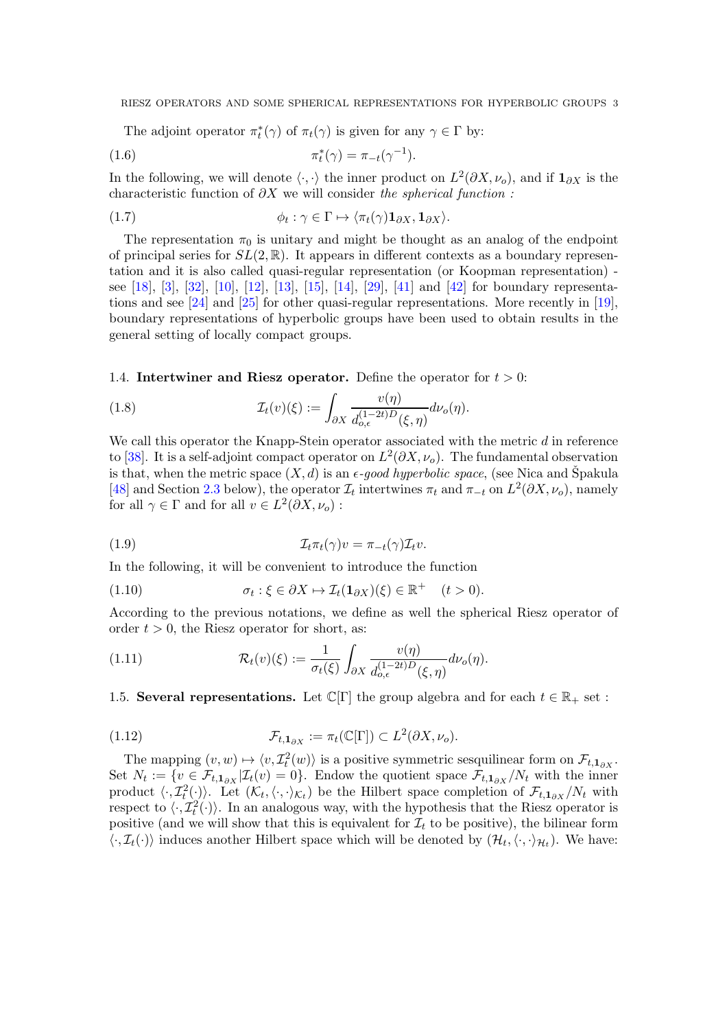The adjoint operator $\pi_t^*(\gamma)$ of $\pi_t(\gamma)$ is given for any $\gamma \in \Gamma$ by:

$$\pi_t^*(\gamma) = \pi_{-t}(\gamma^{-1}). \tag{1.6}$$

In the following, we will denote $\langle \cdot, \cdot \rangle$ the inner product on $L^2(\partial X, \nu_o)$, and if $\mathbf{1}_{\partial X}$ is the characteristic function of $\partial X$ we will consider *the spherical function :*

$$\phi_t : \gamma \in \Gamma \mapsto \langle \pi_t(\gamma)\mathbf{1}_{\partial X}, \mathbf{1}_{\partial X} \rangle. \tag{1.7}$$

The representation $\pi_0$ is unitary and might be thought as an analog of the endpoint of principal series for $SL(2,\mathbb{R})$. It appears in different contexts as a boundary representation and it is also called quasi-regular representation (or Koopman representation) - see [18], [3], [32], [10], [12], [13], [15], [14], [29], [41] and [42] for boundary representations and see [24] and [25] for other quasi-regular representations. More recently in [19], boundary representations of hyperbolic groups have been used to obtain results in the general setting of locally compact groups.

### 1.4. Intertwiner and Riesz operator.

Define the operator for $t > 0$:

$$\mathcal{I}_t(v)(\xi) := \int_{\partial X} \frac{v(\eta)}{d_{o,\epsilon}^{(1-2t)D}(\xi, \eta)} d\nu_o(\eta). \tag{1.8}$$

We call this operator the Knapp-Stein operator associated with the metric $d$ in reference to [38]. It is a self-adjoint compact operator on $L^2(\partial X, \nu_o)$. The fundamental observation is that, when the metric space $(X, d)$ is an $\epsilon$*-good hyperbolic space*, (see Nica and Špakula [48] and Section 2.3 below), the operator $\mathcal{I}_t$ intertwines $\pi_t$ and $\pi_{-t}$ on $L^2(\partial X, \nu_o)$, namely for all $\gamma \in \Gamma$ and for all $v \in L^2(\partial X, \nu_o)$ :

$$\mathcal{I}_t \pi_t(\gamma) v = \pi_{-t}(\gamma) \mathcal{I}_t v. \tag{1.9}$$

In the following, it will be convenient to introduce the function

$$\sigma_t : \xi \in \partial X \mapsto \mathcal{I}_t(\mathbf{1}_{\partial X})(\xi) \in \mathbb{R}^+ \quad (t > 0). \tag{1.10}$$

According to the previous notations, we define as well the spherical Riesz operator of order $t > 0$, the Riesz operator for short, as:

$$\mathcal{R}_t(v)(\xi) := \frac{1}{\sigma_t(\xi)} \int_{\partial X} \frac{v(\eta)}{d_{o,\epsilon}^{(1-2t)D}(\xi, \eta)} d\nu_o(\eta). \tag{1.11}$$

### 1.5. Several representations.

Let $\mathbb{C}[\Gamma]$ the group algebra and for each $t \in \mathbb{R}_+$ set :

$$\mathcal{F}_{t,\mathbf{1}_{\partial X}} := \pi_t(\mathbb{C}[\Gamma]) \subset L^2(\partial X, \nu_o). \tag{1.12}$$

The mapping $(v, w) \mapsto \langle v, \mathcal{I}_t^2(w) \rangle$ is a positive symmetric sesquilinear form on $\mathcal{F}_{t,\mathbf{1}_{\partial X}}$. Set $N_t := \{v \in \mathcal{F}_{t,\mathbf{1}_{\partial X}} | \mathcal{I}_t(v) = 0\}$. Endow the quotient space $\mathcal{F}_{t,\mathbf{1}_{\partial X}}/N_t$ with the inner product $\langle \cdot, \mathcal{I}_t^2(\cdot) \rangle$. Let $(\mathcal{K}_t, \langle \cdot, \cdot \rangle_{\mathcal{K}_t})$ be the Hilbert space completion of $\mathcal{F}_{t,\mathbf{1}_{\partial X}}/N_t$ with respect to $\langle \cdot, \mathcal{I}_t^2(\cdot) \rangle$. In an analogous way, with the hypothesis that the Riesz operator is positive (and we will show that this is equivalent for $\mathcal{I}_t$ to be positive), the bilinear form $\langle \cdot, \mathcal{I}_t(\cdot) \rangle$ induces another Hilbert space which will be denoted by $(\mathcal{H}_t, \langle \cdot, \cdot \rangle_{\mathcal{H}_t})$. We have: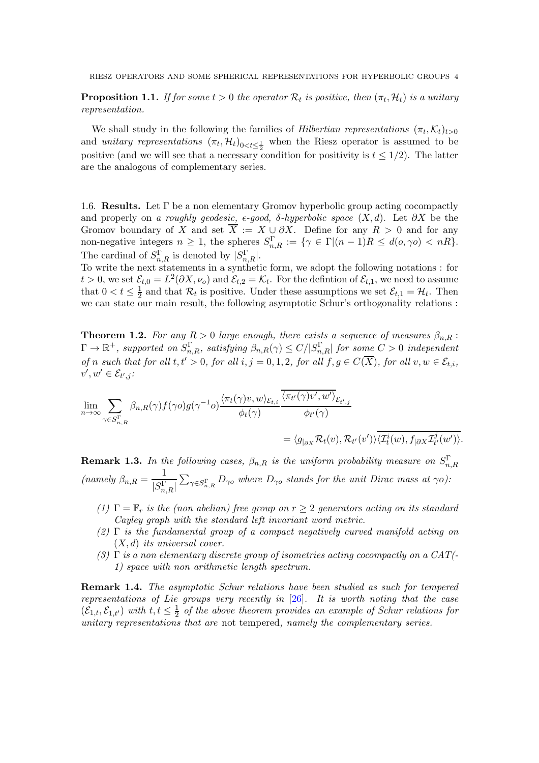**Proposition 1.1.** *If for some $t > 0$ the operator $\mathcal{R}_t$ is positive, then $(\pi_t, \mathcal{H}_t)$ is a unitary representation.*

We shall study in the following the families of *Hilbertian representations* $(\pi_t, \mathcal{K}_t)_{t>0}$ and *unitary representations* $(\pi_t, \mathcal{H}_t)_{0<t\leq\frac{1}{2}}$ when the Riesz operator is assumed to be positive (and we will see that a necessary condition for positivity is $t \leq 1/2$). The latter are the analogous of complementary series.

1.6. **Results.** Let $\Gamma$ be a non elementary Gromov hyperbolic group acting cocompactly and properly on *a roughly geodesic, $\epsilon$-good, $\delta$-hyperbolic space* $(X, d)$. Let $\partial X$ be the Gromov boundary of $X$ and set $\overline{X} := X \cup \partial X$. Define for any $R > 0$ and for any non-negative integers $n \geq 1$, the spheres $S^{\Gamma}_{n,R} := \{\gamma \in \Gamma | (n-1)R \leq d(o, \gamma o) < nR\}$. The cardinal of $S^{\Gamma}_{n,R}$ is denoted by $|S^{\Gamma}_{n,R}|$.
To write the next statements in a synthetic form, we adopt the following notations : for $t > 0$, we set $\mathcal{E}_{t,0} = L^2(\partial X, \nu_o)$ and $\mathcal{E}_{t,2} = \mathcal{K}_t$. For the defintion of $\mathcal{E}_{t,1}$, we need to assume that $0 < t \leq \frac{1}{2}$ and that $\mathcal{R}_t$ is positive. Under these assumptions we set $\mathcal{E}_{t,1} = \mathcal{H}_t$. Then we can state our main result, the following asymptotic Schur's orthogonality relations :

**Theorem 1.2.** *For any $R > 0$ large enough, there exists a sequence of measures $\beta_{n,R} : \Gamma \to \mathbb{R}^+$, supported on $S^{\Gamma}_{n,R}$, satisfying $\beta_{n,R}(\gamma) \leq C/|S^{\Gamma}_{n,R}|$ for some $C > 0$ independent of $n$ such that for all $t, t' > 0$, for all $i, j = 0, 1, 2$, for all $f, g \in C(\overline{X})$, for all $v, w \in \mathcal{E}_{t,i}$, $v', w' \in \mathcal{E}_{t',j}$:*

$$\lim_{n\to\infty} \sum_{\gamma \in S^{\Gamma}_{n,R}} \beta_{n,R}(\gamma) f(\gamma o) g(\gamma^{-1} o) \frac{\langle \pi_t(\gamma) v, w \rangle_{\mathcal{E}_{t,i}}}{\phi_t(\gamma)} \frac{\overline{\langle \pi_{t'}(\gamma) v', w' \rangle}_{\mathcal{E}_{t',j}}}{\phi_{t'}(\gamma)}$$
$$= \langle g_{|\partial X} \mathcal{R}_t(v), \mathcal{R}_{t'}(v') \rangle \overline{\langle \mathcal{I}^i_t(w), f_{|\partial X} \mathcal{I}^j_{t'}(w') \rangle}.$$

**Remark 1.3.** *In the following cases, $\beta_{n,R}$ is the uniform probability measure on $S^{\Gamma}_{n,R}$ (namely $\beta_{n,R} = \dfrac{1}{|S^{\Gamma}_{n,R}|} \sum_{\gamma \in S^{\Gamma}_{n,R}} D_{\gamma o}$ where $D_{\gamma o}$ stands for the unit Dirac mass at $\gamma o$):*

1. *$\Gamma = \mathbb{F}_r$ is the (non abelian) free group on $r \geq 2$ generators acting on its standard Cayley graph with the standard left invariant word metric.*
2. *$\Gamma$ is the fundamental group of a compact negatively curved manifold acting on $(X, d)$ its universal cover.*
3. *$\Gamma$ is a non elementary discrete group of isometries acting cocompactly on a CAT(-1) space with non arithmetic length spectrum.*

**Remark 1.4.** *The asymptotic Schur relations have been studied as such for tempered representations of Lie groups very recently in* [26]*. It is worth noting that the case $(\mathcal{E}_{1,t}, \mathcal{E}_{1,t'})$ with $t, t \leq \frac{1}{2}$ of the above theorem provides an example of Schur relations for unitary representations that are* not tempered*, namely the complementary series.*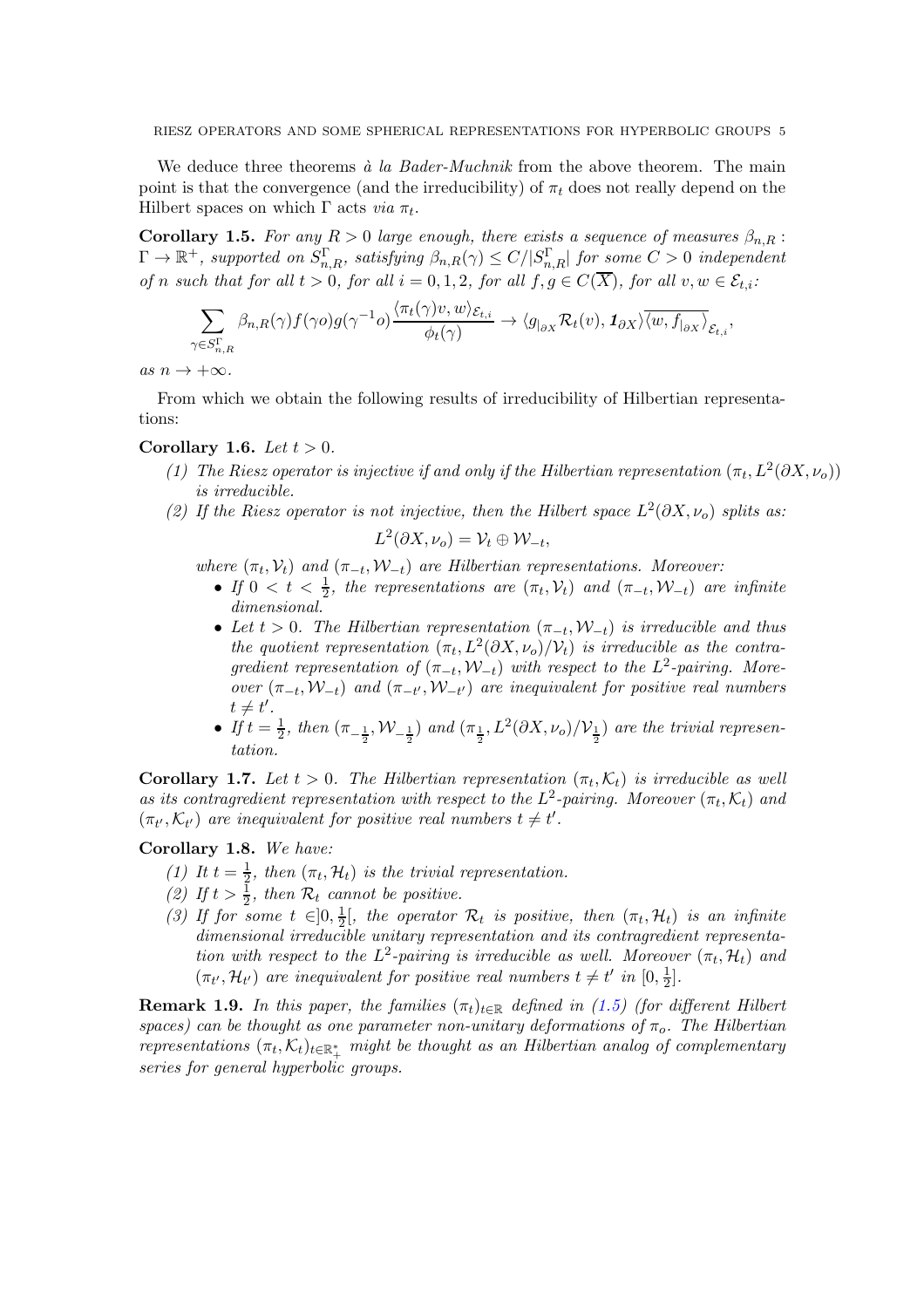We deduce three theorems *à la Bader-Muchnik* from the above theorem. The main point is that the convergence (and the irreducibility) of $\pi_t$ does not really depend on the Hilbert spaces on which $\Gamma$ acts *via* $\pi_t$.

**Corollary 1.5.** *For any $R > 0$ large enough, there exists a sequence of measures $\beta_{n,R} : \Gamma \to \mathbb{R}^+$, supported on $S^\Gamma_{n,R}$, satisfying $\beta_{n,R}(\gamma) \leq C/|S^\Gamma_{n,R}|$ for some $C > 0$ independent of $n$ such that for all $t > 0$, for all $i = 0, 1, 2$, for all $f, g \in C(\overline{X})$, for all $v, w \in \mathcal{E}_{t,i}$:*

$$\sum_{\gamma \in S^\Gamma_{n,R}} \beta_{n,R}(\gamma) f(\gamma o) g(\gamma^{-1} o) \frac{\langle \pi_t(\gamma) v, w \rangle_{\mathcal{E}_{t,i}}}{\phi_t(\gamma)} \to \langle g_{|\partial X} \mathcal{R}_t(v), \mathbf{1}_{\partial X} \rangle \overline{\langle w, f_{|\partial X} \rangle}_{\mathcal{E}_{t,i}},$$

*as $n \to +\infty$.*

From which we obtain the following results of irreducibility of Hilbertian representations:

**Corollary 1.6.** *Let $t > 0$.*

1. *The Riesz operator is injective if and only if the Hilbertian representation $(\pi_t, L^2(\partial X, \nu_o))$ is irreducible.*
2. *If the Riesz operator is not injective, then the Hilbert space $L^2(\partial X, \nu_o)$ splits as:*
$$L^2(\partial X, \nu_o) = \mathcal{V}_t \oplus \mathcal{W}_{-t},$$
*where $(\pi_t, \mathcal{V}_t)$ and $(\pi_{-t}, \mathcal{W}_{-t})$ are Hilbertian representations. Moreover:*
   - *If $0 < t < \frac{1}{2}$, the representations are $(\pi_t, \mathcal{V}_t)$ and $(\pi_{-t}, \mathcal{W}_{-t})$ are infinite dimensional.*
   - *Let $t > 0$. The Hilbertian representation $(\pi_{-t}, \mathcal{W}_{-t})$ is irreducible and thus the quotient representation $(\pi_t, L^2(\partial X, \nu_o)/\mathcal{V}_t)$ is irreducible as the contragredient representation of $(\pi_{-t}, \mathcal{W}_{-t})$ with respect to the $L^2$-pairing. Moreover $(\pi_{-t}, \mathcal{W}_{-t})$ and $(\pi_{-t'}, \mathcal{W}_{-t'})$ are inequivalent for positive real numbers $t \neq t'$.*
   - *If $t = \frac{1}{2}$, then $(\pi_{-\frac{1}{2}}, \mathcal{W}_{-\frac{1}{2}})$ and $(\pi_{\frac{1}{2}}, L^2(\partial X, \nu_o)/\mathcal{V}_{\frac{1}{2}})$ are the trivial representation.*

**Corollary 1.7.** *Let $t > 0$. The Hilbertian representation $(\pi_t, \mathcal{K}_t)$ is irreducible as well as its contragredient representation with respect to the $L^2$-pairing. Moreover $(\pi_t, \mathcal{K}_t)$ and $(\pi_{t'}, \mathcal{K}_{t'})$ are inequivalent for positive real numbers $t \neq t'$.*

**Corollary 1.8.** *We have:*

1. *It $t = \frac{1}{2}$, then $(\pi_t, \mathcal{H}_t)$ is the trivial representation.*
2. *If $t > \frac{1}{2}$, then $\mathcal{R}_t$ cannot be positive.*
3. *If for some $t \in ]0, \frac{1}{2}[$, the operator $\mathcal{R}_t$ is positive, then $(\pi_t, \mathcal{H}_t)$ is an infinite dimensional irreducible unitary representation and its contragredient representation with respect to the $L^2$-pairing is irreducible as well. Moreover $(\pi_t, \mathcal{H}_t)$ and $(\pi_{t'}, \mathcal{H}_{t'})$ are inequivalent for positive real numbers $t \neq t'$ in $[0, \frac{1}{2}]$.*

**Remark 1.9.** *In this paper, the families $(\pi_t)_{t \in \mathbb{R}}$ defined in (1.5) (for different Hilbert spaces) can be thought as one parameter non-unitary deformations of $\pi_o$. The Hilbertian representations $(\pi_t, \mathcal{K}_t)_{t \in \mathbb{R}^*_+}$ might be thought as an Hilbertian analog of complementary series for general hyperbolic groups.*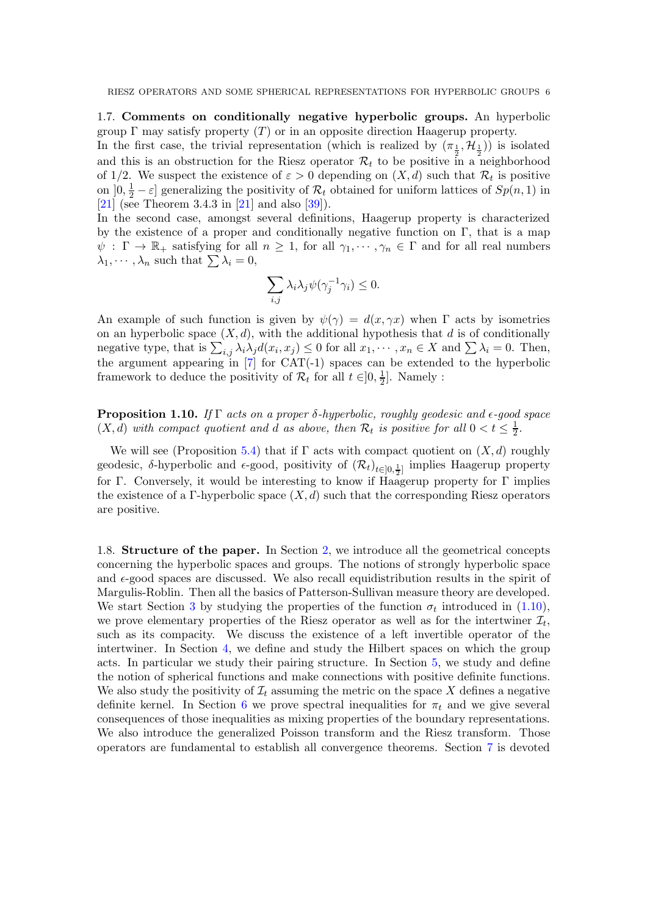### 1.7. Comments on conditionally negative hyperbolic groups.

An hyperbolic group $\Gamma$ may satisfy property $(T)$ or in an opposite direction Haagerup property.

In the first case, the trivial representation (which is realized by $(\pi_{\frac{1}{2}}, \mathcal{H}_{\frac{1}{2}})$) is isolated and this is an obstruction for the Riesz operator $\mathcal{R}_t$ to be positive in a neighborhood of 1/2. We suspect the existence of $\varepsilon > 0$ depending on $(X, d)$ such that $\mathcal{R}_t$ is positive on $]0, \frac{1}{2} - \varepsilon]$ generalizing the positivity of $\mathcal{R}_t$ obtained for uniform lattices of $Sp(n, 1)$ in [21] (see Theorem 3.4.3 in [21] and also [39]).

In the second case, amongst several definitions, Haagerup property is characterized by the existence of a proper and conditionally negative function on $\Gamma$, that is a map $\psi : \Gamma \to \mathbb{R}_+$ satisfying for all $n \geq 1$, for all $\gamma_1, \cdots, \gamma_n \in \Gamma$ and for all real numbers $\lambda_1, \cdots, \lambda_n$ such that $\sum \lambda_i = 0$,

$$\sum_{i,j} \lambda_i \lambda_j \psi(\gamma_j^{-1} \gamma_i) \leq 0.$$

An example of such function is given by $\psi(\gamma) = d(x, \gamma x)$ when $\Gamma$ acts by isometries on an hyperbolic space $(X, d)$, with the additional hypothesis that $d$ is of conditionally negative type, that is $\sum_{i,j} \lambda_i \lambda_j d(x_i, x_j) \leq 0$ for all $x_1, \cdots, x_n \in X$ and $\sum \lambda_i = 0$. Then, the argument appearing in [7] for CAT(-1) spaces can be extended to the hyperbolic framework to deduce the positivity of $\mathcal{R}_t$ for all $t \in ]0, \frac{1}{2}]$. Namely :

**Proposition 1.10.** *If $\Gamma$ acts on a proper $\delta$-hyperbolic, roughly geodesic and $\epsilon$-good space $(X, d)$ with compact quotient and $d$ as above, then $\mathcal{R}_t$ is positive for all $0 < t \leq \frac{1}{2}$.*

We will see (Proposition 5.4) that if $\Gamma$ acts with compact quotient on $(X, d)$ roughly geodesic, $\delta$-hyperbolic and $\epsilon$-good, positivity of $(\mathcal{R}_t)_{t \in ]0, \frac{1}{2}]}$ implies Haagerup property for $\Gamma$. Conversely, it would be interesting to know if Haagerup property for $\Gamma$ implies the existence of a $\Gamma$-hyperbolic space $(X, d)$ such that the corresponding Riesz operators are positive.

### 1.8. Structure of the paper.

In Section 2, we introduce all the geometrical concepts concerning the hyperbolic spaces and groups. The notions of strongly hyperbolic space and $\epsilon$-good spaces are discussed. We also recall equidistribution results in the spirit of Margulis-Roblin. Then all the basics of Patterson-Sullivan measure theory are developed. We start Section 3 by studying the properties of the function $\sigma_t$ introduced in (1.10), we prove elementary properties of the Riesz operator as well as for the intertwiner $\mathcal{I}_t$, such as its compacity. We discuss the existence of a left invertible operator of the intertwiner. In Section 4, we define and study the Hilbert spaces on which the group acts. In particular we study their pairing structure. In Section 5, we study and define the notion of spherical functions and make connections with positive definite functions. We also study the positivity of $\mathcal{I}_t$ assuming the metric on the space $X$ defines a negative definite kernel. In Section 6 we prove spectral inequalities for $\pi_t$ and we give several consequences of those inequalities as mixing properties of the boundary representations. We also introduce the generalized Poisson transform and the Riesz transform. Those operators are fundamental to establish all convergence theorems. Section 7 is devoted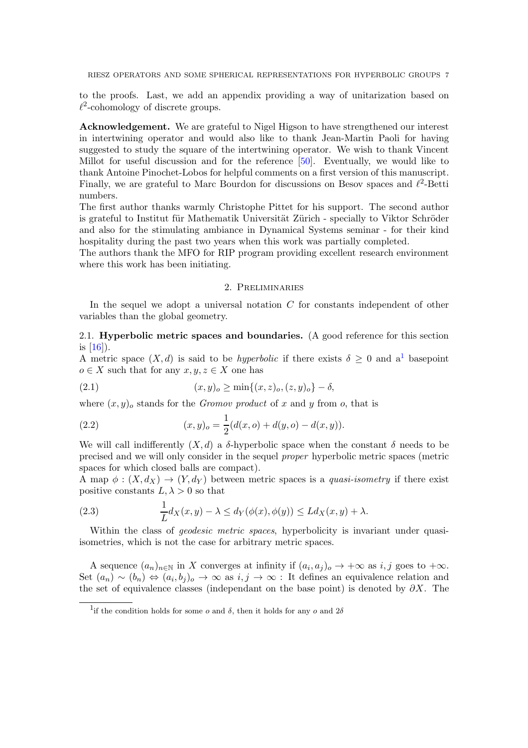to the proofs. Last, we add an appendix providing a way of unitarization based on $\ell^2$-cohomology of discrete groups.

**Acknowledgement.** We are grateful to Nigel Higson to have strengthened our interest in intertwining operator and would also like to thank Jean-Martin Paoli for having suggested to study the square of the intertwining operator. We wish to thank Vincent Millot for useful discussion and for the reference [50]. Eventually, we would like to thank Antoine Pinochet-Lobos for helpful comments on a first version of this manuscript. Finally, we are grateful to Marc Bourdon for discussions on Besov spaces and $\ell^2$-Betti numbers.

The first author thanks warmly Christophe Pittet for his support. The second author is grateful to Institut für Mathematik Universität Zürich - specially to Viktor Schröder and also for the stimulating ambiance in Dynamical Systems seminar - for their kind hospitality during the past two years when this work was partially completed.

The authors thank the MFO for RIP program providing excellent research environment where this work has been initiating.

## 2. Preliminaries

In the sequel we adopt a universal notation $C$ for constants independent of other variables than the global geometry.

### 2.1. Hyperbolic metric spaces and boundaries.

(A good reference for this section is [16]).

A metric space $(X, d)$ is said to be *hyperbolic* if there exists $\delta \geq 0$ and a[1] basepoint $o \in X$ such that for any $x, y, z \in X$ one has

$$(x, y)_o \geq \min\{(x, z)_o, (z, y)_o\} - \delta, \tag{2.1}$$

where $(x, y)_o$ stands for the *Gromov product* of $x$ and $y$ from $o$, that is

$$(x, y)_o = \frac{1}{2}(d(x, o) + d(y, o) - d(x, y)). \tag{2.2}$$

We will call indifferently $(X, d)$ a $\delta$-hyperbolic space when the constant $\delta$ needs to be precised and we will only consider in the sequel *proper* hyperbolic metric spaces (metric spaces for which closed balls are compact).

A map $\phi : (X, d_X) \to (Y, d_Y)$ between metric spaces is a *quasi-isometry* if there exist positive constants $L, \lambda > 0$ so that

$$\frac{1}{L} d_X(x, y) - \lambda \leq d_Y(\phi(x), \phi(y)) \leq L d_X(x, y) + \lambda. \tag{2.3}$$

Within the class of *geodesic metric spaces*, hyperbolicity is invariant under quasi-isometries, which is not the case for arbitrary metric spaces.

A sequence $(a_n)_{n\in\mathbb{N}}$ in $X$ converges at infinity if $(a_i, a_j)_o \to +\infty$ as $i, j$ goes to $+\infty$. Set $(a_n) \sim (b_n) \Leftrightarrow (a_i, b_j)_o \to \infty$ as $i, j \to \infty$ : It defines an equivalence relation and the set of equivalence classes (independant on the base point) is denoted by $\partial X$. The

[1] if the condition holds for some $o$ and $\delta$, then it holds for any $o$ and $2\delta$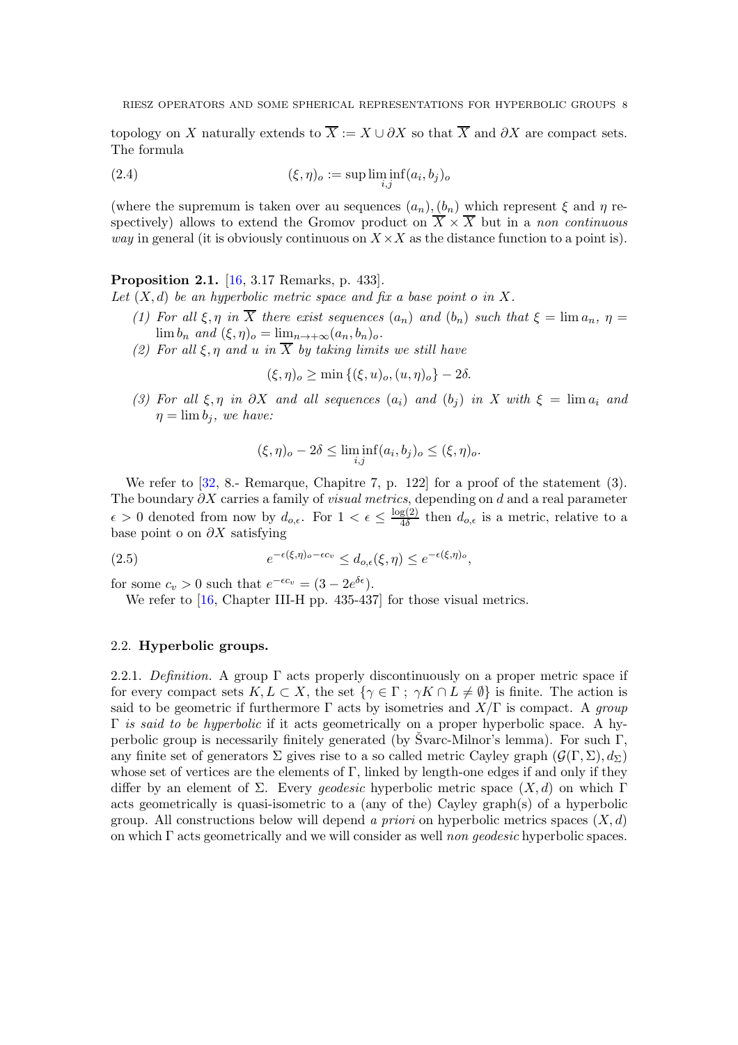topology on $X$ naturally extends to $\overline{X} := X \cup \partial X$ so that $\overline{X}$ and $\partial X$ are compact sets. The formula

$$(\xi, \eta)_o := \sup \liminf_{i,j} (a_i, b_j)_o \tag{2.4}$$

(where the supremum is taken over au sequences $(a_n), (b_n)$ which represent $\xi$ and $\eta$ respectively) allows to extend the Gromov product on $\overline{X} \times \overline{X}$ but in a *non continuous way* in general (it is obviously continuous on $X \times X$ as the distance function to a point is).

**Proposition 2.1.** [16, 3.17 Remarks, p. 433].
*Let $(X, d)$ be an hyperbolic metric space and fix a base point $o$ in $X$.*

1. *For all $\xi, \eta$ in $\overline{X}$ there exist sequences $(a_n)$ and $(b_n)$ such that $\xi = \lim a_n$, $\eta = \lim b_n$ and $(\xi, \eta)_o = \lim_{n \to +\infty} (a_n, b_n)_o$.*
2. *For all $\xi, \eta$ and $u$ in $\overline{X}$ by taking limits we still have*
$$(\xi, \eta)_o \geq \min \{(\xi, u)_o, (u, \eta)_o\} - 2\delta.$$
3. *For all $\xi, \eta$ in $\partial X$ and all sequences $(a_i)$ and $(b_j)$ in $X$ with $\xi = \lim a_i$ and $\eta = \lim b_j$, we have:*
$$(\xi, \eta)_o - 2\delta \leq \liminf_{i,j} (a_i, b_j)_o \leq (\xi, \eta)_o.$$

We refer to [32, 8.- Remarque, Chapitre 7, p. 122] for a proof of the statement (3). The boundary $\partial X$ carries a family of *visual metrics*, depending on $d$ and a real parameter $\epsilon > 0$ denoted from now by $d_{o,\epsilon}$. For $1 < \epsilon \leq \frac{\log(2)}{4\delta}$ then $d_{o,\epsilon}$ is a metric, relative to a base point o on $\partial X$ satisfying

$$e^{-\epsilon(\xi,\eta)_o - \epsilon c_v} \leq d_{o,\epsilon}(\xi, \eta) \leq e^{-\epsilon(\xi,\eta)_o}, \tag{2.5}$$

for some $c_v > 0$ such that $e^{-\epsilon c_v} = (3 - 2e^{\delta\epsilon})$.

We refer to [16, Chapter III-H pp. 435-437] for those visual metrics.

## 2.2. Hyperbolic groups.

2.2.1. *Definition.* A group $\Gamma$ acts properly discontinuously on a proper metric space if for every compact sets $K, L \subset X$, the set $\{\gamma \in \Gamma \,;\, \gamma K \cap L \neq \emptyset\}$ is finite. The action is said to be geometric if furthermore $\Gamma$ acts by isometries and $X/\Gamma$ is compact. A *group $\Gamma$ is said to be hyperbolic* if it acts geometrically on a proper hyperbolic space. A hyperbolic group is necessarily finitely generated (by Švarc-Milnor's lemma). For such $\Gamma$, any finite set of generators $\Sigma$ gives rise to a so called metric Cayley graph $(\mathcal{G}(\Gamma, \Sigma), d_\Sigma)$ whose set of vertices are the elements of $\Gamma$, linked by length-one edges if and only if they differ by an element of $\Sigma$. Every *geodesic* hyperbolic metric space $(X, d)$ on which $\Gamma$ acts geometrically is quasi-isometric to a (any of the) Cayley graph(s) of a hyperbolic group. All constructions below will depend *a priori* on hyperbolic metrics spaces $(X, d)$ on which $\Gamma$ acts geometrically and we will consider as well *non geodesic* hyperbolic spaces.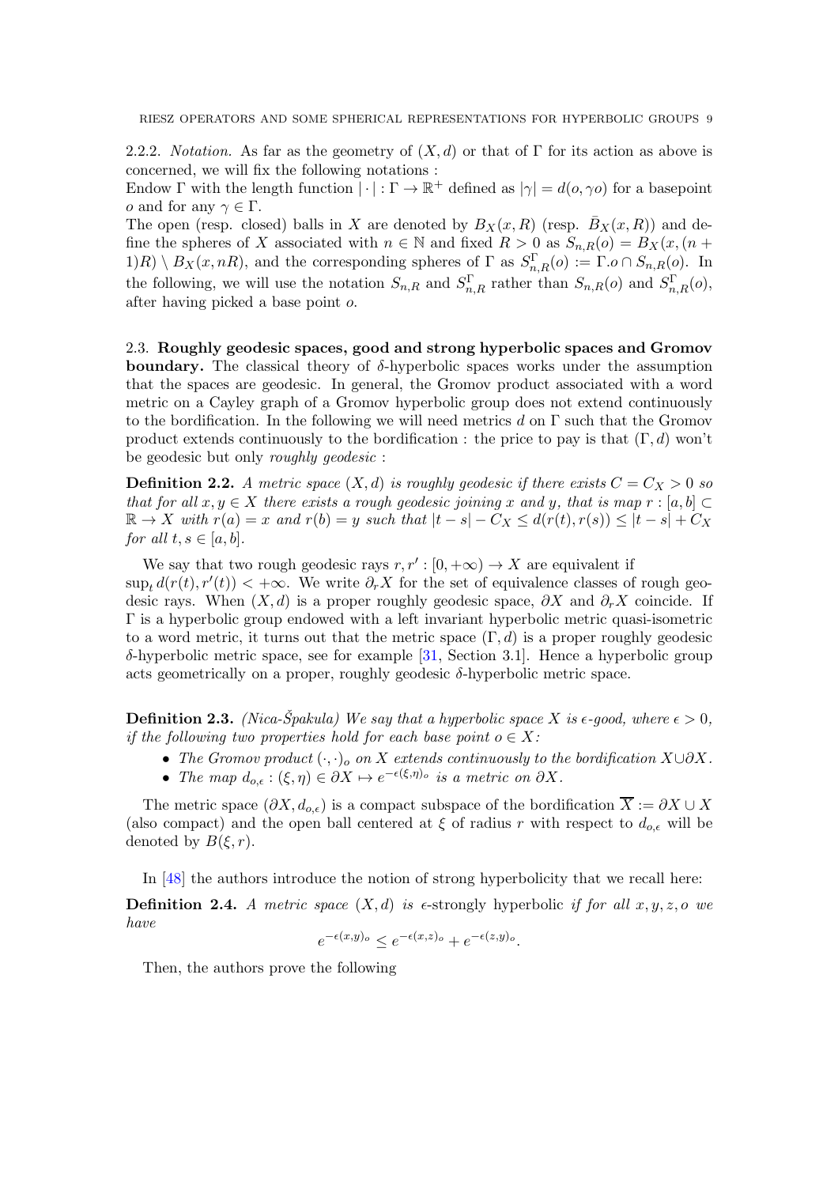2.2.2. *Notation.* As far as the geometry of $(X, d)$ or that of $\Gamma$ for its action as above is concerned, we will fix the following notations :
Endow $\Gamma$ with the length function $|\cdot| : \Gamma \to \mathbb{R}^+$ defined as $|\gamma| = d(o, \gamma o)$ for a basepoint $o$ and for any $\gamma \in \Gamma$.
The open (resp. closed) balls in $X$ are denoted by $B_X(x, R)$ (resp. $\bar{B}_X(x, R)$) and define the spheres of $X$ associated with $n \in \mathbb{N}$ and fixed $R > 0$ as $S_{n,R}(o) = B_X(x, (n+1)R) \setminus B_X(x, nR)$, and the corresponding spheres of $\Gamma$ as $S^{\Gamma}_{n,R}(o) := \Gamma.o \cap S_{n,R}(o)$. In the following, we will use the notation $S_{n,R}$ and $S^{\Gamma}_{n,R}$ rather than $S_{n,R}(o)$ and $S^{\Gamma}_{n,R}(o)$, after having picked a base point $o$.

## 2.3. Roughly geodesic spaces, good and strong hyperbolic spaces and Gromov boundary.

The classical theory of $\delta$-hyperbolic spaces works under the assumption that the spaces are geodesic. In general, the Gromov product associated with a word metric on a Cayley graph of a Gromov hyperbolic group does not extend continuously to the bordification. In the following we will need metrics $d$ on $\Gamma$ such that the Gromov product extends continuously to the bordification : the price to pay is that $(\Gamma, d)$ won't be geodesic but only *roughly geodesic* :

**Definition 2.2.** *A metric space $(X, d)$ is roughly geodesic if there exists $C = C_X > 0$ so that for all $x, y \in X$ there exists a rough geodesic joining $x$ and $y$, that is map $r : [a, b] \subset \mathbb{R} \to X$ with $r(a) = x$ and $r(b) = y$ such that $|t - s| - C_X \leq d(r(t), r(s)) \leq |t - s| + C_X$ for all $t, s \in [a, b]$.*

We say that two rough geodesic rays $r, r' : [0, +\infty) \to X$ are equivalent if $\sup_t d(r(t), r'(t)) < +\infty$. We write $\partial_r X$ for the set of equivalence classes of rough geodesic rays. When $(X, d)$ is a proper roughly geodesic space, $\partial X$ and $\partial_r X$ coincide. If $\Gamma$ is a hyperbolic group endowed with a left invariant hyperbolic metric quasi-isometric to a word metric, it turns out that the metric space $(\Gamma, d)$ is a proper roughly geodesic $\delta$-hyperbolic metric space, see for example [31, Section 3.1]. Hence a hyperbolic group acts geometrically on a proper, roughly geodesic $\delta$-hyperbolic metric space.

**Definition 2.3.** *(Nica-Špakula) We say that a hyperbolic space $X$ is $\epsilon$-good, where $\epsilon > 0$, if the following two properties hold for each base point $o \in X$:*

- *The Gromov product $(\cdot, \cdot)_o$ on $X$ extends continuously to the bordification $X \cup \partial X$.*
- *The map $d_{o,\epsilon} : (\xi, \eta) \in \partial X \mapsto e^{-\epsilon(\xi,\eta)_o}$ is a metric on $\partial X$.*

The metric space $(\partial X, d_{o,\epsilon})$ is a compact subspace of the bordification $\overline{X} := \partial X \cup X$ (also compact) and the open ball centered at $\xi$ of radius $r$ with respect to $d_{o,\epsilon}$ will be denoted by $B(\xi, r)$.

In [48] the authors introduce the notion of strong hyperbolicity that we recall here:

**Definition 2.4.** *A metric space $(X, d)$ is $\epsilon$-strongly hyperbolic if for all $x, y, z, o$ we have*

$$e^{-\epsilon(x,y)_o} \leq e^{-\epsilon(x,z)_o} + e^{-\epsilon(z,y)_o}.$$

Then, the authors prove the following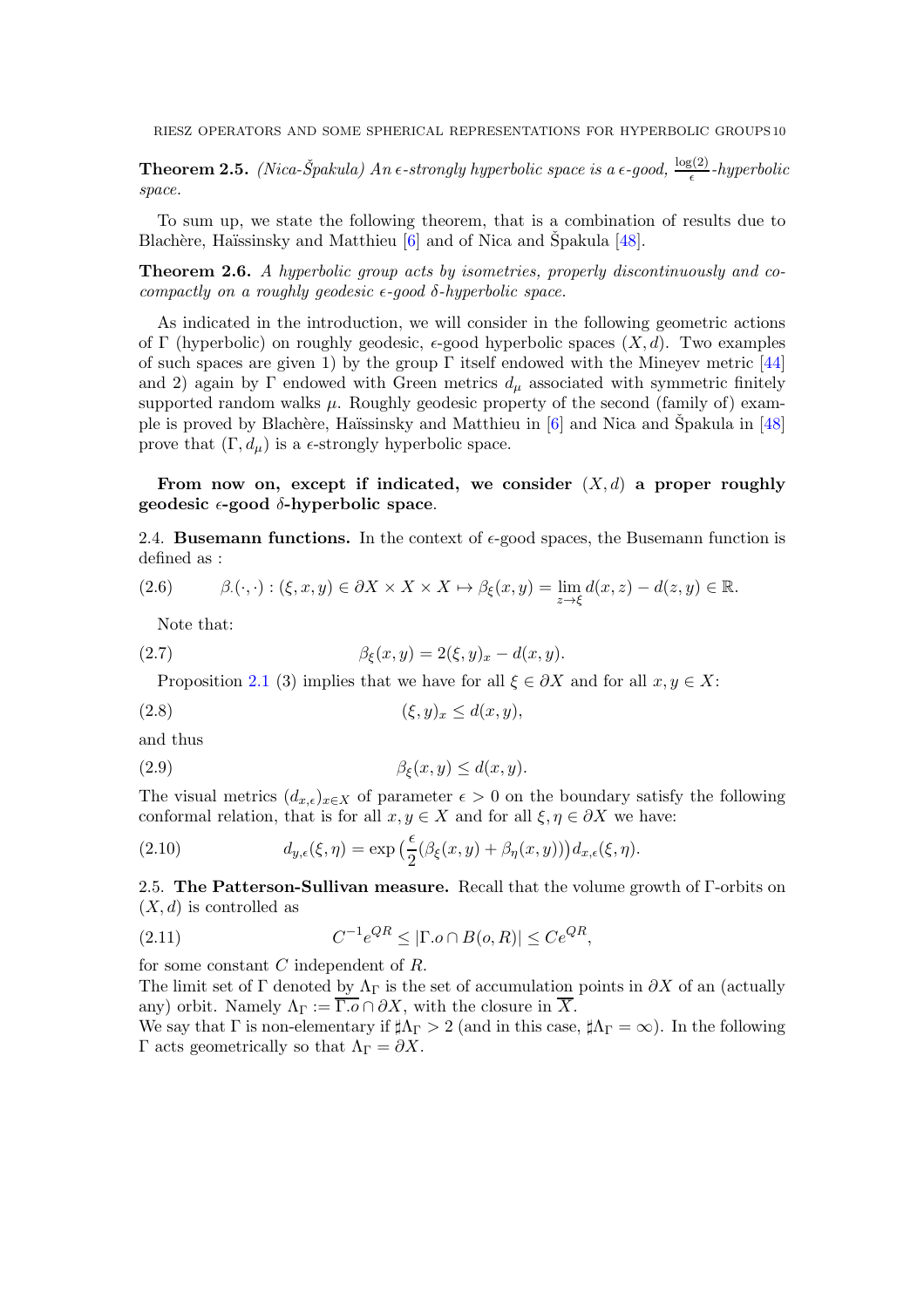**Theorem 2.5.** *(Nica-Špakula) An $\epsilon$-strongly hyperbolic space is a $\epsilon$-good, $\frac{\log(2)}{\epsilon}$-hyperbolic space.*

To sum up, we state the following theorem, that is a combination of results due to Blachère, Haïssinsky and Matthieu [6] and of Nica and Špakula [48].

**Theorem 2.6.** *A hyperbolic group acts by isometries, properly discontinuously and cocompactly on a roughly geodesic $\epsilon$-good $\delta$-hyperbolic space.*

As indicated in the introduction, we will consider in the following geometric actions of $\Gamma$ (hyperbolic) on roughly geodesic, $\epsilon$-good hyperbolic spaces $(X,d)$. Two examples of such spaces are given 1) by the group $\Gamma$ itself endowed with the Mineyev metric [44] and 2) again by $\Gamma$ endowed with Green metrics $d_\mu$ associated with symmetric finitely supported random walks $\mu$. Roughly geodesic property of the second (family of) example is proved by Blachère, Haïssinsky and Matthieu in [6] and Nica and Špakula in [48] prove that $(\Gamma, d_\mu)$ is a $\epsilon$-strongly hyperbolic space.

**From now on, except if indicated, we consider $(X,d)$ a proper roughly geodesic $\epsilon$-good $\delta$-hyperbolic space.**

2.4. **Busemann functions.** In the context of $\epsilon$-good spaces, the Busemann function is defined as :

$$\beta_{\cdot}(\cdot,\cdot) : (\xi,x,y) \in \partial X \times X \times X \mapsto \beta_\xi(x,y) = \lim_{z\to\xi} d(x,z) - d(z,y) \in \mathbb{R}. \tag{2.6}$$

Note that:

$$\beta_\xi(x,y) = 2(\xi,y)_x - d(x,y). \tag{2.7}$$

Proposition 2.1 (3) implies that we have for all $\xi \in \partial X$ and for all $x,y \in X$:

$$(\xi,y)_x \leq d(x,y), \tag{2.8}$$

and thus

$$\beta_\xi(x,y) \leq d(x,y). \tag{2.9}$$

The visual metrics $(d_{x,\epsilon})_{x\in X}$ of parameter $\epsilon > 0$ on the boundary satisfy the following conformal relation, that is for all $x,y \in X$ and for all $\xi,\eta \in \partial X$ we have:

$$d_{y,\epsilon}(\xi,\eta) = \exp\big(\frac{\epsilon}{2}(\beta_\xi(x,y) + \beta_\eta(x,y))\big) d_{x,\epsilon}(\xi,\eta). \tag{2.10}$$

2.5. **The Patterson-Sullivan measure.** Recall that the volume growth of $\Gamma$-orbits on $(X,d)$ is controlled as

$$C^{-1}e^{QR} \leq |\Gamma.o \cap B(o,R)| \leq Ce^{QR}, \tag{2.11}$$

for some constant $C$ independent of $R$.
The limit set of $\Gamma$ denoted by $\Lambda_\Gamma$ is the set of accumulation points in $\partial X$ of an (actually any) orbit. Namely $\Lambda_\Gamma := \overline{\Gamma.o} \cap \partial X$, with the closure in $\overline{X}$.
We say that $\Gamma$ is non-elementary if $\sharp\Lambda_\Gamma > 2$ (and in this case, $\sharp\Lambda_\Gamma = \infty$). In the following $\Gamma$ acts geometrically so that $\Lambda_\Gamma = \partial X$.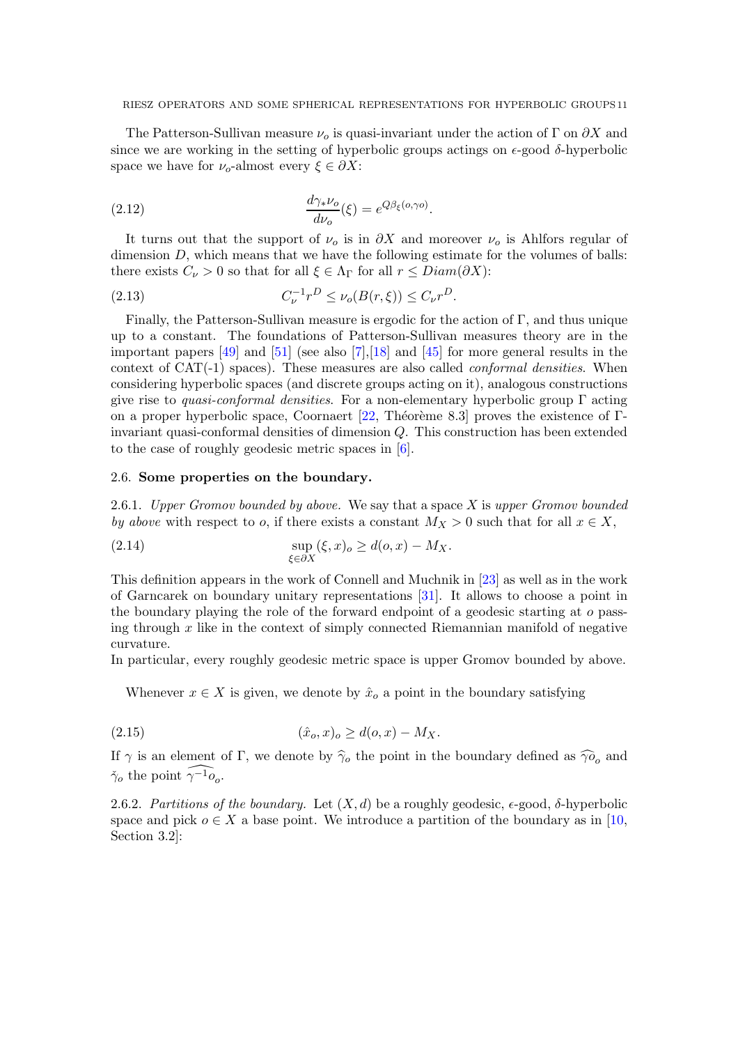The Patterson-Sullivan measure $\nu_o$ is quasi-invariant under the action of $\Gamma$ on $\partial X$ and since we are working in the setting of hyperbolic groups actings on $\epsilon$-good $\delta$-hyperbolic space we have for $\nu_o$-almost every $\xi \in \partial X$:

$$\frac{d\gamma_* \nu_o}{d\nu_o}(\xi) = e^{Q\beta_\xi(o,\gamma o)}. \tag{2.12}$$

It turns out that the support of $\nu_o$ is in $\partial X$ and moreover $\nu_o$ is Ahlfors regular of dimension $D$, which means that we have the following estimate for the volumes of balls: there exists $C_\nu > 0$ so that for all $\xi \in \Lambda_\Gamma$ for all $r \leq Diam(\partial X)$:

$$C_\nu^{-1} r^D \leq \nu_o(B(r,\xi)) \leq C_\nu r^D. \tag{2.13}$$

Finally, the Patterson-Sullivan measure is ergodic for the action of $\Gamma$, and thus unique up to a constant. The foundations of Patterson-Sullivan measures theory are in the important papers [49] and [51] (see also [7],[18] and [45] for more general results in the context of CAT(-1) spaces). These measures are also called *conformal densities*. When considering hyperbolic spaces (and discrete groups acting on it), analogous constructions give rise to *quasi-conformal densities*. For a non-elementary hyperbolic group $\Gamma$ acting on a proper hyperbolic space, Coornaert [22, Théorème 8.3] proves the existence of $\Gamma$-invariant quasi-conformal densities of dimension $Q$. This construction has been extended to the case of roughly geodesic metric spaces in [6].

## 2.6. Some properties on the boundary.

2.6.1. *Upper Gromov bounded by above.* We say that a space $X$ is *upper Gromov bounded by above* with respect to $o$, if there exists a constant $M_X > 0$ such that for all $x \in X$,

$$\sup_{\xi \in \partial X} (\xi, x)_o \geq d(o,x) - M_X. \tag{2.14}$$

This definition appears in the work of Connell and Muchnik in [23] as well as in the work of Garncarek on boundary unitary representations [31]. It allows to choose a point in the boundary playing the role of the forward endpoint of a geodesic starting at $o$ passing through $x$ like in the context of simply connected Riemannian manifold of negative curvature.
In particular, every roughly geodesic metric space is upper Gromov bounded by above.

Whenever $x \in X$ is given, we denote by $\hat{x}_o$ a point in the boundary satisfying

$$(\hat{x}_o, x)_o \geq d(o,x) - M_X. \tag{2.15}$$

If $\gamma$ is an element of $\Gamma$, we denote by $\widehat{\gamma}_o$ the point in the boundary defined as $\widehat{\gamma o}_o$ and $\check{\gamma}_o$ the point $\widehat{\gamma^{-1} o}_o$.

2.6.2. *Partitions of the boundary.* Let $(X,d)$ be a roughly geodesic, $\epsilon$-good, $\delta$-hyperbolic space and pick $o \in X$ a base point. We introduce a partition of the boundary as in [10, Section 3.2]: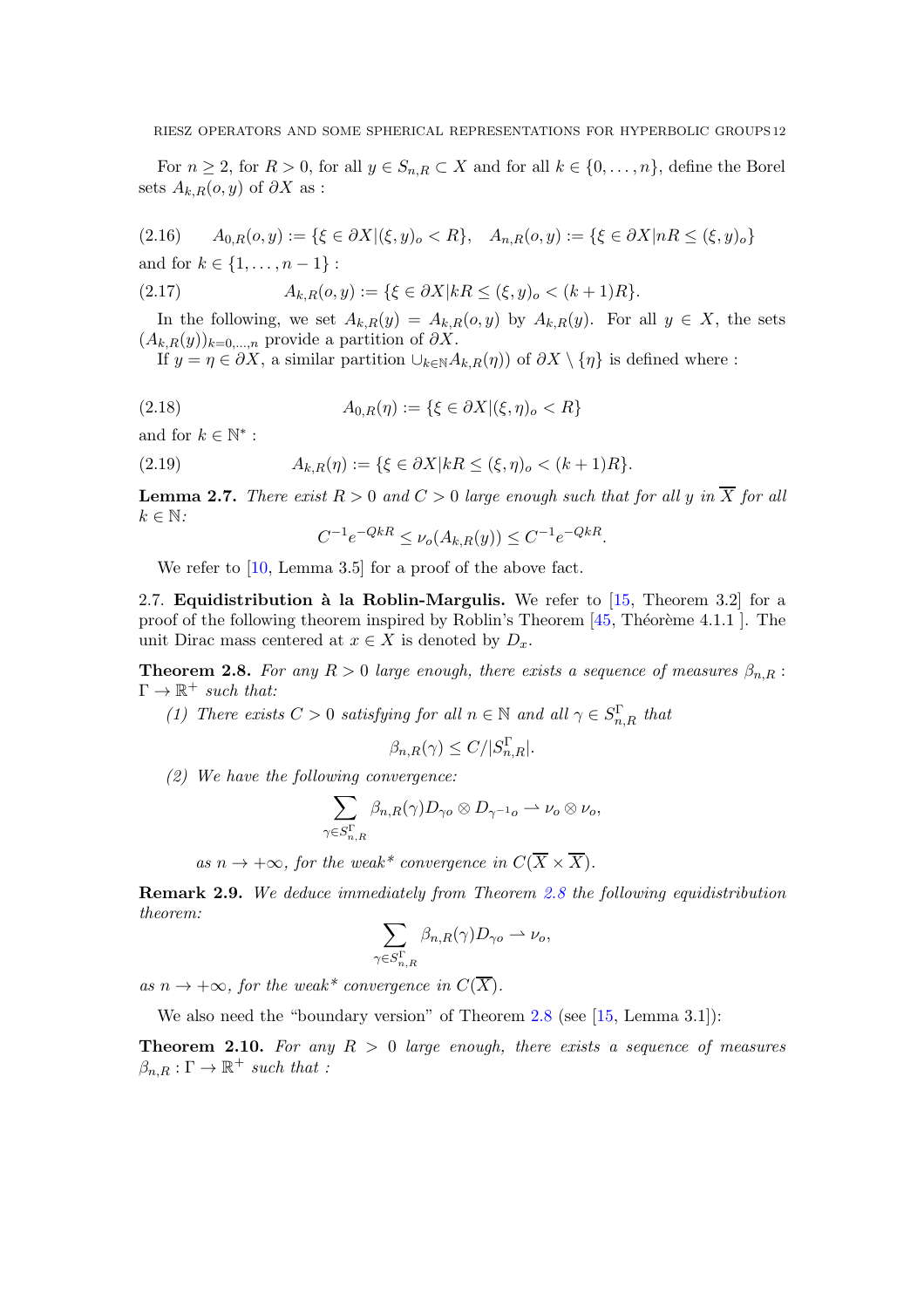For $n \geq 2$, for $R > 0$, for all $y \in S_{n,R} \subset X$ and for all $k \in \{0, \dots, n\}$, define the Borel sets $A_{k,R}(o,y)$ of $\partial X$ as :

$$A_{0,R}(o,y) := \{\xi \in \partial X | (\xi, y)_o < R\}, \quad A_{n,R}(o,y) := \{\xi \in \partial X | nR \leq (\xi, y)_o\} \tag{2.16}$$

and for $k \in \{1, \dots, n-1\}$ :

$$A_{k,R}(o,y) := \{\xi \in \partial X | kR \leq (\xi, y)_o < (k+1)R\}. \tag{2.17}$$

In the following, we set $A_{k,R}(y) = A_{k,R}(o,y)$ by $A_{k,R}(y)$. For all $y \in X$, the sets $(A_{k,R}(y))_{k=0,\dots,n}$ provide a partition of $\partial X$.

If $y = \eta \in \partial X$, a similar partition $\cup_{k \in \mathbb{N}} A_{k,R}(\eta))$ of $\partial X \setminus \{\eta\}$ is defined where :

$$A_{0,R}(\eta) := \{\xi \in \partial X | (\xi, \eta)_o < R\} \tag{2.18}$$

and for $k \in \mathbb{N}^*$ :

$$A_{k,R}(\eta) := \{\xi \in \partial X | kR \leq (\xi, \eta)_o < (k+1)R\}. \tag{2.19}$$

**Lemma 2.7.** *There exist $R > 0$ and $C > 0$ large enough such that for all $y$ in $\overline{X}$ for all $k \in \mathbb{N}$:*

$$C^{-1} e^{-QkR} \leq \nu_o(A_{k,R}(y)) \leq C^{-1} e^{-QkR}.$$

We refer to [10, Lemma 3.5] for a proof of the above fact.

2.7. **Equidistribution à la Roblin-Margulis.** We refer to [15, Theorem 3.2] for a proof of the following theorem inspired by Roblin's Theorem [45, Théorème 4.1.1 ]. The unit Dirac mass centered at $x \in X$ is denoted by $D_x$.

**Theorem 2.8.** *For any $R > 0$ large enough, there exists a sequence of measures $\beta_{n,R} : \Gamma \to \mathbb{R}^+$ such that:*

*(1) There exists $C > 0$ satisfying for all $n \in \mathbb{N}$ and all $\gamma \in S^{\Gamma}_{n,R}$ that*

$$\beta_{n,R}(\gamma) \leq C / |S^{\Gamma}_{n,R}|.$$

*(2) We have the following convergence:*

$$\sum_{\gamma \in S^{\Gamma}_{n,R}} \beta_{n,R}(\gamma) D_{\gamma o} \otimes D_{\gamma^{-1} o} \rightharpoonup \nu_o \otimes \nu_o,$$

*as $n \to +\infty$, for the weak\* convergence in $C(\overline{X} \times \overline{X})$.*

**Remark 2.9.** *We deduce immediately from Theorem 2.8 the following equidistribution theorem:*

$$\sum_{\gamma \in S^{\Gamma}_{n,R}} \beta_{n,R}(\gamma) D_{\gamma o} \rightharpoonup \nu_o,$$

*as $n \to +\infty$, for the weak\* convergence in $C(\overline{X})$.*

We also need the "boundary version" of Theorem 2.8 (see [15, Lemma 3.1]):

**Theorem 2.10.** *For any $R > 0$ large enough, there exists a sequence of measures $\beta_{n,R} : \Gamma \to \mathbb{R}^+$ such that :*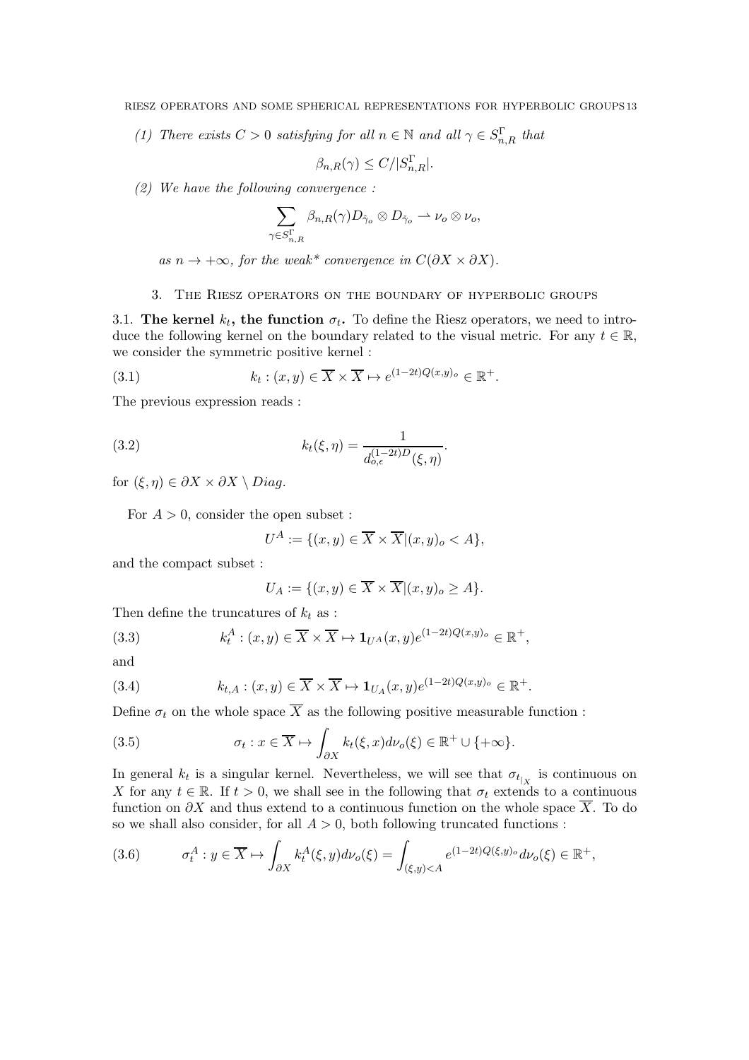*(1) There exists $C > 0$ satisfying for all $n \in \mathbb{N}$ and all $\gamma \in S^{\Gamma}_{n,R}$ that*

$$\beta_{n,R}(\gamma) \leq C/|S^{\Gamma}_{n,R}|.$$

*(2) We have the following convergence :*

$$\sum_{\gamma \in S^{\Gamma}_{n,R}} \beta_{n,R}(\gamma) D_{\hat{\gamma}_o} \otimes D_{\check{\gamma}_o} \rightharpoonup \nu_o \otimes \nu_o,$$

*as $n \to +\infty$, for the weak\* convergence in $C(\partial X \times \partial X)$.*

## 3. The Riesz operators on the boundary of hyperbolic groups

**3.1. The kernel $k_t$, the function $\sigma_t$.** To define the Riesz operators, we need to introduce the following kernel on the boundary related to the visual metric. For any $t \in \mathbb{R}$, we consider the symmetric positive kernel :

$$k_t : (x, y) \in \overline{X} \times \overline{X} \mapsto e^{(1-2t)Q(x,y)_o} \in \mathbb{R}^+. \tag{3.1}$$

The previous expression reads :

$$k_t(\xi, \eta) = \frac{1}{d_{o,\epsilon}^{(1-2t)D}(\xi, \eta)}. \tag{3.2}$$

for $(\xi, \eta) \in \partial X \times \partial X \setminus Diag$.

For $A > 0$, consider the open subset :

$$U^A := \{(x, y) \in \overline{X} \times \overline{X} | (x, y)_o < A\},$$

and the compact subset :

$$U_A := \{(x, y) \in \overline{X} \times \overline{X} | (x, y)_o \geq A\}.$$

Then define the truncatures of $k_t$ as :

$$k_t^A : (x, y) \in \overline{X} \times \overline{X} \mapsto \mathbf{1}_{U^A}(x, y) e^{(1-2t)Q(x,y)_o} \in \mathbb{R}^+, \tag{3.3}$$

and

$$k_{t,A} : (x, y) \in \overline{X} \times \overline{X} \mapsto \mathbf{1}_{U_A}(x, y) e^{(1-2t)Q(x,y)_o} \in \mathbb{R}^+. \tag{3.4}$$

Define $\sigma_t$ on the whole space $\overline{X}$ as the following positive measurable function :

$$\sigma_t : x \in \overline{X} \mapsto \int_{\partial X} k_t(\xi, x) d\nu_o(\xi) \in \mathbb{R}^+ \cup \{+\infty\}. \tag{3.5}$$

In general $k_t$ is a singular kernel. Nevertheless, we will see that ${\sigma_t}_{|_X}$ is continuous on $X$ for any $t \in \mathbb{R}$. If $t > 0$, we shall see in the following that $\sigma_t$ extends to a continuous function on $\partial X$ and thus extend to a continuous function on the whole space $\overline{X}$. To do so we shall also consider, for all $A > 0$, both following truncated functions :

$$\sigma_t^A : y \in \overline{X} \mapsto \int_{\partial X} k_t^A(\xi, y) d\nu_o(\xi) = \int_{(\xi,y)<A} e^{(1-2t)Q(\xi,y)_o} d\nu_o(\xi) \in \mathbb{R}^+, \tag{3.6}$$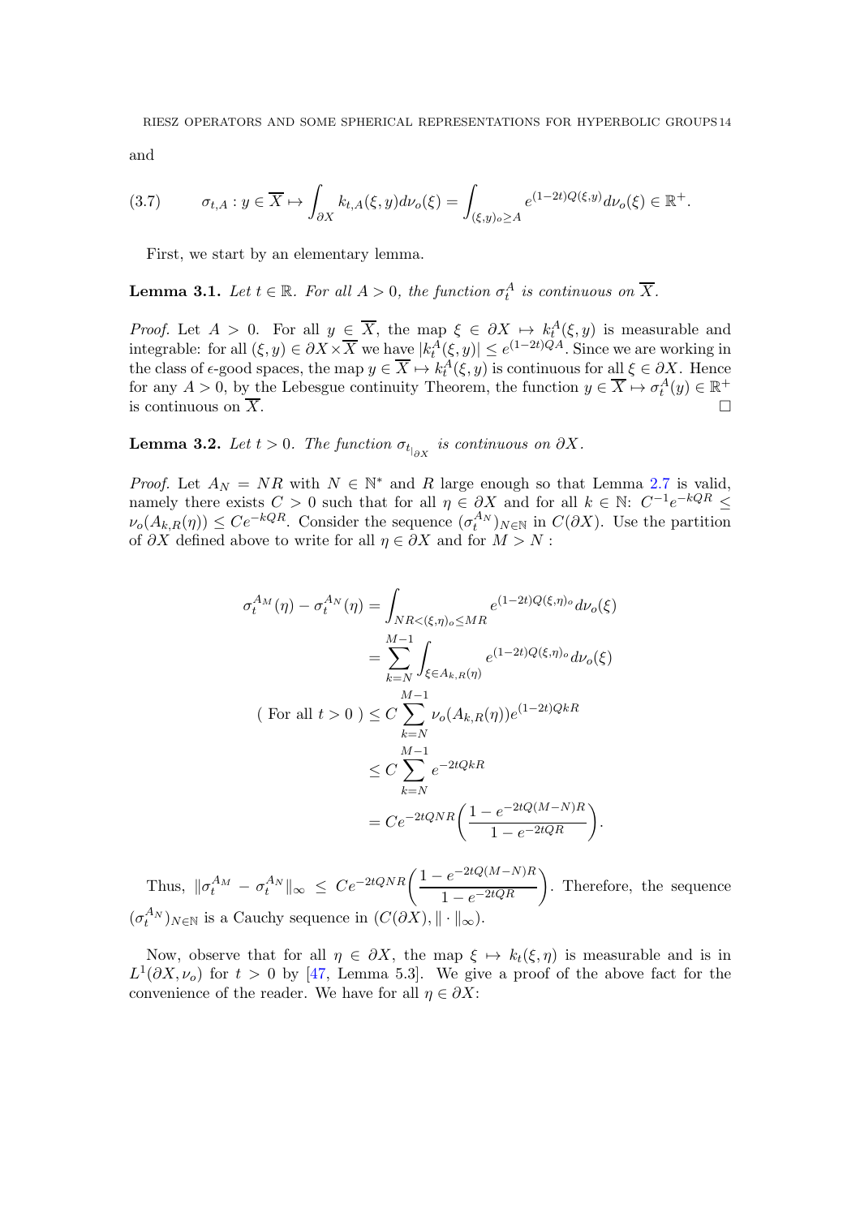and

$$\sigma_{t,A} : y \in \overline{X} \mapsto \int_{\partial X} k_{t,A}(\xi, y) d\nu_o(\xi) = \int_{(\xi,y)_o \geq A} e^{(1-2t)Q(\xi,y)} d\nu_o(\xi) \in \mathbb{R}^+. \tag{3.7}$$

First, we start by an elementary lemma.

**Lemma 3.1.** *Let $t \in \mathbb{R}$. For all $A > 0$, the function $\sigma_t^A$ is continuous on $\overline{X}$.*

*Proof.* Let $A > 0$. For all $y \in \overline{X}$, the map $\xi \in \partial X \mapsto k_t^A(\xi, y)$ is measurable and integrable: for all $(\xi, y) \in \partial X \times \overline{X}$ we have $|k_t^A(\xi, y)| \leq e^{(1-2t)QA}$. Since we are working in the class of $\epsilon$-good spaces, the map $y \in \overline{X} \mapsto k_t^A(\xi, y)$ is continuous for all $\xi \in \partial X$. Hence for any $A > 0$, by the Lebesgue continuity Theorem, the function $y \in \overline{X} \mapsto \sigma_t^A(y) \in \mathbb{R}^+$ is continuous on $\overline{X}$. $\square$

**Lemma 3.2.** *Let $t > 0$. The function $\sigma_{t_{|_{\partial X}}}$ is continuous on $\partial X$.*

*Proof.* Let $A_N = NR$ with $N \in \mathbb{N}^*$ and $R$ large enough so that Lemma 2.7 is valid, namely there exists $C > 0$ such that for all $\eta \in \partial X$ and for all $k \in \mathbb{N}$: $C^{-1} e^{-kQR} \leq \nu_o(A_{k,R}(\eta)) \leq C e^{-kQR}$. Consider the sequence $(\sigma_t^{A_N})_{N \in \mathbb{N}}$ in $C(\partial X)$. Use the partition of $\partial X$ defined above to write for all $\eta \in \partial X$ and for $M > N$ :

$$\begin{aligned}
\sigma_t^{A_M}(\eta) - \sigma_t^{A_N}(\eta) &= \int_{NR < (\xi,\eta)_o \leq MR} e^{(1-2t)Q(\xi,\eta)_o} d\nu_o(\xi) \\
&= \sum_{k=N}^{M-1} \int_{\xi \in A_{k,R}(\eta)} e^{(1-2t)Q(\xi,\eta)_o} d\nu_o(\xi) \\
(\text{ For all } t > 0\ ) &\leq C \sum_{k=N}^{M-1} \nu_o(A_{k,R}(\eta)) e^{(1-2t)QkR} \\
&\leq C \sum_{k=N}^{M-1} e^{-2tQkR} \\
&= C e^{-2tQNR} \left( \frac{1 - e^{-2tQ(M-N)R}}{1 - e^{-2tQR}} \right).
\end{aligned}$$

Thus, $\|\sigma_t^{A_M} - \sigma_t^{A_N}\|_\infty \leq C e^{-2tQNR} \left( \frac{1 - e^{-2tQ(M-N)R}}{1 - e^{-2tQR}} \right)$. Therefore, the sequence $(\sigma_t^{A_N})_{N \in \mathbb{N}}$ is a Cauchy sequence in $(C(\partial X), \|\cdot\|_\infty)$.

Now, observe that for all $\eta \in \partial X$, the map $\xi \mapsto k_t(\xi, \eta)$ is measurable and is in $L^1(\partial X, \nu_o)$ for $t > 0$ by [47, Lemma 5.3]. We give a proof of the above fact for the convenience of the reader. We have for all $\eta \in \partial X$: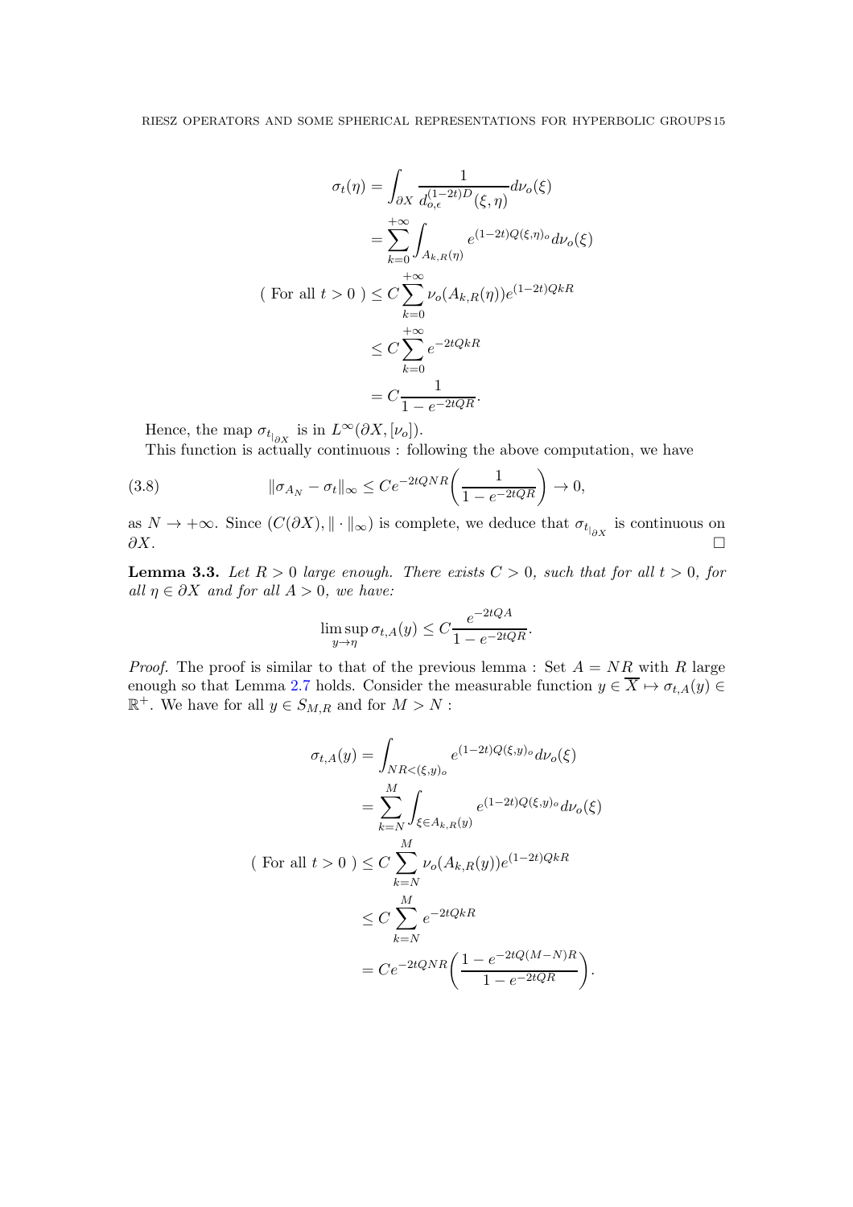$$
\begin{aligned}
\sigma_t(\eta) &= \int_{\partial X} \frac{1}{d_{o,\epsilon}^{(1-2t)D}(\xi,\eta)} d\nu_o(\xi) \\
&= \sum_{k=0}^{+\infty} \int_{A_{k,R}(\eta)} e^{(1-2t)Q(\xi,\eta)_o} d\nu_o(\xi) \\
(\text{ For all } t>0\ ) &\leq C \sum_{k=0}^{+\infty} \nu_o(A_{k,R}(\eta)) e^{(1-2t)QkR} \\
&\leq C \sum_{k=0}^{+\infty} e^{-2tQkR} \\
&= C \frac{1}{1-e^{-2tQR}}.
\end{aligned}
$$

Hence, the map $\sigma_{t_{|_{\partial X}}}$ is in $L^\infty(\partial X, [\nu_o])$.

This function is actually continuous : following the above computation, we have

$$
\|\sigma_{A_N} - \sigma_t\|_\infty \leq C e^{-2tQNR} \bigg( \frac{1}{1-e^{-2tQR}} \bigg) \to 0, \tag{3.8}
$$

as $N \to +\infty$. Since $(C(\partial X), \|\cdot\|_\infty)$ is complete, we deduce that $\sigma_{t_{|_{\partial X}}}$ is continuous on $\partial X$. $\square$

**Lemma 3.3.** *Let $R>0$ large enough. There exists $C>0$, such that for all $t>0$, for all $\eta \in \partial X$ and for all $A>0$, we have:*

$$
\limsup_{y \to \eta} \sigma_{t,A}(y) \leq C \frac{e^{-2tQA}}{1-e^{-2tQR}}.
$$

*Proof.* The proof is similar to that of the previous lemma : Set $A = NR$ with $R$ large enough so that Lemma 2.7 holds. Consider the measurable function $y \in \overline{X} \mapsto \sigma_{t,A}(y) \in \mathbb{R}^+$. We have for all $y \in S_{M,R}$ and for $M > N$ :

$$
\begin{aligned}
\sigma_{t,A}(y) &= \int_{NR < (\xi,y)_o} e^{(1-2t)Q(\xi,y)_o} d\nu_o(\xi) \\
&= \sum_{k=N}^{M} \int_{\xi \in A_{k,R}(y)} e^{(1-2t)Q(\xi,y)_o} d\nu_o(\xi) \\
(\text{ For all } t>0\ ) &\leq C \sum_{k=N}^{M} \nu_o(A_{k,R}(y)) e^{(1-2t)QkR} \\
&\leq C \sum_{k=N}^{M} e^{-2tQkR} \\
&= C e^{-2tQNR} \bigg( \frac{1-e^{-2tQ(M-N)R}}{1-e^{-2tQR}} \bigg).
\end{aligned}
$$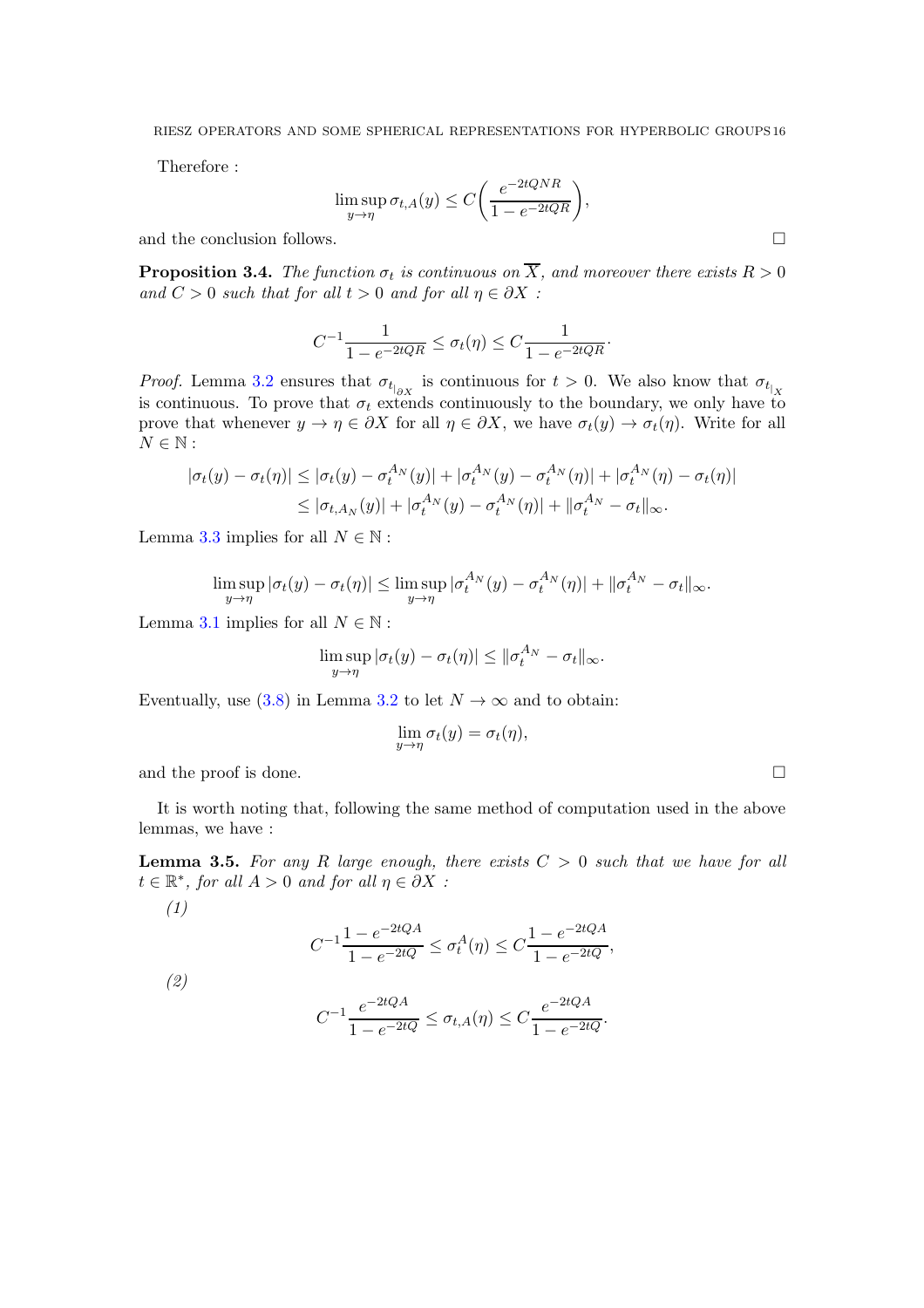Therefore :

$$\limsup_{y \to \eta} \sigma_{t,A}(y) \leq C\bigg(\frac{e^{-2tQNR}}{1-e^{-2tQR}}\bigg),$$

and the conclusion follows. □

**Proposition 3.4.** *The function $\sigma_t$ is continuous on $\overline{X}$, and moreover there exists $R>0$ and $C>0$ such that for all $t>0$ and for all $\eta \in \partial X$ :*

$$C^{-1}\frac{1}{1-e^{-2tQR}} \leq \sigma_t(\eta) \leq C\frac{1}{1-e^{-2tQR}}.$$

*Proof.* Lemma 3.2 ensures that $\sigma_{t_{|\partial X}}$ is continuous for $t>0$. We also know that $\sigma_{t_{|X}}$ is continuous. To prove that $\sigma_t$ extends continuously to the boundary, we only have to prove that whenever $y \to \eta \in \partial X$ for all $\eta \in \partial X$, we have $\sigma_t(y) \to \sigma_t(\eta)$. Write for all $N \in \mathbb{N}$ :

$$\begin{aligned}|\sigma_t(y)-\sigma_t(\eta)| &\leq |\sigma_t(y)-\sigma_t^{A_N}(y)| + |\sigma_t^{A_N}(y)-\sigma_t^{A_N}(\eta)| + |\sigma_t^{A_N}(\eta)-\sigma_t(\eta)| \\ &\leq |\sigma_{t,A_N}(y)| + |\sigma_t^{A_N}(y)-\sigma_t^{A_N}(\eta)| + \|\sigma_t^{A_N}-\sigma_t\|_\infty.\end{aligned}$$

Lemma 3.3 implies for all $N \in \mathbb{N}$ :

$$\limsup_{y\to\eta}|\sigma_t(y)-\sigma_t(\eta)| \leq \limsup_{y\to\eta}|\sigma_t^{A_N}(y)-\sigma_t^{A_N}(\eta)| + \|\sigma_t^{A_N}-\sigma_t\|_\infty.$$

Lemma 3.1 implies for all $N \in \mathbb{N}$ :

$$\limsup_{y\to\eta}|\sigma_t(y)-\sigma_t(\eta)| \leq \|\sigma_t^{A_N}-\sigma_t\|_\infty.$$

Eventually, use (3.8) in Lemma 3.2 to let $N \to \infty$ and to obtain:

$$\lim_{y\to\eta}\sigma_t(y)=\sigma_t(\eta),$$

and the proof is done. □

It is worth noting that, following the same method of computation used in the above lemmas, we have :

**Lemma 3.5.** *For any $R$ large enough, there exists $C>0$ such that we have for all $t \in \mathbb{R}^*$, for all $A>0$ and for all $\eta \in \partial X$ :*

*(1)*

$$C^{-1}\frac{1-e^{-2tQA}}{1-e^{-2tQ}} \leq \sigma_t^A(\eta) \leq C\frac{1-e^{-2tQA}}{1-e^{-2tQ}},$$

*(2)*

$$C^{-1}\frac{e^{-2tQA}}{1-e^{-2tQ}} \leq \sigma_{t,A}(\eta) \leq C\frac{e^{-2tQA}}{1-e^{-2tQ}}.$$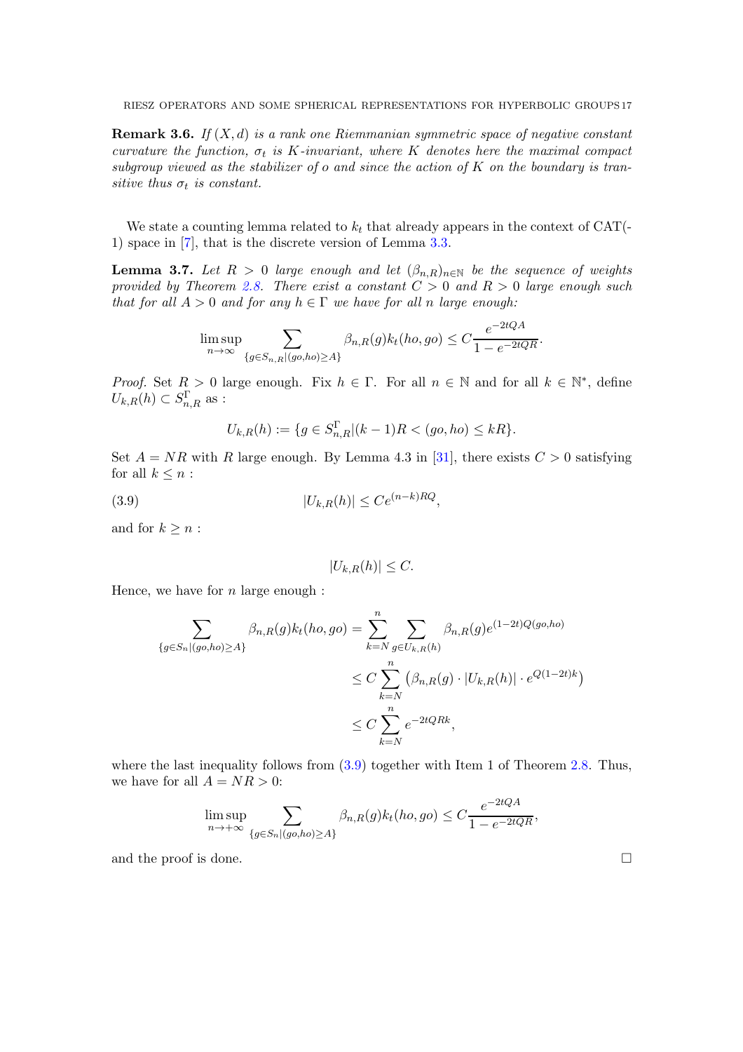**Remark 3.6.** *If $(X,d)$ is a rank one Riemmanian symmetric space of negative constant curvature the function, $\sigma_t$ is $K$-invariant, where $K$ denotes here the maximal compact subgroup viewed as the stabilizer of $o$ and since the action of $K$ on the boundary is transitive thus $\sigma_t$ is constant.*

We state a counting lemma related to $k_t$ that already appears in the context of CAT(-1) space in [7], that is the discrete version of Lemma 3.3.

**Lemma 3.7.** *Let $R > 0$ large enough and let $(\beta_{n,R})_{n\in\mathbb{N}}$ be the sequence of weights provided by Theorem 2.8. There exist a constant $C > 0$ and $R > 0$ large enough such that for all $A > 0$ and for any $h \in \Gamma$ we have for all $n$ large enough:*

$$\limsup_{n\to\infty} \sum_{\{g\in S_{n,R} | (go,ho)\geq A\}} \beta_{n,R}(g) k_t(ho,go) \leq C \frac{e^{-2tQA}}{1-e^{-2tQR}}.$$

*Proof.* Set $R > 0$ large enough. Fix $h \in \Gamma$. For all $n \in \mathbb{N}$ and for all $k \in \mathbb{N}^*$, define $U_{k,R}(h) \subset S^{\Gamma}_{n,R}$ as :

$$U_{k,R}(h) := \{g \in S^{\Gamma}_{n,R} | (k-1)R < (go,ho) \leq kR\}.$$

Set $A = NR$ with $R$ large enough. By Lemma 4.3 in [31], there exists $C > 0$ satisfying for all $k \leq n$ :

$$|U_{k,R}(h)| \leq C e^{(n-k)RQ}, \tag{3.9}$$

and for $k \geq n$ :

$$|U_{k,R}(h)| \leq C.$$

Hence, we have for $n$ large enough :

$$\begin{aligned}
\sum_{\{g\in S_n | (go,ho)\geq A\}} \beta_{n,R}(g) k_t(ho,go) &= \sum_{k=N}^{n} \sum_{g\in U_{k,R}(h)} \beta_{n,R}(g) e^{(1-2t)Q(go,ho)} \\
&\leq C \sum_{k=N}^{n} \left( \beta_{n,R}(g) \cdot |U_{k,R}(h)| \cdot e^{Q(1-2t)k} \right) \\
&\leq C \sum_{k=N}^{n} e^{-2tQRk},
\end{aligned}$$

where the last inequality follows from (3.9) together with Item 1 of Theorem 2.8. Thus, we have for all $A = NR > 0$:

$$\limsup_{n\to+\infty} \sum_{\{g\in S_n | (go,ho)\geq A\}} \beta_{n,R}(g) k_t(ho,go) \leq C \frac{e^{-2tQA}}{1-e^{-2tQR}},$$

and the proof is done. $\square$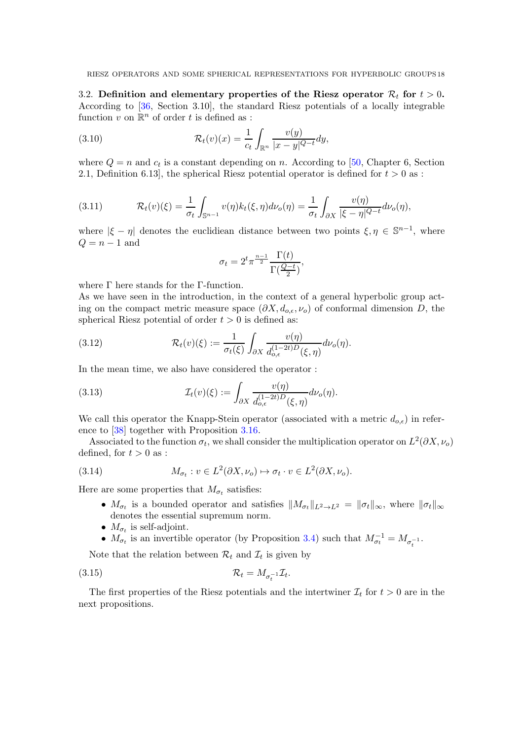### 3.2. Definition and elementary properties of the Riesz operator $\mathcal{R}_t$ for $t > 0$.

According to [36, Section 3.10], the standard Riesz potentials of a locally integrable function $v$ on $\mathbb{R}^n$ of order $t$ is defined as :

$$\mathcal{R}_t(v)(x) = \frac{1}{c_t} \int_{\mathbb{R}^n} \frac{v(y)}{|x-y|^{Q-t}} dy, \tag{3.10}$$

where $Q = n$ and $c_t$ is a constant depending on $n$. According to [50, Chapter 6, Section 2.1, Definition 6.13], the spherical Riesz potential operator is defined for $t > 0$ as :

$$\mathcal{R}_t(v)(\xi) = \frac{1}{\sigma_t} \int_{\mathbb{S}^{n-1}} v(\eta) k_t(\xi, \eta) d\nu_o(\eta) = \frac{1}{\sigma_t} \int_{\partial X} \frac{v(\eta)}{|\xi - \eta|^{Q-t}} d\nu_o(\eta), \tag{3.11}$$

where $|\xi - \eta|$ denotes the euclidiean distance between two points $\xi, \eta \in \mathbb{S}^{n-1}$, where $Q = n-1$ and

$$\sigma_t = 2^t \pi^{\frac{n-1}{2}} \frac{\Gamma(t)}{\Gamma(\frac{Q-t}{2})},$$

where $\Gamma$ here stands for the $\Gamma$-function.

As we have seen in the introduction, in the context of a general hyperbolic group acting on the compact metric measure space $(\partial X, d_{o,\epsilon}, \nu_o)$ of conformal dimension $D$, the spherical Riesz potential of order $t > 0$ is defined as:

$$\mathcal{R}_t(v)(\xi) := \frac{1}{\sigma_t(\xi)} \int_{\partial X} \frac{v(\eta)}{d_{o,\epsilon}^{(1-2t)D}(\xi, \eta)} d\nu_o(\eta). \tag{3.12}$$

In the mean time, we also have considered the operator :

$$\mathcal{I}_t(v)(\xi) := \int_{\partial X} \frac{v(\eta)}{d_{o,\epsilon}^{(1-2t)D}(\xi, \eta)} d\nu_o(\eta). \tag{3.13}$$

We call this operator the Knapp-Stein operator (associated with a metric $d_{o,\epsilon}$) in reference to [38] together with Proposition 3.16.

Associated to the function $\sigma_t$, we shall consider the multiplication operator on $L^2(\partial X, \nu_o)$ defined, for $t > 0$ as :

$$M_{\sigma_t} : v \in L^2(\partial X, \nu_o) \mapsto \sigma_t \cdot v \in L^2(\partial X, \nu_o). \tag{3.14}$$

Here are some properties that $M_{\sigma_t}$ satisfies:

- $M_{\sigma_t}$ is a bounded operator and satisfies $\|M_{\sigma_t}\|_{L^2 \to L^2} = \|\sigma_t\|_\infty$, where $\|\sigma_t\|_\infty$ denotes the essential supremum norm.
- $M_{\sigma_t}$ is self-adjoint.
- $M_{\sigma_t}$ is an invertible operator (by Proposition 3.4) such that $M_{\sigma_t}^{-1} = M_{\sigma_t^{-1}}$.

Note that the relation between $\mathcal{R}_t$ and $\mathcal{I}_t$ is given by

$$\mathcal{R}_t = M_{\sigma_t^{-1}} \mathcal{I}_t. \tag{3.15}$$

The first properties of the Riesz potentials and the intertwiner $\mathcal{I}_t$ for $t > 0$ are in the next propositions.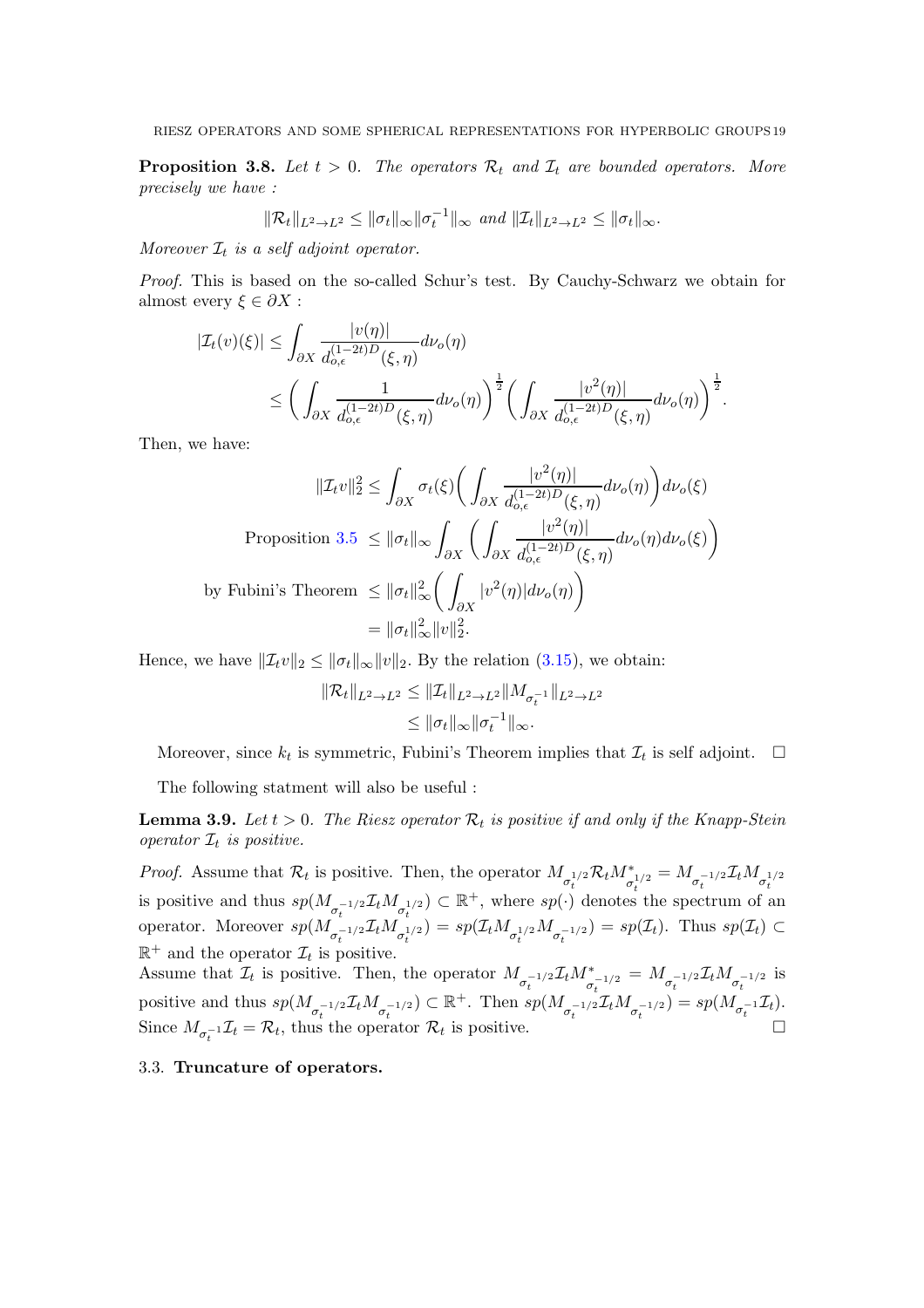**Proposition 3.8.** *Let $t > 0$. The operators $\mathcal{R}_t$ and $\mathcal{I}_t$ are bounded operators. More precisely we have :*

$$\|\mathcal{R}_t\|_{L^2 \to L^2} \leq \|\sigma_t\|_\infty \|\sigma_t^{-1}\|_\infty \text{ and } \|\mathcal{I}_t\|_{L^2 \to L^2} \leq \|\sigma_t\|_\infty.$$

*Moreover $\mathcal{I}_t$ is a self adjoint operator.*

*Proof.* This is based on the so-called Schur's test. By Cauchy-Schwarz we obtain for almost every $\xi \in \partial X$ :

$$\begin{aligned}
|\mathcal{I}_t(v)(\xi)| &\leq \int_{\partial X} \frac{|v(\eta)|}{d_{o,\epsilon}^{(1-2t)D}(\xi,\eta)} d\nu_o(\eta) \\
&\leq \bigg( \int_{\partial X} \frac{1}{d_{o,\epsilon}^{(1-2t)D}(\xi,\eta)} d\nu_o(\eta) \bigg)^{\frac{1}{2}} \bigg( \int_{\partial X} \frac{|v^2(\eta)|}{d_{o,\epsilon}^{(1-2t)D}(\xi,\eta)} d\nu_o(\eta) \bigg)^{\frac{1}{2}}.
\end{aligned}$$

Then, we have:

$$\begin{aligned}
\|\mathcal{I}_t v\|_2^2 &\leq \int_{\partial X} \sigma_t(\xi) \bigg( \int_{\partial X} \frac{|v^2(\eta)|}{d_{o,\epsilon}^{(1-2t)D}(\xi,\eta)} d\nu_o(\eta) \bigg) d\nu_o(\xi) \\
\text{Proposition 3.5} \quad &\leq \|\sigma_t\|_\infty \int_{\partial X} \bigg( \int_{\partial X} \frac{|v^2(\eta)|}{d_{o,\epsilon}^{(1-2t)D}(\xi,\eta)} d\nu_o(\eta) d\nu_o(\xi) \bigg) \\
\text{by Fubini's Theorem} \quad &\leq \|\sigma_t\|_\infty^2 \bigg( \int_{\partial X} |v^2(\eta)| d\nu_o(\eta) \bigg) \\
&= \|\sigma_t\|_\infty^2 \|v\|_2^2.
\end{aligned}$$

Hence, we have $\|\mathcal{I}_t v\|_2 \leq \|\sigma_t\|_\infty \|v\|_2$. By the relation (3.15), we obtain:

$$\begin{aligned}
\|\mathcal{R}_t\|_{L^2 \to L^2} &\leq \|\mathcal{I}_t\|_{L^2 \to L^2} \|M_{\sigma_t^{-1}}\|_{L^2 \to L^2} \\
&\leq \|\sigma_t\|_\infty \|\sigma_t^{-1}\|_\infty.
\end{aligned}$$

Moreover, since $k_t$ is symmetric, Fubini's Theorem implies that $\mathcal{I}_t$ is self adjoint. $\square$

The following statment will also be useful :

**Lemma 3.9.** *Let $t > 0$. The Riesz operator $\mathcal{R}_t$ is positive if and only if the Knapp-Stein operator $\mathcal{I}_t$ is positive.*

*Proof.* Assume that $\mathcal{R}_t$ is positive. Then, the operator $M_{\sigma_t^{1/2}} \mathcal{R}_t M^*_{\sigma_t^{1/2}} = M_{\sigma_t^{-1/2}} \mathcal{I}_t M_{\sigma_t^{1/2}}$ is positive and thus $sp(M_{\sigma_t^{-1/2}} \mathcal{I}_t M_{\sigma_t^{1/2}}) \subset \mathbb{R}^+$, where $sp(\cdot)$ denotes the spectrum of an operator. Moreover $sp(M_{\sigma_t^{-1/2}} \mathcal{I}_t M_{\sigma_t^{1/2}}) = sp(\mathcal{I}_t M_{\sigma_t^{1/2}} M_{\sigma_t^{-1/2}}) = sp(\mathcal{I}_t)$. Thus $sp(\mathcal{I}_t) \subset \mathbb{R}^+$ and the operator $\mathcal{I}_t$ is positive.
Assume that $\mathcal{I}_t$ is positive. Then, the operator $M_{\sigma_t^{-1/2}} \mathcal{I}_t M^*_{\sigma_t^{-1/2}} = M_{\sigma_t^{-1/2}} \mathcal{I}_t M_{\sigma_t^{-1/2}}$ is positive and thus $sp(M_{\sigma_t^{-1/2}} \mathcal{I}_t M_{\sigma_t^{-1/2}}) \subset \mathbb{R}^+$. Then $sp(M_{\sigma_t^{-1/2}} \mathcal{I}_t M_{\sigma_t^{-1/2}}) = sp(M_{\sigma_t^{-1}} \mathcal{I}_t)$. Since $M_{\sigma_t^{-1}} \mathcal{I}_t = \mathcal{R}_t$, thus the operator $\mathcal{R}_t$ is positive. $\square$

### 3.3. **Truncature of operators.**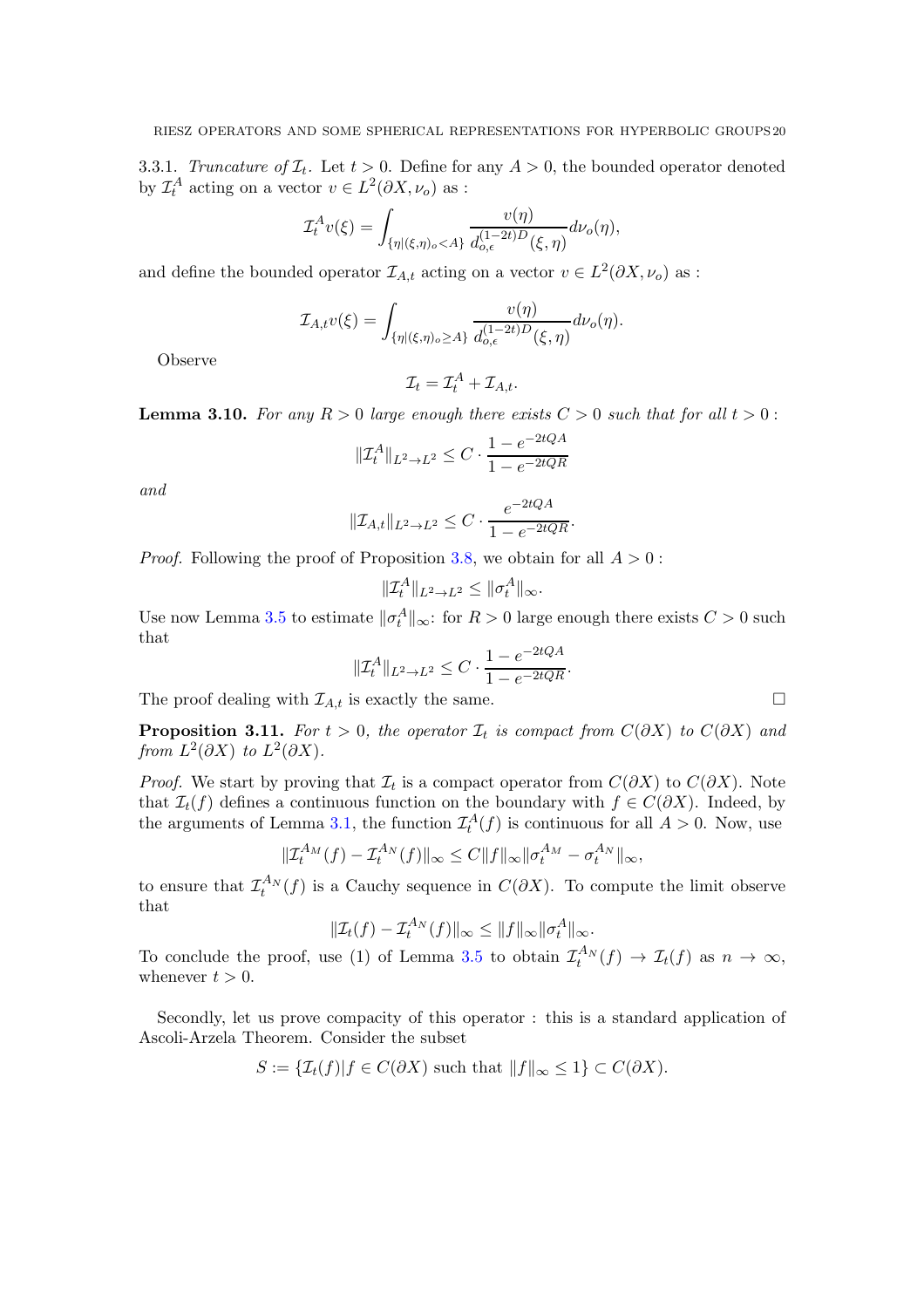3.3.1. *Truncature of $\mathcal{I}_t$.* Let $t>0$. Define for any $A>0$, the bounded operator denoted by $\mathcal{I}_t^A$ acting on a vector $v \in L^2(\partial X, \nu_o)$ as :

$$\mathcal{I}_t^A v(\xi) = \int_{\{\eta | (\xi,\eta)_o < A\}} \frac{v(\eta)}{d_{o,\epsilon}^{(1-2t)D}(\xi,\eta)} d\nu_o(\eta),$$

and define the bounded operator $\mathcal{I}_{A,t}$ acting on a vector $v \in L^2(\partial X, \nu_o)$ as :

$$\mathcal{I}_{A,t} v(\xi) = \int_{\{\eta | (\xi,\eta)_o \geq A\}} \frac{v(\eta)}{d_{o,\epsilon}^{(1-2t)D}(\xi,\eta)} d\nu_o(\eta).$$

Observe

$$\mathcal{I}_t = \mathcal{I}_t^A + \mathcal{I}_{A,t}.$$

**Lemma 3.10.** *For any $R>0$ large enough there exists $C>0$ such that for all $t>0$ :*

$$\|\mathcal{I}_t^A\|_{L^2 \to L^2} \leq C \cdot \frac{1-e^{-2tQA}}{1-e^{-2tQR}}$$

*and*

$$\|\mathcal{I}_{A,t}\|_{L^2 \to L^2} \leq C \cdot \frac{e^{-2tQA}}{1-e^{-2tQR}}.$$

*Proof.* Following the proof of Proposition 3.8, we obtain for all $A>0$ :

$$\|\mathcal{I}_t^A\|_{L^2 \to L^2} \leq \|\sigma_t^A\|_\infty.$$

Use now Lemma 3.5 to estimate $\|\sigma_t^A\|_\infty$: for $R>0$ large enough there exists $C>0$ such that

$$\|\mathcal{I}_t^A\|_{L^2 \to L^2} \leq C \cdot \frac{1-e^{-2tQA}}{1-e^{-2tQR}}.$$

The proof dealing with $\mathcal{I}_{A,t}$ is exactly the same. $\square$

**Proposition 3.11.** *For $t>0$, the operator $\mathcal{I}_t$ is compact from $C(\partial X)$ to $C(\partial X)$ and from $L^2(\partial X)$ to $L^2(\partial X)$.*

*Proof.* We start by proving that $\mathcal{I}_t$ is a compact operator from $C(\partial X)$ to $C(\partial X)$. Note that $\mathcal{I}_t(f)$ defines a continuous function on the boundary with $f \in C(\partial X)$. Indeed, by the arguments of Lemma 3.1, the function $\mathcal{I}_t^A(f)$ is continuous for all $A>0$. Now, use

$$\|\mathcal{I}_t^{A_M}(f) - \mathcal{I}_t^{A_N}(f)\|_\infty \leq C\|f\|_\infty \|\sigma_t^{A_M} - \sigma_t^{A_N}\|_\infty,$$

to ensure that $\mathcal{I}_t^{A_N}(f)$ is a Cauchy sequence in $C(\partial X)$. To compute the limit observe that

$$\|\mathcal{I}_t(f) - \mathcal{I}_t^{A_N}(f)\|_\infty \leq \|f\|_\infty \|\sigma_t^A\|_\infty.$$

To conclude the proof, use (1) of Lemma 3.5 to obtain $\mathcal{I}_t^{A_N}(f) \to \mathcal{I}_t(f)$ as $n \to \infty$, whenever $t>0$.

Secondly, let us prove compacity of this operator : this is a standard application of Ascoli-Arzela Theorem. Consider the subset

$$S := \{\mathcal{I}_t(f) | f \in C(\partial X) \text{ such that } \|f\|_\infty \leq 1\} \subset C(\partial X).$$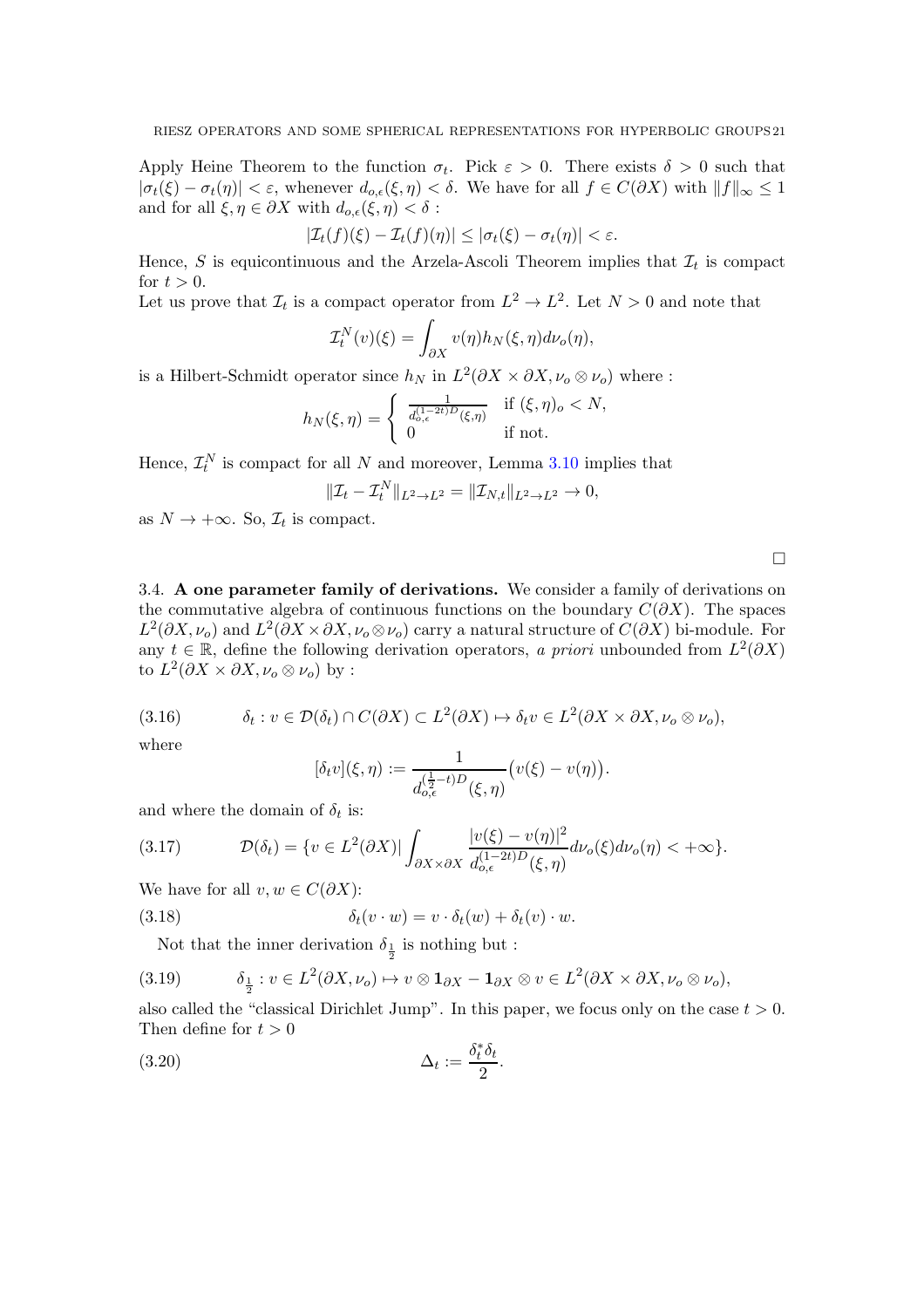Apply Heine Theorem to the function $\sigma_t$. Pick $\varepsilon > 0$. There exists $\delta > 0$ such that $|\sigma_t(\xi) - \sigma_t(\eta)| < \varepsilon$, whenever $d_{o,\epsilon}(\xi, \eta) < \delta$. We have for all $f \in C(\partial X)$ with $\|f\|_\infty \leq 1$ and for all $\xi, \eta \in \partial X$ with $d_{o,\epsilon}(\xi, \eta) < \delta$ :

$$|\mathcal{I}_t(f)(\xi) - \mathcal{I}_t(f)(\eta)| \leq |\sigma_t(\xi) - \sigma_t(\eta)| < \varepsilon.$$

Hence, $S$ is equicontinuous and the Arzela-Ascoli Theorem implies that $\mathcal{I}_t$ is compact for $t > 0$.

Let us prove that $\mathcal{I}_t$ is a compact operator from $L^2 \to L^2$. Let $N > 0$ and note that

$$\mathcal{I}_t^N(v)(\xi) = \int_{\partial X} v(\eta) h_N(\xi, \eta) d\nu_o(\eta),$$

is a Hilbert-Schmidt operator since $h_N$ in $L^2(\partial X \times \partial X, \nu_o \otimes \nu_o)$ where :

$$h_N(\xi, \eta) = \begin{cases} \frac{1}{d_{o,\epsilon}^{(1-2t)D}(\xi,\eta)} & \text{if } (\xi, \eta)_o < N, \\ 0 & \text{if not.} \end{cases}$$

Hence, $\mathcal{I}_t^N$ is compact for all $N$ and moreover, Lemma 3.10 implies that

$$\|\mathcal{I}_t - \mathcal{I}_t^N\|_{L^2 \to L^2} = \|\mathcal{I}_{N,t}\|_{L^2 \to L^2} \to 0,$$

as $N \to +\infty$. So, $\mathcal{I}_t$ is compact.

□

### 3.4. A one parameter family of derivations.

We consider a family of derivations on the commutative algebra of continuous functions on the boundary $C(\partial X)$. The spaces $L^2(\partial X, \nu_o)$ and $L^2(\partial X \times \partial X, \nu_o \otimes \nu_o)$ carry a natural structure of $C(\partial X)$ bi-module. For any $t \in \mathbb{R}$, define the following derivation operators, *a priori* unbounded from $L^2(\partial X)$ to $L^2(\partial X \times \partial X, \nu_o \otimes \nu_o)$ by :

$$\delta_t : v \in \mathcal{D}(\delta_t) \cap C(\partial X) \subset L^2(\partial X) \mapsto \delta_t v \in L^2(\partial X \times \partial X, \nu_o \otimes \nu_o), \tag{3.16}$$

where

$$[\delta_t v](\xi, \eta) := \frac{1}{d_{o,\epsilon}^{(\frac{1}{2}-t)D}(\xi, \eta)} \big(v(\xi) - v(\eta)\big).$$

and where the domain of $\delta_t$ is:

$$\mathcal{D}(\delta_t) = \{v \in L^2(\partial X) | \int_{\partial X \times \partial X} \frac{|v(\xi) - v(\eta)|^2}{d_{o,\epsilon}^{(1-2t)D}(\xi, \eta)} d\nu_o(\xi) d\nu_o(\eta) < +\infty\}. \tag{3.17}$$

We have for all $v, w \in C(\partial X)$:

$$\delta_t(v \cdot w) = v \cdot \delta_t(w) + \delta_t(v) \cdot w. \tag{3.18}$$

Not that the inner derivation $\delta_{\frac{1}{2}}$ is nothing but :

$$\delta_{\frac{1}{2}} : v \in L^2(\partial X, \nu_o) \mapsto v \otimes \mathbf{1}_{\partial X} - \mathbf{1}_{\partial X} \otimes v \in L^2(\partial X \times \partial X, \nu_o \otimes \nu_o), \tag{3.19}$$

also called the "classical Dirichlet Jump". In this paper, we focus only on the case $t > 0$. Then define for $t > 0$

$$\Delta_t := \frac{\delta_t^* \delta_t}{2}. \tag{3.20}$$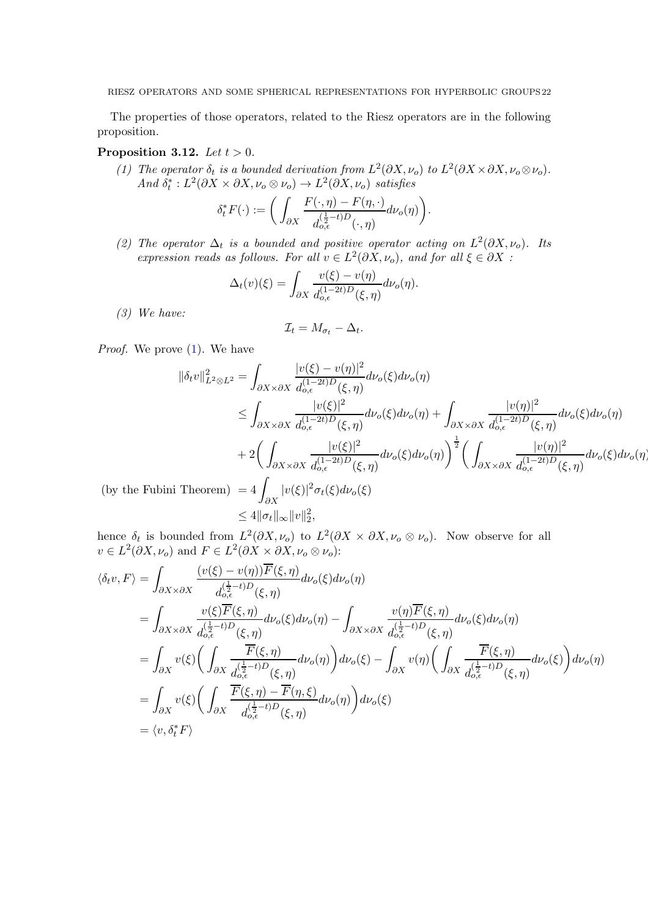The properties of those operators, related to the Riesz operators are in the following proposition.

**Proposition 3.12.** *Let $t > 0$.*

*(1) The operator $\delta_t$ is a bounded derivation from $L^2(\partial X, \nu_o)$ to $L^2(\partial X \times \partial X, \nu_o \otimes \nu_o)$. And $\delta_t^* : L^2(\partial X \times \partial X, \nu_o \otimes \nu_o) \to L^2(\partial X, \nu_o)$ satisfies*

$$\delta_t^* F(\cdot) := \bigg( \int_{\partial X} \frac{F(\cdot, \eta) - F(\eta, \cdot)}{d_{o,\epsilon}^{(\frac{1}{2}-t)D}(\cdot, \eta)} d\nu_o(\eta) \bigg).$$

*(2) The operator $\Delta_t$ is a bounded and positive operator acting on $L^2(\partial X, \nu_o)$. Its expression reads as follows. For all $v \in L^2(\partial X, \nu_o)$, and for all $\xi \in \partial X$ :*

$$\Delta_t(v)(\xi) = \int_{\partial X} \frac{v(\xi) - v(\eta)}{d_{o,\epsilon}^{(1-2t)D}(\xi, \eta)} d\nu_o(\eta).$$

*(3) We have:*

$$\mathcal{I}_t = M_{\sigma_t} - \Delta_t.$$

*Proof.* We prove (1). We have

$$\begin{aligned}
\|\delta_t v\|^2_{L^2 \otimes L^2} &= \int_{\partial X \times \partial X} \frac{|v(\xi) - v(\eta)|^2}{d_{o,\epsilon}^{(1-2t)D}(\xi, \eta)} d\nu_o(\xi) d\nu_o(\eta) \\
&\leq \int_{\partial X \times \partial X} \frac{|v(\xi)|^2}{d_{o,\epsilon}^{(1-2t)D}(\xi, \eta)} d\nu_o(\xi) d\nu_o(\eta) + \int_{\partial X \times \partial X} \frac{|v(\eta)|^2}{d_{o,\epsilon}^{(1-2t)D}(\xi, \eta)} d\nu_o(\xi) d\nu_o(\eta) \\
&\quad + 2 \bigg( \int_{\partial X \times \partial X} \frac{|v(\xi)|^2}{d_{o,\epsilon}^{(1-2t)D}(\xi, \eta)} d\nu_o(\xi) d\nu_o(\eta) \bigg)^{\frac{1}{2}} \bigg( \int_{\partial X \times \partial X} \frac{|v(\eta)|^2}{d_{o,\epsilon}^{(1-2t)D}(\xi, \eta)} d\nu_o(\xi) d\nu_o(\eta) \bigg)^{\frac{1}{2}} \\
\text{(by the Fubini Theorem)} \quad &= 4 \int_{\partial X} |v(\xi)|^2 \sigma_t(\xi) d\nu_o(\xi) \\
&\leq 4 \|\sigma_t\|_\infty \|v\|_2^2,
\end{aligned}$$

hence $\delta_t$ is bounded from $L^2(\partial X, \nu_o)$ to $L^2(\partial X \times \partial X, \nu_o \otimes \nu_o)$. Now observe for all $v \in L^2(\partial X, \nu_o)$ and $F \in L^2(\partial X \times \partial X, \nu_o \otimes \nu_o)$:

$$\begin{aligned}
\langle \delta_t v, F \rangle &= \int_{\partial X \times \partial X} \frac{(v(\xi) - v(\eta)) \overline{F}(\xi, \eta)}{d_{o,\epsilon}^{(\frac{1}{2}-t)D}(\xi, \eta)} d\nu_o(\xi) d\nu_o(\eta) \\
&= \int_{\partial X \times \partial X} \frac{v(\xi) \overline{F}(\xi, \eta)}{d_{o,\epsilon}^{(\frac{1}{2}-t)D}(\xi, \eta)} d\nu_o(\xi) d\nu_o(\eta) - \int_{\partial X \times \partial X} \frac{v(\eta) \overline{F}(\xi, \eta)}{d_{o,\epsilon}^{(\frac{1}{2}-t)D}(\xi, \eta)} d\nu_o(\xi) d\nu_o(\eta) \\
&= \int_{\partial X} v(\xi) \bigg( \int_{\partial X} \frac{\overline{F}(\xi, \eta)}{d_{o,\epsilon}^{(\frac{1}{2}-t)D}(\xi, \eta)} d\nu_o(\eta) \bigg) d\nu_o(\xi) - \int_{\partial X} v(\eta) \bigg( \int_{\partial X} \frac{\overline{F}(\xi, \eta)}{d_{o,\epsilon}^{(\frac{1}{2}-t)D}(\xi, \eta)} d\nu_o(\xi) \bigg) d\nu_o(\eta) \\
&= \int_{\partial X} v(\xi) \bigg( \int_{\partial X} \frac{\overline{F}(\xi, \eta) - \overline{F}(\eta, \xi)}{d_{o,\epsilon}^{(\frac{1}{2}-t)D}(\xi, \eta)} d\nu_o(\eta) \bigg) d\nu_o(\xi) \\
&= \langle v, \delta_t^* F \rangle
\end{aligned}$$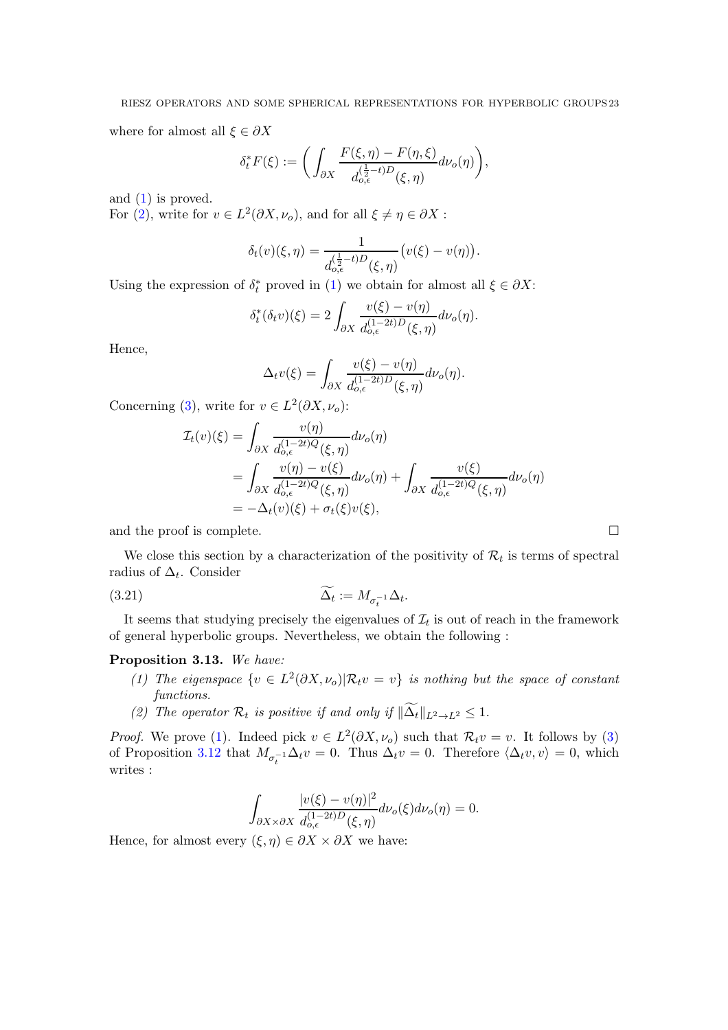where for almost all $\xi \in \partial X$

$$\delta_t^* F(\xi) := \bigg( \int_{\partial X} \frac{F(\xi,\eta) - F(\eta,\xi)}{d_{o,\epsilon}^{(\frac{1}{2}-t)D}(\xi,\eta)} d\nu_o(\eta) \bigg),$$

and (1) is proved.
For (2), write for $v \in L^2(\partial X, \nu_o)$, and for all $\xi \neq \eta \in \partial X$ :

$$\delta_t(v)(\xi,\eta) = \frac{1}{d_{o,\epsilon}^{(\frac{1}{2}-t)D}(\xi,\eta)} \big(v(\xi) - v(\eta)\big).$$

Using the expression of $\delta_t^*$ proved in (1) we obtain for almost all $\xi \in \partial X$:

$$\delta_t^*(\delta_t v)(\xi) = 2 \int_{\partial X} \frac{v(\xi) - v(\eta)}{d_{o,\epsilon}^{(1-2t)D}(\xi,\eta)} d\nu_o(\eta).$$

Hence,

$$\Delta_t v(\xi) = \int_{\partial X} \frac{v(\xi) - v(\eta)}{d_{o,\epsilon}^{(1-2t)D}(\xi,\eta)} d\nu_o(\eta).$$

Concerning (3), write for $v \in L^2(\partial X, \nu_o)$:

$$\begin{aligned}
\mathcal{I}_t(v)(\xi) &= \int_{\partial X} \frac{v(\eta)}{d_{o,\epsilon}^{(1-2t)Q}(\xi,\eta)} d\nu_o(\eta) \\
&= \int_{\partial X} \frac{v(\eta) - v(\xi)}{d_{o,\epsilon}^{(1-2t)Q}(\xi,\eta)} d\nu_o(\eta) + \int_{\partial X} \frac{v(\xi)}{d_{o,\epsilon}^{(1-2t)Q}(\xi,\eta)} d\nu_o(\eta) \\
&= -\Delta_t(v)(\xi) + \sigma_t(\xi) v(\xi),
\end{aligned}$$

and the proof is complete. $\square$

We close this section by a characterization of the positivity of $\mathcal{R}_t$ is terms of spectral radius of $\Delta_t$. Consider

$$\widetilde{\Delta_t} := M_{\sigma_t^{-1}} \Delta_t. \tag{3.21}$$

It seems that studying precisely the eigenvalues of $\mathcal{I}_t$ is out of reach in the framework of general hyperbolic groups. Nevertheless, we obtain the following :

**Proposition 3.13.** *We have:*

1. *The eigenspace $\{v \in L^2(\partial X, \nu_o) | \mathcal{R}_t v = v\}$ is nothing but the space of constant functions.*
2. *The operator $\mathcal{R}_t$ is positive if and only if $\|\widetilde{\Delta_t}\|_{L^2 \to L^2} \leq 1$.*

*Proof.* We prove (1). Indeed pick $v \in L^2(\partial X, \nu_o)$ such that $\mathcal{R}_t v = v$. It follows by (3) of Proposition 3.12 that $M_{\sigma_t^{-1}} \Delta_t v = 0$. Thus $\Delta_t v = 0$. Therefore $\langle \Delta_t v, v \rangle = 0$, which writes :

$$\int_{\partial X \times \partial X} \frac{|v(\xi) - v(\eta)|^2}{d_{o,\epsilon}^{(1-2t)D}(\xi,\eta)} d\nu_o(\xi) d\nu_o(\eta) = 0.$$

Hence, for almost every $(\xi, \eta) \in \partial X \times \partial X$ we have: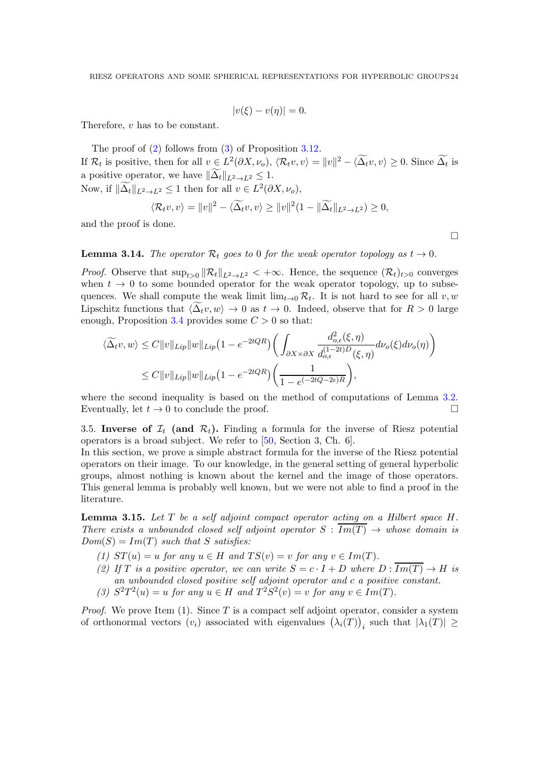$$|v(\xi) - v(\eta)| = 0.$$

Therefore, $v$ has to be constant.

The proof of (2) follows from (3) of Proposition 3.12.
If $\mathcal{R}_t$ is positive, then for all $v \in L^2(\partial X, \nu_o)$, $\langle \mathcal{R}_t v, v\rangle = \|v\|^2 - \langle \widetilde{\Delta_t} v, v\rangle \geq 0$. Since $\widetilde{\Delta_t}$ is a positive operator, we have $\|\widetilde{\Delta_t}\|_{L^2 \to L^2} \leq 1$.
Now, if $\|\widetilde{\Delta_t}\|_{L^2 \to L^2} \leq 1$ then for all $v \in L^2(\partial X, \nu_o)$,

$$\langle \mathcal{R}_t v, v\rangle = \|v\|^2 - \langle \widetilde{\Delta_t} v, v\rangle \geq \|v\|^2 (1 - \|\widetilde{\Delta_t}\|_{L^2 \to L^2}) \geq 0,$$

and the proof is done. $\square$

**Lemma 3.14.** *The operator $\mathcal{R}_t$ goes to 0 for the weak operator topology as $t \to 0$.*

*Proof.* Observe that $\sup_{t>0} \|\mathcal{R}_t\|_{L^2 \to L^2} < +\infty$. Hence, the sequence $(\mathcal{R}_t)_{t>0}$ converges when $t \to 0$ to some bounded operator for the weak operator topology, up to subsequences. We shall compute the weak limit $\lim_{t\to 0} \mathcal{R}_t$. It is not hard to see for all $v, w$ Lipschitz functions that $\langle \widetilde{\Delta_t} v, w\rangle \to 0$ as $t \to 0$. Indeed, observe that for $R > 0$ large enough, Proposition 3.4 provides some $C > 0$ so that:

$$\begin{aligned}
\langle \widetilde{\Delta_t} v, w\rangle &\leq C \|v\|_{Lip} \|w\|_{Lip} \big(1 - e^{-2tQR}\big) \left( \int_{\partial X \times \partial X} \frac{d^2_{o,\epsilon}(\xi,\eta)}{d^{(1-2t)D}_{o,\epsilon}(\xi,\eta)} d\nu_o(\xi) d\nu_o(\eta) \right) \\
&\leq C \|v\|_{Lip} \|w\|_{Lip} \big(1 - e^{-2tQR}\big) \left( \frac{1}{1 - e^{(-2tQ - 2\epsilon)R}} \right),
\end{aligned}$$

where the second inequality is based on the method of computations of Lemma 3.2. Eventually, let $t \to 0$ to conclude the proof. $\square$

## 3.5. Inverse of $\mathcal{I}_t$ (and $\mathcal{R}_t$).

Finding a formula for the inverse of Riesz potential operators is a broad subject. We refer to [50, Section 3, Ch. 6].
In this section, we prove a simple abstract formula for the inverse of the Riesz potential operators on their image. To our knowledge, in the general setting of general hyperbolic groups, almost nothing is known about the kernel and the image of those operators. This general lemma is probably well known, but we were not able to find a proof in the literature.

**Lemma 3.15.** *Let $T$ be a self adjoint compact operator acting on a Hilbert space $H$. There exists a unbounded closed self adjoint operator $S : \overline{Im(T)} \to$ whose domain is $Dom(S) = Im(T)$ such that $S$ satisfies:*

1. *$ST(u) = u$ for any $u \in H$ and $TS(v) = v$ for any $v \in Im(T)$.*
2. *If $T$ is a positive operator, we can write $S = c \cdot I + D$ where $D : \overline{Im(T)} \to H$ is an unbounded closed positive self adjoint operator and $c$ a positive constant.*
3. *$S^2 T^2(u) = u$ for any $u \in H$ and $T^2 S^2(v) = v$ for any $v \in Im(T)$.*

*Proof.* We prove Item (1). Since $T$ is a compact self adjoint operator, consider a system of orthonormal vectors $(v_i)$ associated with eigenvalues $\big(\lambda_i(T)\big)_i$ such that $|\lambda_1(T)| \geq$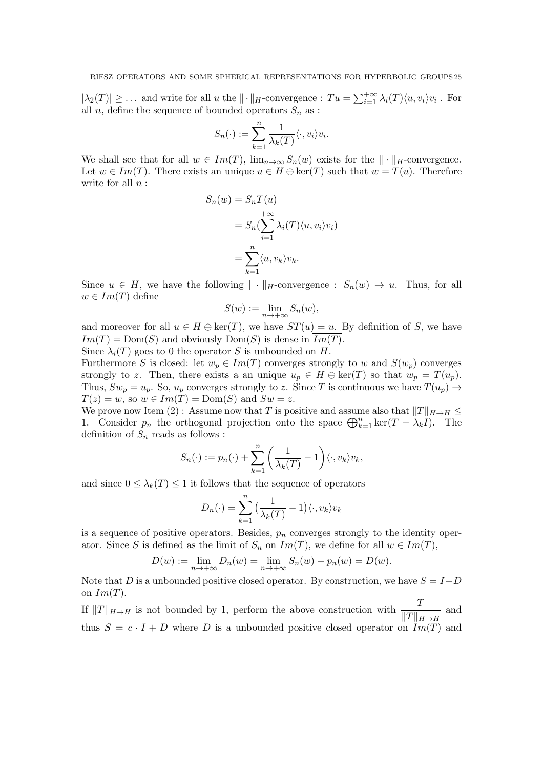$|\lambda_2(T)| \geq \ldots$ and write for all $u$ the $\|\cdot\|_H$-convergence : $Tu = \sum_{i=1}^{+\infty} \lambda_i(T)\langle u, v_i\rangle v_i$ . For all $n$, define the sequence of bounded operators $S_n$ as :

$$S_n(\cdot) := \sum_{k=1}^{n} \frac{1}{\lambda_k(T)} \langle \cdot, v_i\rangle v_i.$$

We shall see that for all $w \in Im(T)$, $\lim_{n\to\infty} S_n(w)$ exists for the $\|\cdot\|_H$-convergence. Let $w \in Im(T)$. There exists an unique $u \in H \ominus \ker(T)$ such that $w = T(u)$. Therefore write for all $n$ :

$$\begin{aligned}
S_n(w) &= S_n T(u) \\
&= S_n\Big(\sum_{i=1}^{+\infty} \lambda_i(T)\langle u, v_i\rangle v_i\Big) \\
&= \sum_{k=1}^{n} \langle u, v_k\rangle v_k.
\end{aligned}$$

Since $u \in H$, we have the following $\|\cdot\|_H$-convergence : $S_n(w) \to u$. Thus, for all $w \in Im(T)$ define

$$S(w) := \lim_{n\to+\infty} S_n(w),$$

and moreover for all $u \in H \ominus \ker(T)$, we have $ST(u) = u$. By definition of $S$, we have $Im(T) = \mathrm{Dom}(S)$ and obviously $\mathrm{Dom}(S)$ is dense in $\overline{Im(T)}$.

Since $\lambda_i(T)$ goes to 0 the operator $S$ is unbounded on $H$.

Furthermore $S$ is closed: let $w_p \in Im(T)$ converges strongly to $w$ and $S(w_p)$ converges strongly to $z$. Then, there exists a an unique $u_p \in H \ominus \ker(T)$ so that $w_p = T(u_p)$. Thus, $Sw_p = u_p$. So, $u_p$ converges strongly to $z$. Since $T$ is continuous we have $T(u_p) \to T(z) = w$, so $w \in Im(T) = \mathrm{Dom}(S)$ and $Sw = z$.

We prove now Item (2) : Assume now that $T$ is positive and assume also that $\|T\|_{H\to H} \leq 1$. Consider $p_n$ the orthogonal projection onto the space $\bigoplus_{k=1}^{n} \ker(T - \lambda_k I)$. The definition of $S_n$ reads as follows :

$$S_n(\cdot) := p_n(\cdot) + \sum_{k=1}^{n} \left(\frac{1}{\lambda_k(T)} - 1\right) \langle \cdot, v_k\rangle v_k,$$

and since $0 \leq \lambda_k(T) \leq 1$ it follows that the sequence of operators

$$D_n(\cdot) = \sum_{k=1}^{n} \big(\frac{1}{\lambda_k(T)} - 1\big) \langle \cdot, v_k\rangle v_k$$

is a sequence of positive operators. Besides, $p_n$ converges strongly to the identity operator. Since $S$ is defined as the limit of $S_n$ on $Im(T)$, we define for all $w \in Im(T)$,

$$D(w) := \lim_{n\to+\infty} D_n(w) = \lim_{n\to+\infty} S_n(w) - p_n(w) = D(w).$$

Note that $D$ is a unbounded positive closed operator. By construction, we have $S = I + D$ on $Im(T)$.

If $\|T\|_{H\to H}$ is not bounded by 1, perform the above construction with $\dfrac{T}{\|T\|_{H\to H}}$ and thus $S = c \cdot I + D$ where $D$ is a unbounded positive closed operator on $Im(T)$ and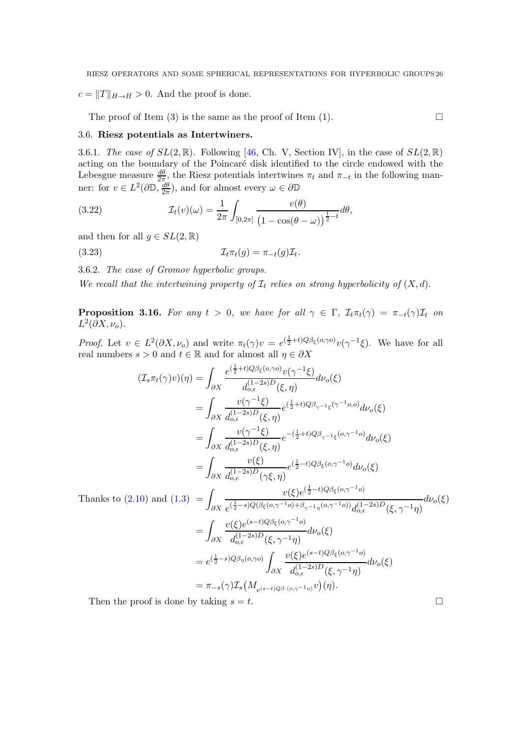$c = \|T\|_{H \to H} > 0$. And the proof is done.

The proof of Item (3) is the same as the proof of Item (1). $\square$

### 3.6. Riesz potentials as Intertwiners.

3.6.1. *The case of $SL(2,\mathbb{R})$.* Following [46, Ch. V, Section IV], in the case of $SL(2,\mathbb{R})$ acting on the boundary of the Poincaré disk identified to the circle endowed with the Lebesgue measure $\frac{d\theta}{2\pi}$, the Riesz potentials intertwines $\pi_t$ and $\pi_{-t}$ in the following manner: for $v \in L^2(\partial\mathbb{D}, \frac{d\theta}{2\pi})$, and for almost every $\omega \in \partial\mathbb{D}$

$$\mathcal{I}_t(v)(\omega) = \frac{1}{2\pi}\int_{[0,2\pi]} \frac{v(\theta)}{\big(1-\cos(\theta-\omega)\big)^{\frac{1}{2}-t}} d\theta, \tag{3.22}$$

and then for all $g \in SL(2,\mathbb{R})$

$$\mathcal{I}_t \pi_t(g) = \pi_{-t}(g)\mathcal{I}_t. \tag{3.23}$$

3.6.2. *The case of Gromov hyperbolic groups.*
*We recall that the intertwining property of $\mathcal{I}_t$ relies on strong hyperbolicity of $(X,d)$.*

**Proposition 3.16.** *For any $t > 0$, we have for all $\gamma \in \Gamma$, $\mathcal{I}_t\pi_t(\gamma) = \pi_{-t}(\gamma)\mathcal{I}_t$ on $L^2(\partial X, \nu_o)$.*

*Proof.* Let $v \in L^2(\partial X, \nu_o)$ and write $\pi_t(\gamma)v = e^{(\frac{1}{2}+t)Q\beta_\xi(o,\gamma o)}v(\gamma^{-1}\xi)$. We have for all real numbers $s > 0$ and $t \in \mathbb{R}$ and for almost all $\eta \in \partial X$

$$\begin{aligned}
(\mathcal{I}_s\pi_t(\gamma)v)(\eta) &= \int_{\partial X} \frac{e^{(\frac{1}{2}+t)Q\beta_\xi(o,\gamma o)}v(\gamma^{-1}\xi)}{d_{o,\epsilon}^{(1-2s)D}(\xi,\eta)} d\nu_o(\xi)\\
&= \int_{\partial X} \frac{v(\gamma^{-1}\xi)}{d_{o,\epsilon}^{(1-2s)D}(\xi,\eta)} e^{(\frac{1}{2}+t)Q\beta_{\gamma^{-1}\xi}(\gamma^{-1}o,o)} d\nu_o(\xi)\\
&= \int_{\partial X} \frac{v(\gamma^{-1}\xi)}{d_{o,\epsilon}^{(1-2s)D}(\xi,\eta)} e^{-(\frac{1}{2}+t)Q\beta_{\gamma^{-1}\xi}(o,\gamma^{-1}o)} d\nu_o(\xi)\\
&= \int_{\partial X} \frac{v(\xi)}{d_{o,\epsilon}^{(1-2s)D}(\gamma\xi,\eta)} e^{(\frac{1}{2}-t)Q\beta_\xi(o,\gamma^{-1}o)} d\nu_o(\xi)\\
\text{Thanks to (2.10) and (1.3)} \quad &= \int_{\partial X} \frac{v(\xi)e^{(\frac{1}{2}-t)Q\beta_\xi(o,\gamma^{-1}o)}}{e^{(\frac{1}{2}-s)Q(\beta_\xi(o,\gamma^{-1}o)+\beta_{\gamma^{-1}\eta}(o,\gamma^{-1}o))}d_{o,\epsilon}^{(1-2s)D}(\xi,\gamma^{-1}\eta)} d\nu_o(\xi)\\
&= \int_{\partial X} \frac{v(\xi)e^{(s-t)Q\beta_\xi(o,\gamma^{-1}o)}}{d_{o,\epsilon}^{(1-2s)D}(\xi,\gamma^{-1}\eta)} d\nu_o(\xi)\\
&= e^{(\frac{1}{2}-s)Q\beta_\eta(o,\gamma o)} \int_{\partial X} \frac{v(\xi)e^{(s-t)Q\beta_\xi(o,\gamma^{-1}o)}}{d_{o,\epsilon}^{(1-2s)D}(\xi,\gamma^{-1}\eta)} d\nu_o(\xi)\\
&= \pi_{-s}(\gamma)\mathcal{I}_s\big(M_{e^{(s-t)Q\beta_\cdot(o,\gamma^{-1}o)}}v\big)(\eta).
\end{aligned}$$

Then the proof is done by taking $s = t$. $\square$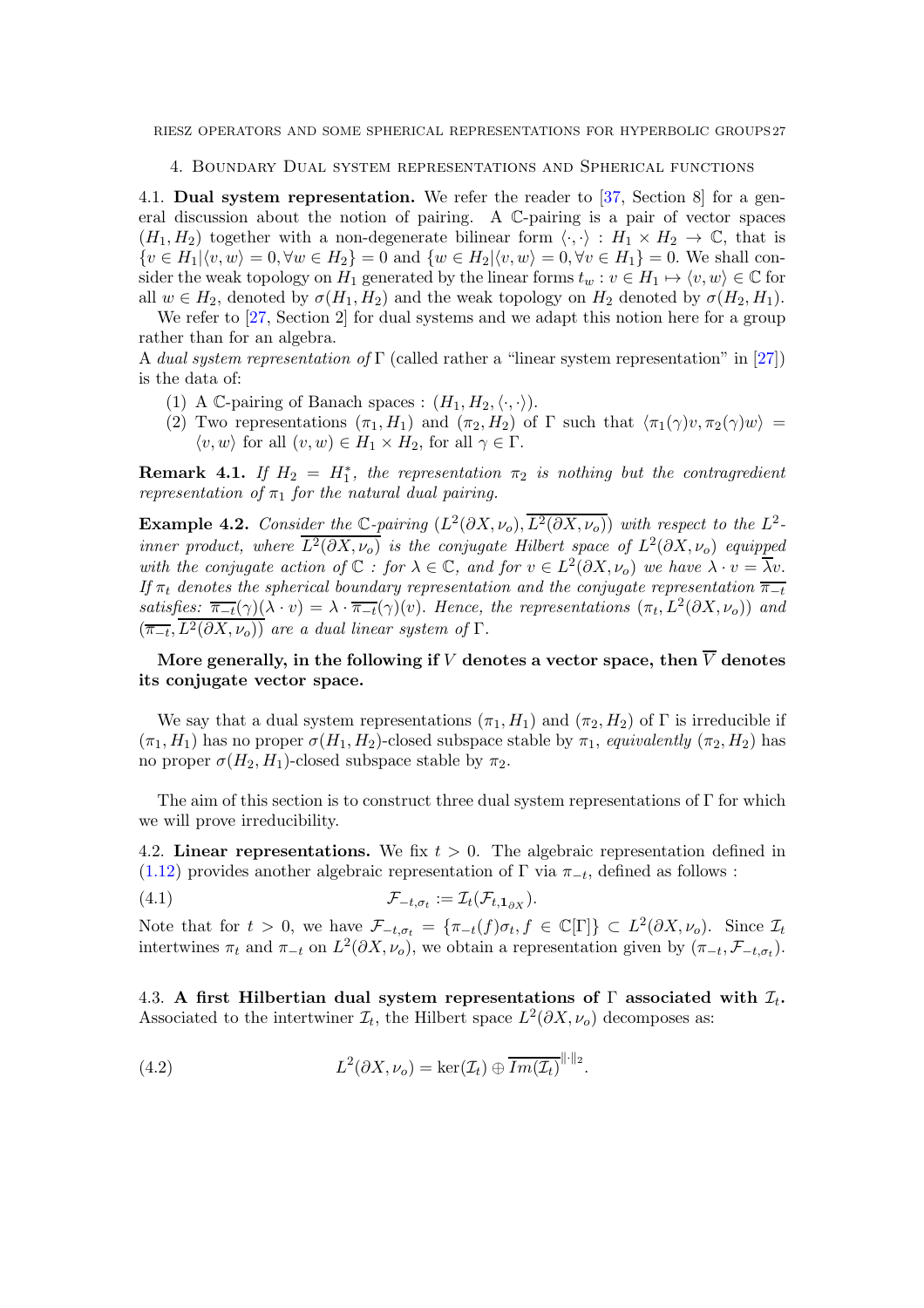## 4. Boundary Dual system representations and Spherical functions

**4.1. Dual system representation.** We refer the reader to [37, Section 8] for a general discussion about the notion of pairing. A $\mathbb{C}$-pairing is a pair of vector spaces $(H_1, H_2)$ together with a non-degenerate bilinear form $\langle \cdot, \cdot \rangle : H_1 \times H_2 \to \mathbb{C}$, that is $\{v \in H_1 | \langle v, w \rangle = 0, \forall w \in H_2\} = 0$ and $\{w \in H_2 | \langle v, w \rangle = 0, \forall v \in H_1\} = 0$. We shall consider the weak topology on $H_1$ generated by the linear forms $t_w : v \in H_1 \mapsto \langle v, w \rangle \in \mathbb{C}$ for all $w \in H_2$, denoted by $\sigma(H_1, H_2)$ and the weak topology on $H_2$ denoted by $\sigma(H_2, H_1)$.

We refer to [27, Section 2] for dual systems and we adapt this notion here for a group rather than for an algebra.

A *dual system representation of* $\Gamma$ (called rather a "linear system representation" in [27]) is the data of:

1. A $\mathbb{C}$-pairing of Banach spaces : $(H_1, H_2, \langle \cdot, \cdot \rangle)$.
2. Two representations $(\pi_1, H_1)$ and $(\pi_2, H_2)$ of $\Gamma$ such that $\langle \pi_1(\gamma)v, \pi_2(\gamma)w \rangle = \langle v, w \rangle$ for all $(v, w) \in H_1 \times H_2$, for all $\gamma \in \Gamma$.

**Remark 4.1.** *If $H_2 = H_1^*$, the representation $\pi_2$ is nothing but the contragredient representation of $\pi_1$ for the natural dual pairing.*

**Example 4.2.** *Consider the $\mathbb{C}$-pairing $(L^2(\partial X, \nu_o), \overline{L^2(\partial X, \nu_o)})$ with respect to the $L^2$-inner product, where $\overline{L^2(\partial X, \nu_o)}$ is the conjugate Hilbert space of $L^2(\partial X, \nu_o)$ equipped with the conjugate action of $\mathbb{C}$ : for $\lambda \in \mathbb{C}$, and for $v \in L^2(\partial X, \nu_o)$ we have $\lambda \cdot v = \overline{\lambda} v$. If $\pi_t$ denotes the spherical boundary representation and the conjugate representation $\overline{\pi_{-t}}$ satisfies: $\overline{\pi_{-t}}(\gamma)(\lambda \cdot v) = \lambda \cdot \overline{\pi_{-t}}(\gamma)(v)$. Hence, the representations $(\pi_t, L^2(\partial X, \nu_o))$ and $(\overline{\pi_{-t}}, \overline{L^2(\partial X, \nu_o)})$ are a dual linear system of $\Gamma$.*

**More generally, in the following if $V$ denotes a vector space, then $\overline{V}$ denotes its conjugate vector space.**

We say that a dual system representations $(\pi_1, H_1)$ and $(\pi_2, H_2)$ of $\Gamma$ is irreducible if $(\pi_1, H_1)$ has no proper $\sigma(H_1, H_2)$-closed subspace stable by $\pi_1$, *equivalently* $(\pi_2, H_2)$ has no proper $\sigma(H_2, H_1)$-closed subspace stable by $\pi_2$.

The aim of this section is to construct three dual system representations of $\Gamma$ for which we will prove irreducibility.

**4.2. Linear representations.** We fix $t > 0$. The algebraic representation defined in (1.12) provides another algebraic representation of $\Gamma$ via $\pi_{-t}$, defined as follows :

$$\mathcal{F}_{-t,\sigma_t} := \mathcal{I}_t(\mathcal{F}_{t,\mathbf{1}_{\partial X}}). \tag{4.1}$$

Note that for $t > 0$, we have $\mathcal{F}_{-t,\sigma_t} = \{\pi_{-t}(f)\sigma_t, f \in \mathbb{C}[\Gamma]\} \subset L^2(\partial X, \nu_o)$. Since $\mathcal{I}_t$ intertwines $\pi_t$ and $\pi_{-t}$ on $L^2(\partial X, \nu_o)$, we obtain a representation given by $(\pi_{-t}, \mathcal{F}_{-t,\sigma_t})$.

**4.3. A first Hilbertian dual system representations of $\Gamma$ associated with $\mathcal{I}_t$.** Associated to the intertwiner $\mathcal{I}_t$, the Hilbert space $L^2(\partial X, \nu_o)$ decomposes as:

$$L^2(\partial X, \nu_o) = \ker(\mathcal{I}_t) \oplus \overline{Im(\mathcal{I}_t)}^{\|\cdot\|_2}. \tag{4.2}$$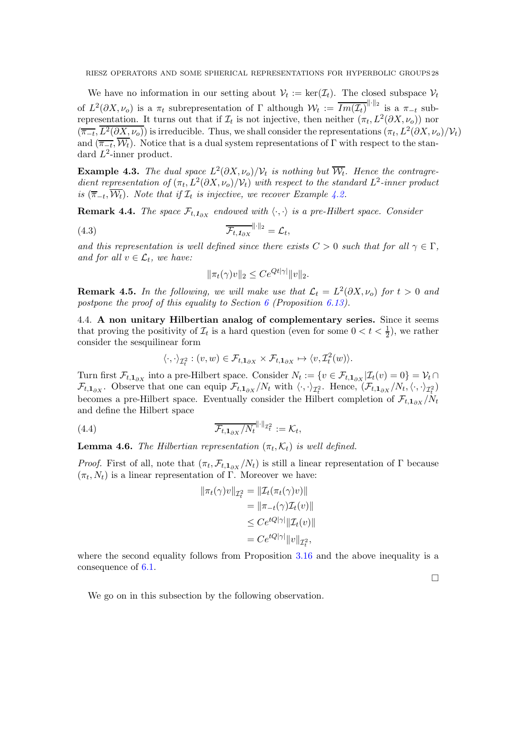We have no information in our setting about $\mathcal{V}_t := \ker(\mathcal{I}_t)$. The closed subspace $\mathcal{V}_t$ of $L^2(\partial X, \nu_o)$ is a $\pi_t$ subrepresentation of $\Gamma$ although $\mathcal{W}_t := \overline{Im(\mathcal{I}_t)}^{\|\cdot\|_2}$ is a $\pi_{-t}$ subrepresentation. It turns out that if $\mathcal{I}_t$ is not injective, then neither $(\pi_t, L^2(\partial X, \nu_o))$ nor $(\overline{\pi_{-t}}, \overline{L^2(\partial X, \nu_o)})$ is irreducible. Thus, we shall consider the representations $(\pi_t, L^2(\partial X, \nu_o)/\mathcal{V}_t)$ and $(\overline{\pi_{-t}}, \overline{\mathcal{W}_t})$. Notice that is a dual system representations of $\Gamma$ with respect to the standard $L^2$-inner product.

**Example 4.3.** *The dual space $L^2(\partial X, \nu_o)/\mathcal{V}_t$ is nothing but $\overline{\mathcal{W}_t}$. Hence the contragredient representation of $(\pi_t, L^2(\partial X, \nu_o)/\mathcal{V}_t)$ with respect to the standard $L^2$-inner product is $(\overline{\pi}_{-t}, \overline{\mathcal{W}_t})$. Note that if $\mathcal{I}_t$ is injective, we recover Example 4.2.*

**Remark 4.4.** *The space $\mathcal{F}_{t,\mathbf{1}_{\partial X}}$ endowed with $\langle \cdot, \cdot \rangle$ is a pre-Hilbert space. Consider*

$$\overline{\mathcal{F}_{t,\mathbf{1}_{\partial X}}}^{\|\cdot\|_2} = \mathcal{L}_t, \tag{4.3}$$

*and this representation is well defined since there exists $C > 0$ such that for all $\gamma \in \Gamma$, and for all $v \in \mathcal{L}_t$, we have:*

$$\|\pi_t(\gamma)v\|_2 \leq Ce^{Qt|\gamma|}\|v\|_2.$$

**Remark 4.5.** *In the following, we will make use that $\mathcal{L}_t = L^2(\partial X, \nu_o)$ for $t > 0$ and postpone the proof of this equality to Section 6 (Proposition 6.13).*

4.4. **A non unitary Hilbertian analog of complementary series.** Since it seems that proving the positivity of $\mathcal{I}_t$ is a hard question (even for some $0 < t < \frac{1}{2}$), we rather consider the sesquilinear form

$$\langle \cdot, \cdot \rangle_{\mathcal{I}_t^2} : (v, w) \in \mathcal{F}_{t,\mathbf{1}_{\partial X}} \times \mathcal{F}_{t,\mathbf{1}_{\partial X}} \mapsto \langle v, \mathcal{I}_t^2(w) \rangle.$$

Turn first $\mathcal{F}_{t,\mathbf{1}_{\partial X}}$ into a pre-Hilbert space. Consider $N_t := \{v \in \mathcal{F}_{t,\mathbf{1}_{\partial X}} | \mathcal{I}_t(v) = 0\} = \mathcal{V}_t \cap \mathcal{F}_{t,\mathbf{1}_{\partial X}}$. Observe that one can equip $\mathcal{F}_{t,\mathbf{1}_{\partial X}}/N_t$ with $\langle \cdot, \cdot \rangle_{\mathcal{I}_t^2}$. Hence, $(\mathcal{F}_{t,\mathbf{1}_{\partial X}}/N_t, \langle \cdot, \cdot \rangle_{\mathcal{I}_t^2})$ becomes a pre-Hilbert space. Eventually consider the Hilbert completion of $\mathcal{F}_{t,\mathbf{1}_{\partial X}}/N_t$ and define the Hilbert space

$$\overline{\mathcal{F}_{t,\mathbf{1}_{\partial X}}/N_t}^{\|\cdot\|_{\mathcal{I}_t^2}} := \mathcal{K}_t, \tag{4.4}$$

**Lemma 4.6.** *The Hilbertian representation $(\pi_t, \mathcal{K}_t)$ is well defined.*

*Proof.* First of all, note that $(\pi_t, \mathcal{F}_{t,\mathbf{1}_{\partial X}}/N_t)$ is still a linear representation of $\Gamma$ because $(\pi_t, N_t)$ is a linear representation of $\Gamma$. Moreover we have:

$$\begin{aligned}
\|\pi_t(\gamma)v\|_{\mathcal{I}_t^2} &= \|\mathcal{I}_t(\pi_t(\gamma)v)\| \\
&= \|\pi_{-t}(\gamma)\mathcal{I}_t(v)\| \\
&\leq Ce^{tQ|\gamma|}\|\mathcal{I}_t(v)\| \\
&= Ce^{tQ|\gamma|}\|v\|_{\mathcal{I}_t^2},
\end{aligned}$$

where the second equality follows from Proposition 3.16 and the above inequality is a consequence of 6.1.

□

We go on in this subsection by the following observation.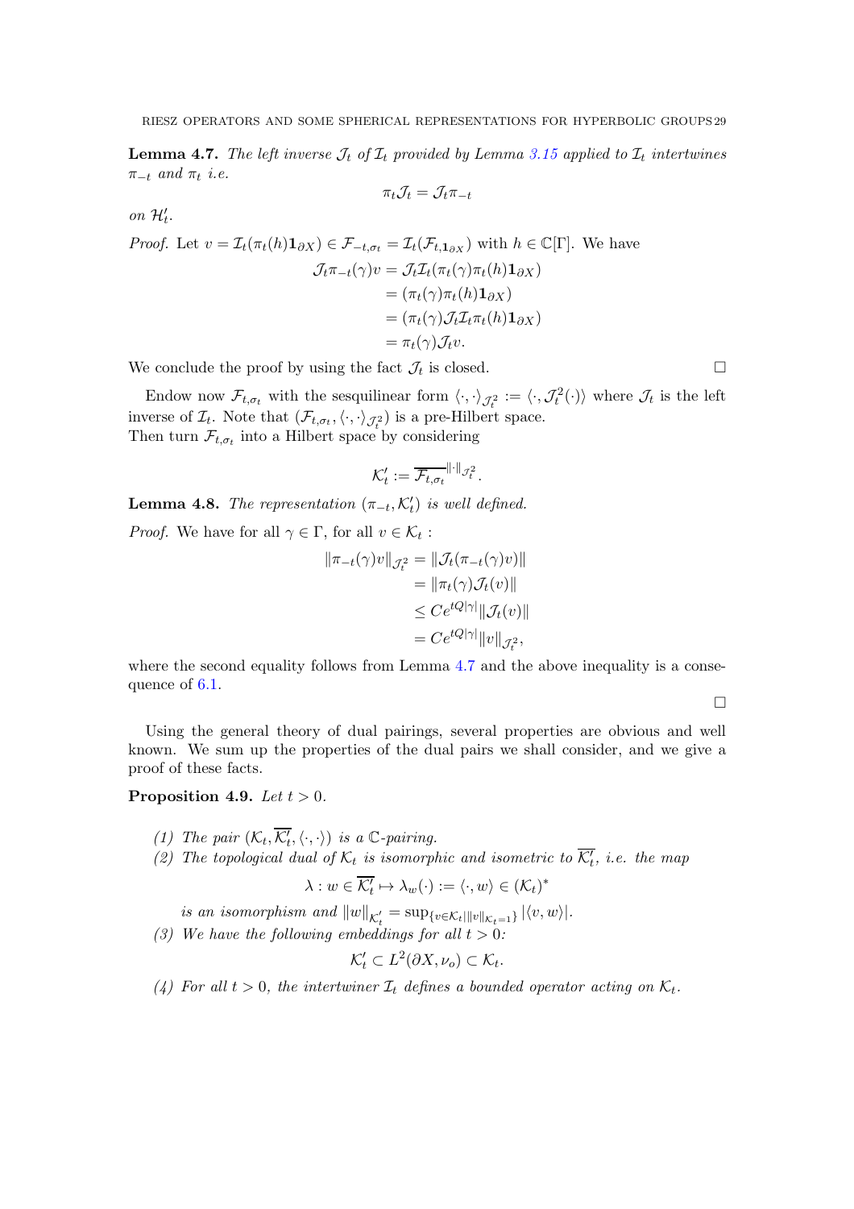**Lemma 4.7.** *The left inverse $\mathcal{J}_t$ of $\mathcal{I}_t$ provided by Lemma 3.15 applied to $\mathcal{I}_t$ intertwines $\pi_{-t}$ and $\pi_t$ i.e.*

$$\pi_t \mathcal{J}_t = \mathcal{J}_t \pi_{-t}$$

*on $\mathcal{H}'_t$.*

*Proof.* Let $v = \mathcal{I}_t(\pi_t(h)\mathbf{1}_{\partial X}) \in \mathcal{F}_{-t,\sigma_t} = \mathcal{I}_t(\mathcal{F}_{t,\mathbf{1}_{\partial X}})$ with $h \in \mathbb{C}[\Gamma]$. We have

$$\begin{aligned}
\mathcal{J}_t \pi_{-t}(\gamma) v &= \mathcal{J}_t \mathcal{I}_t(\pi_t(\gamma)\pi_t(h)\mathbf{1}_{\partial X}) \\
&= (\pi_t(\gamma)\pi_t(h)\mathbf{1}_{\partial X}) \\
&= (\pi_t(\gamma)\mathcal{J}_t \mathcal{I}_t \pi_t(h)\mathbf{1}_{\partial X}) \\
&= \pi_t(\gamma)\mathcal{J}_t v.
\end{aligned}$$

We conclude the proof by using the fact $\mathcal{J}_t$ is closed. $\square$

Endow now $\mathcal{F}_{t,\sigma_t}$ with the sesquilinear form $\langle \cdot, \cdot \rangle_{\mathcal{J}_t^2} := \langle \cdot, \mathcal{J}_t^2(\cdot) \rangle$ where $\mathcal{J}_t$ is the left inverse of $\mathcal{I}_t$. Note that $(\mathcal{F}_{t,\sigma_t}, \langle \cdot, \cdot \rangle_{\mathcal{J}_t^2})$ is a pre-Hilbert space.
Then turn $\mathcal{F}_{t,\sigma_t}$ into a Hilbert space by considering

$$\mathcal{K}'_t := \overline{\mathcal{F}_{t,\sigma_t}}^{\|\cdot\|_{\mathcal{J}_t^2}}.$$

**Lemma 4.8.** *The representation $(\pi_{-t}, \mathcal{K}'_t)$ is well defined.*

*Proof.* We have for all $\gamma \in \Gamma$, for all $v \in \mathcal{K}_t$ :

$$\begin{aligned}
\|\pi_{-t}(\gamma)v\|_{\mathcal{J}_t^2} &= \|\mathcal{J}_t(\pi_{-t}(\gamma)v)\| \\
&= \|\pi_t(\gamma)\mathcal{J}_t(v)\| \\
&\leq C e^{tQ|\gamma|}\|\mathcal{J}_t(v)\| \\
&= C e^{tQ|\gamma|}\|v\|_{\mathcal{J}_t^2},
\end{aligned}$$

where the second equality follows from Lemma 4.7 and the above inequality is a consequence of 6.1.

$\square$

Using the general theory of dual pairings, several properties are obvious and well known. We sum up the properties of the dual pairs we shall consider, and we give a proof of these facts.

**Proposition 4.9.** *Let $t > 0$.*

1. *The pair $(\mathcal{K}_t, \overline{\mathcal{K}'_t}, \langle \cdot, \cdot \rangle)$ is a $\mathbb{C}$-pairing.*
2. *The topological dual of $\mathcal{K}_t$ is isomorphic and isometric to $\overline{\mathcal{K}'_t}$, i.e. the map*
$$\lambda : w \in \overline{\mathcal{K}'_t} \mapsto \lambda_w(\cdot) := \langle \cdot, w \rangle \in (\mathcal{K}_t)^*$$
*is an isomorphism and $\|w\|_{\mathcal{K}'_t} = \sup_{\{v \in \mathcal{K}_t \mid \|v\|_{\mathcal{K}_t} = 1\}} |\langle v, w \rangle|$.*
3. *We have the following embeddings for all $t > 0$:*
$$\mathcal{K}'_t \subset L^2(\partial X, \nu_o) \subset \mathcal{K}_t.$$
4. *For all $t > 0$, the intertwiner $\mathcal{I}_t$ defines a bounded operator acting on $\mathcal{K}_t$.*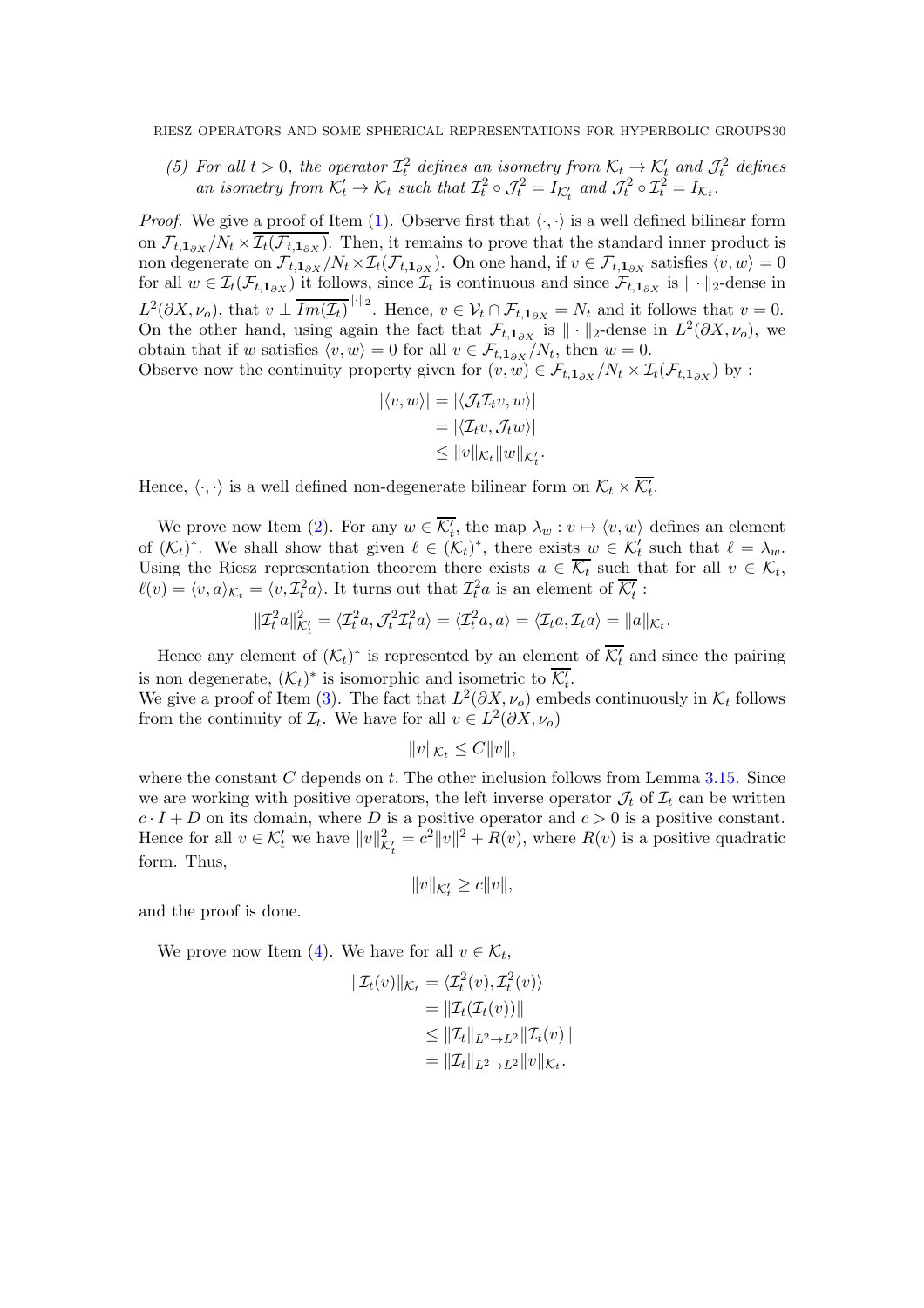*(5) For all $t > 0$, the operator $\mathcal{I}_t^2$ defines an isometry from $\mathcal{K}_t \to \mathcal{K}'_t$ and $\mathcal{J}_t^2$ defines an isometry from $\mathcal{K}'_t \to \mathcal{K}_t$ such that $\mathcal{I}_t^2 \circ \mathcal{J}_t^2 = I_{\mathcal{K}'_t}$ and $\mathcal{J}_t^2 \circ \mathcal{I}_t^2 = I_{\mathcal{K}_t}$.*

*Proof.* We give a proof of Item (1). Observe first that $\langle \cdot, \cdot \rangle$ is a well defined bilinear form on $\mathcal{F}_{t,\mathbf{1}_{\partial X}}/N_t \times \overline{\mathcal{I}_t(\mathcal{F}_{t,\mathbf{1}_{\partial X}})}$. Then, it remains to prove that the standard inner product is non degenerate on $\mathcal{F}_{t,\mathbf{1}_{\partial X}}/N_t \times \mathcal{I}_t(\mathcal{F}_{t,\mathbf{1}_{\partial X}})$. On one hand, if $v \in \mathcal{F}_{t,\mathbf{1}_{\partial X}}$ satisfies $\langle v, w \rangle = 0$ for all $w \in \mathcal{I}_t(\mathcal{F}_{t,\mathbf{1}_{\partial X}})$ it follows, since $\mathcal{I}_t$ is continuous and since $\mathcal{F}_{t,\mathbf{1}_{\partial X}}$ is $\|\cdot\|_2$-dense in $L^2(\partial X, \nu_o)$, that $v \perp \overline{Im(\mathcal{I}_t)}^{\|\cdot\|_2}$. Hence, $v \in \mathcal{V}_t \cap \mathcal{F}_{t,\mathbf{1}_{\partial X}} = N_t$ and it follows that $v = 0$. On the other hand, using again the fact that $\mathcal{F}_{t,\mathbf{1}_{\partial X}}$ is $\|\cdot\|_2$-dense in $L^2(\partial X, \nu_o)$, we obtain that if $w$ satisfies $\langle v, w \rangle = 0$ for all $v \in \mathcal{F}_{t,\mathbf{1}_{\partial X}}/N_t$, then $w = 0$.
Observe now the continuity property given for $(v, w) \in \mathcal{F}_{t,\mathbf{1}_{\partial X}}/N_t \times \mathcal{I}_t(\mathcal{F}_{t,\mathbf{1}_{\partial X}})$ by :

$$
\begin{aligned}
|\langle v, w \rangle| &= |\langle \mathcal{J}_t \mathcal{I}_t v, w \rangle| \\
&= |\langle \mathcal{I}_t v, \mathcal{J}_t w \rangle| \\
&\leq \|v\|_{\mathcal{K}_t} \|w\|_{\mathcal{K}'_t}.
\end{aligned}
$$

Hence, $\langle \cdot, \cdot \rangle$ is a well defined non-degenerate bilinear form on $\mathcal{K}_t \times \overline{\mathcal{K}'_t}$.

We prove now Item (2). For any $w \in \overline{\mathcal{K}'_t}$, the map $\lambda_w : v \mapsto \langle v, w \rangle$ defines an element of $(\mathcal{K}_t)^*$. We shall show that given $\ell \in (\mathcal{K}_t)^*$, there exists $w \in \mathcal{K}'_t$ such that $\ell = \lambda_w$. Using the Riesz representation theorem there exists $a \in \overline{\mathcal{K}_t}$ such that for all $v \in \mathcal{K}_t$, $\ell(v) = \langle v, a \rangle_{\mathcal{K}_t} = \langle v, \mathcal{I}_t^2 a \rangle$. It turns out that $\mathcal{I}_t^2 a$ is an element of $\overline{\mathcal{K}'_t}$ :

$$
\|\mathcal{I}_t^2 a\|_{\mathcal{K}'_t}^2 = \langle \mathcal{I}_t^2 a, \mathcal{J}_t^2 \mathcal{I}_t^2 a \rangle = \langle \mathcal{I}_t^2 a, a \rangle = \langle \mathcal{I}_t a, \mathcal{I}_t a \rangle = \|a\|_{\mathcal{K}_t}.
$$

Hence any element of $(\mathcal{K}_t)^*$ is represented by an element of $\overline{\mathcal{K}'_t}$ and since the pairing is non degenerate, $(\mathcal{K}_t)^*$ is isomorphic and isometric to $\overline{\mathcal{K}'_t}$.
We give a proof of Item (3). The fact that $L^2(\partial X, \nu_o)$ embeds continuously in $\mathcal{K}_t$ follows from the continuity of $\mathcal{I}_t$. We have for all $v \in L^2(\partial X, \nu_o)$

$$
\|v\|_{\mathcal{K}_t} \leq C \|v\|,
$$

where the constant $C$ depends on $t$. The other inclusion follows from Lemma 3.15. Since we are working with positive operators, the left inverse operator $\mathcal{J}_t$ of $\mathcal{I}_t$ can be written $c \cdot I + D$ on its domain, where $D$ is a positive operator and $c > 0$ is a positive constant. Hence for all $v \in \mathcal{K}'_t$ we have $\|v\|_{\mathcal{K}'_t}^2 = c^2 \|v\|^2 + R(v)$, where $R(v)$ is a positive quadratic form. Thus,

$$
\|v\|_{\mathcal{K}'_t} \geq c \|v\|,
$$

and the proof is done.

We prove now Item (4). We have for all $v \in \mathcal{K}_t$,

$$
\begin{aligned}
\|\mathcal{I}_t(v)\|_{\mathcal{K}_t} &= \langle \mathcal{I}_t^2(v), \mathcal{I}_t^2(v) \rangle \\
&= \|\mathcal{I}_t(\mathcal{I}_t(v))\| \\
&\leq \|\mathcal{I}_t\|_{L^2 \to L^2} \|\mathcal{I}_t(v)\| \\
&= \|\mathcal{I}_t\|_{L^2 \to L^2} \|v\|_{\mathcal{K}_t}.
\end{aligned}
$$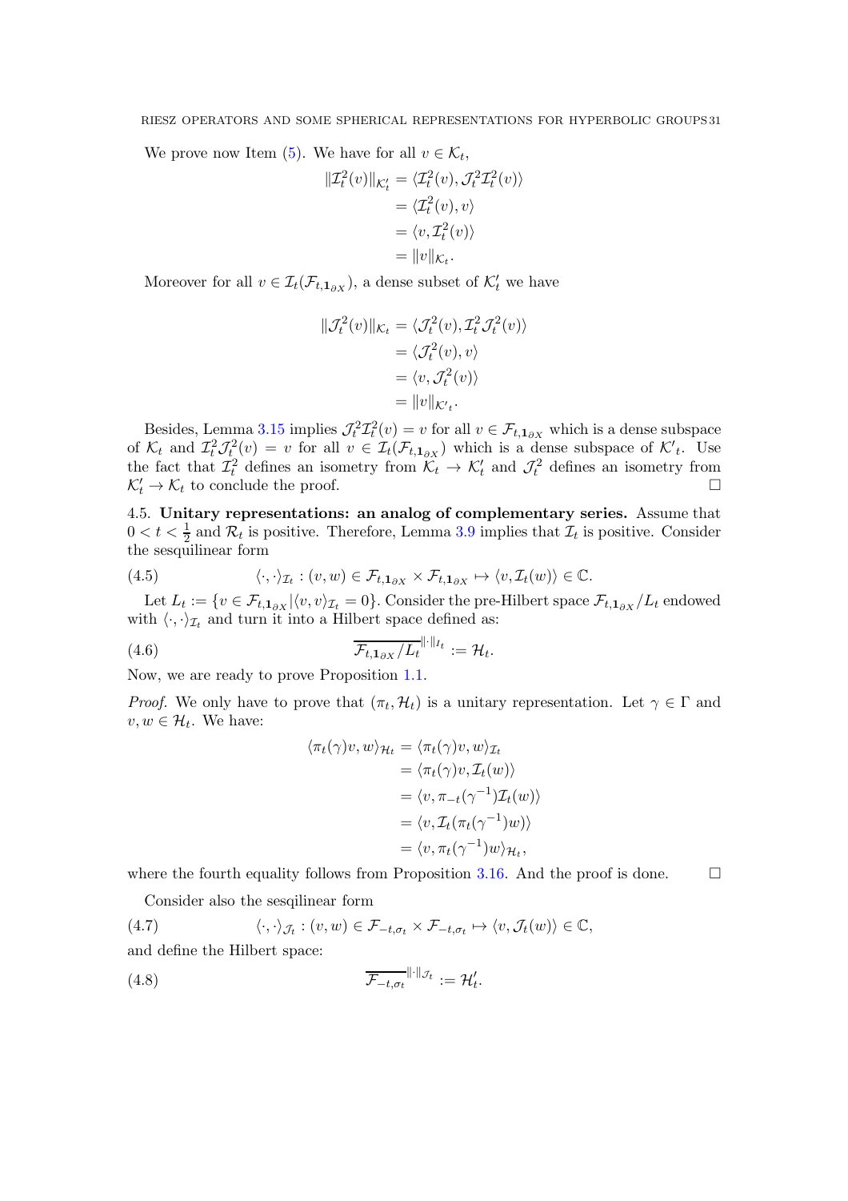We prove now Item (5). We have for all $v \in \mathcal{K}_t$,

$$\begin{aligned}
\|\mathcal{I}_t^2(v)\|_{\mathcal{K}_t'} &= \langle \mathcal{I}_t^2(v), \mathcal{J}_t^2 \mathcal{I}_t^2(v)\rangle \\
&= \langle \mathcal{I}_t^2(v), v\rangle \\
&= \langle v, \mathcal{I}_t^2(v)\rangle \\
&= \|v\|_{\mathcal{K}_t}.
\end{aligned}$$

Moreover for all $v \in \mathcal{I}_t(\mathcal{F}_{t,\mathbf{1}_{\partial X}})$, a dense subset of $\mathcal{K}_t'$ we have

$$\begin{aligned}
\|\mathcal{J}_t^2(v)\|_{\mathcal{K}_t} &= \langle \mathcal{J}_t^2(v), \mathcal{I}_t^2 \mathcal{J}_t^2(v)\rangle \\
&= \langle \mathcal{J}_t^2(v), v\rangle \\
&= \langle v, \mathcal{J}_t^2(v)\rangle \\
&= \|v\|_{\mathcal{K}'_t}.
\end{aligned}$$

Besides, Lemma 3.15 implies $\mathcal{J}_t^2\mathcal{I}_t^2(v) = v$ for all $v \in \mathcal{F}_{t,\mathbf{1}_{\partial X}}$ which is a dense subspace of $\mathcal{K}_t$ and $\mathcal{I}_t^2\mathcal{J}_t^2(v) = v$ for all $v \in \mathcal{I}_t(\mathcal{F}_{t,\mathbf{1}_{\partial X}})$ which is a dense subspace of $\mathcal{K}'_t$. Use the fact that $\mathcal{I}_t^2$ defines an isometry from $\mathcal{K}_t \to \mathcal{K}_t'$ and $\mathcal{J}_t^2$ defines an isometry from $\mathcal{K}_t' \to \mathcal{K}_t$ to conclude the proof. □

4.5. **Unitary representations: an analog of complementary series.** Assume that $0 < t < \frac{1}{2}$ and $\mathcal{R}_t$ is positive. Therefore, Lemma 3.9 implies that $\mathcal{I}_t$ is positive. Consider the sesquilinear form

$$\langle \cdot,\cdot\rangle_{\mathcal{I}_t} : (v,w) \in \mathcal{F}_{t,\mathbf{1}_{\partial X}} \times \mathcal{F}_{t,\mathbf{1}_{\partial X}} \mapsto \langle v, \mathcal{I}_t(w)\rangle \in \mathbb{C}. \tag{4.5}$$

Let $L_t := \{v \in \mathcal{F}_{t,\mathbf{1}_{\partial X}} | \langle v,v\rangle_{\mathcal{I}_t} = 0\}$. Consider the pre-Hilbert space $\mathcal{F}_{t,\mathbf{1}_{\partial X}}/L_t$ endowed with $\langle \cdot,\cdot\rangle_{\mathcal{I}_t}$ and turn it into a Hilbert space defined as:

$$\overline{\mathcal{F}_{t,\mathbf{1}_{\partial X}}/L_t}^{\|\cdot\|_{I_t}} := \mathcal{H}_t. \tag{4.6}$$

Now, we are ready to prove Proposition 1.1.

*Proof.* We only have to prove that $(\pi_t, \mathcal{H}_t)$ is a unitary representation. Let $\gamma \in \Gamma$ and $v,w \in \mathcal{H}_t$. We have:

$$\begin{aligned}
\langle \pi_t(\gamma)v, w\rangle_{\mathcal{H}_t} &= \langle \pi_t(\gamma)v, w\rangle_{\mathcal{I}_t} \\
&= \langle \pi_t(\gamma)v, \mathcal{I}_t(w)\rangle \\
&= \langle v, \pi_{-t}(\gamma^{-1})\mathcal{I}_t(w)\rangle \\
&= \langle v, \mathcal{I}_t(\pi_t(\gamma^{-1})w)\rangle \\
&= \langle v, \pi_t(\gamma^{-1})w\rangle_{\mathcal{H}_t},
\end{aligned}$$

where the fourth equality follows from Proposition 3.16. And the proof is done. □

Consider also the sesqilinear form

$$\langle \cdot,\cdot\rangle_{\mathcal{J}_t} : (v,w) \in \mathcal{F}_{-t,\sigma_t} \times \mathcal{F}_{-t,\sigma_t} \mapsto \langle v, \mathcal{J}_t(w)\rangle \in \mathbb{C}, \tag{4.7}$$

and define the Hilbert space:

$$\overline{\mathcal{F}_{-t,\sigma_t}}^{\|\cdot\|_{\mathcal{J}_t}} := \mathcal{H}'_t. \tag{4.8}$$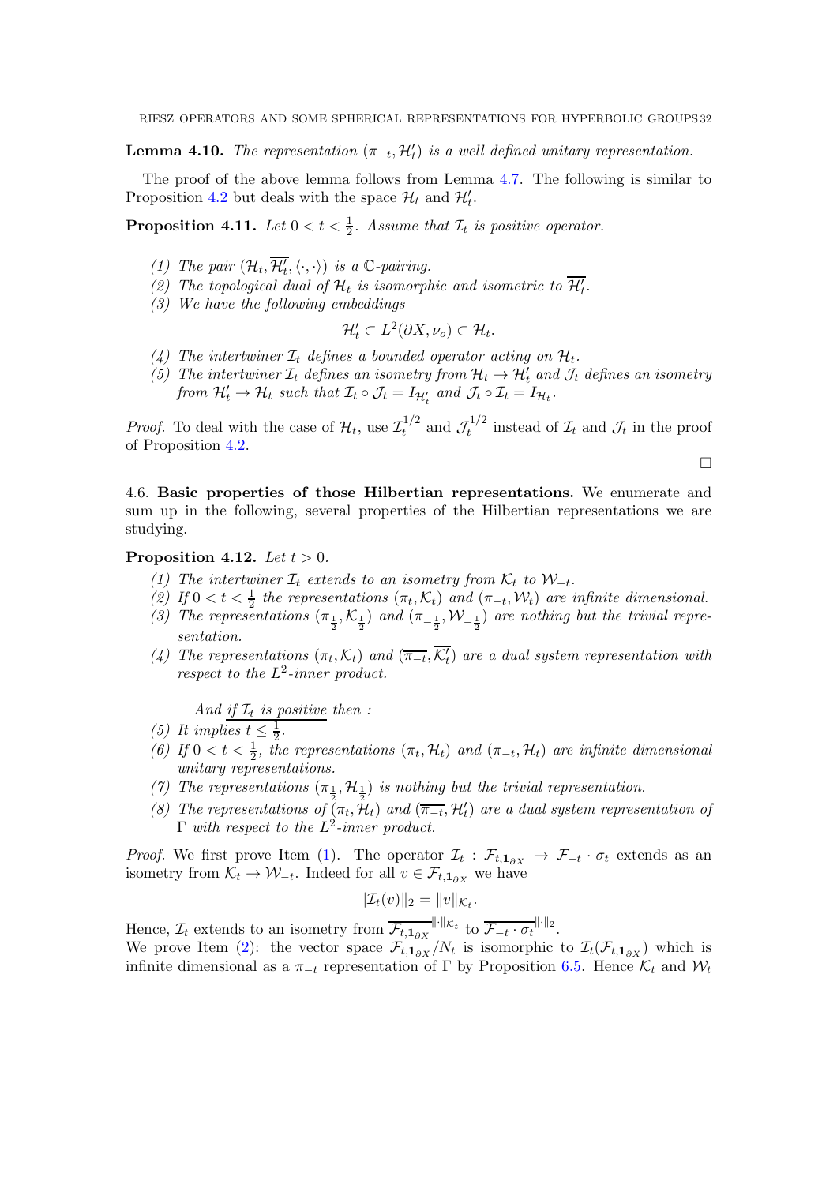**Lemma 4.10.** *The representation $(\pi_{-t}, \mathcal{H}'_t)$ is a well defined unitary representation.*

The proof of the above lemma follows from Lemma 4.7. The following is similar to Proposition 4.2 but deals with the space $\mathcal{H}_t$ and $\mathcal{H}'_t$.

**Proposition 4.11.** *Let $0 < t < \frac{1}{2}$. Assume that $\mathcal{I}_t$ is positive operator.*

*(1) The pair $(\mathcal{H}_t, \overline{\mathcal{H}'_t}, \langle \cdot, \cdot \rangle)$ is a $\mathbb{C}$-pairing.*

*(2) The topological dual of $\mathcal{H}_t$ is isomorphic and isometric to $\overline{\mathcal{H}'_t}$.*

*(3) We have the following embeddings*

$$\mathcal{H}'_t \subset L^2(\partial X, \nu_o) \subset \mathcal{H}_t.$$

*(4) The intertwiner $\mathcal{I}_t$ defines a bounded operator acting on $\mathcal{H}_t$.*

*(5) The intertwiner $\mathcal{I}_t$ defines an isometry from $\mathcal{H}_t \to \mathcal{H}'_t$ and $\mathcal{J}_t$ defines an isometry from $\mathcal{H}'_t \to \mathcal{H}_t$ such that $\mathcal{I}_t \circ \mathcal{J}_t = I_{\mathcal{H}'_t}$ and $\mathcal{J}_t \circ \mathcal{I}_t = I_{\mathcal{H}_t}$.*

*Proof.* To deal with the case of $\mathcal{H}_t$, use $\mathcal{I}_t^{1/2}$ and $\mathcal{J}_t^{1/2}$ instead of $\mathcal{I}_t$ and $\mathcal{J}_t$ in the proof of Proposition 4.2.

□

4.6. **Basic properties of those Hilbertian representations.** We enumerate and sum up in the following, several properties of the Hilbertian representations we are studying.

**Proposition 4.12.** *Let $t > 0$.*

*(1) The intertwiner $\mathcal{I}_t$ extends to an isometry from $\mathcal{K}_t$ to $\mathcal{W}_{-t}$.*

*(2) If $0 < t < \frac{1}{2}$ the representations $(\pi_t, \mathcal{K}_t)$ and $(\pi_{-t}, \mathcal{W}_t)$ are infinite dimensional.*

*(3) The representations $(\pi_{\frac{1}{2}}, \mathcal{K}_{\frac{1}{2}})$ and $(\pi_{-\frac{1}{2}}, \mathcal{W}_{-\frac{1}{2}})$ are nothing but the trivial representation.*

*(4) The representations $(\pi_t, \mathcal{K}_t)$ and $(\overline{\pi_{-t}}, \overline{\mathcal{K}'_t})$ are a dual system representation with respect to the $L^2$-inner product.*

*And if $\mathcal{I}_t$ is positive then :*

*(5) It implies $t \leq \frac{1}{2}$.*

*(6) If $0 < t < \frac{1}{2}$, the representations $(\pi_t, \mathcal{H}_t)$ and $(\pi_{-t}, \mathcal{H}_t)$ are infinite dimensional unitary representations.*

*(7) The representations $(\pi_{\frac{1}{2}}, \mathcal{H}_{\frac{1}{2}})$ is nothing but the trivial representation.*

*(8) The representations of $(\pi_t, \mathcal{H}_t)$ and $(\overline{\pi_{-t}}, \mathcal{H}'_t)$ are a dual system representation of $\Gamma$ with respect to the $L^2$-inner product.*

*Proof.* We first prove Item (1). The operator $\mathcal{I}_t : \mathcal{F}_{t,\mathbf{1}_{\partial X}} \to \mathcal{F}_{-t} \cdot \sigma_t$ extends as an isometry from $\mathcal{K}_t \to \mathcal{W}_{-t}$. Indeed for all $v \in \mathcal{F}_{t,\mathbf{1}_{\partial X}}$ we have

$$\|\mathcal{I}_t(v)\|_2 = \|v\|_{\mathcal{K}_t}.$$

Hence, $\mathcal{I}_t$ extends to an isometry from $\overline{\mathcal{F}_{t,\mathbf{1}_{\partial X}}}^{\|\cdot\|_{\mathcal{K}_t}}$ to $\overline{\mathcal{F}_{-t} \cdot \sigma_t}^{\|\cdot\|_2}$.
We prove Item (2): the vector space $\mathcal{F}_{t,\mathbf{1}_{\partial X}}/N_t$ is isomorphic to $\mathcal{I}_t(\mathcal{F}_{t,\mathbf{1}_{\partial X}})$ which is infinite dimensional as a $\pi_{-t}$ representation of $\Gamma$ by Proposition 6.5. Hence $\mathcal{K}_t$ and $\mathcal{W}_t$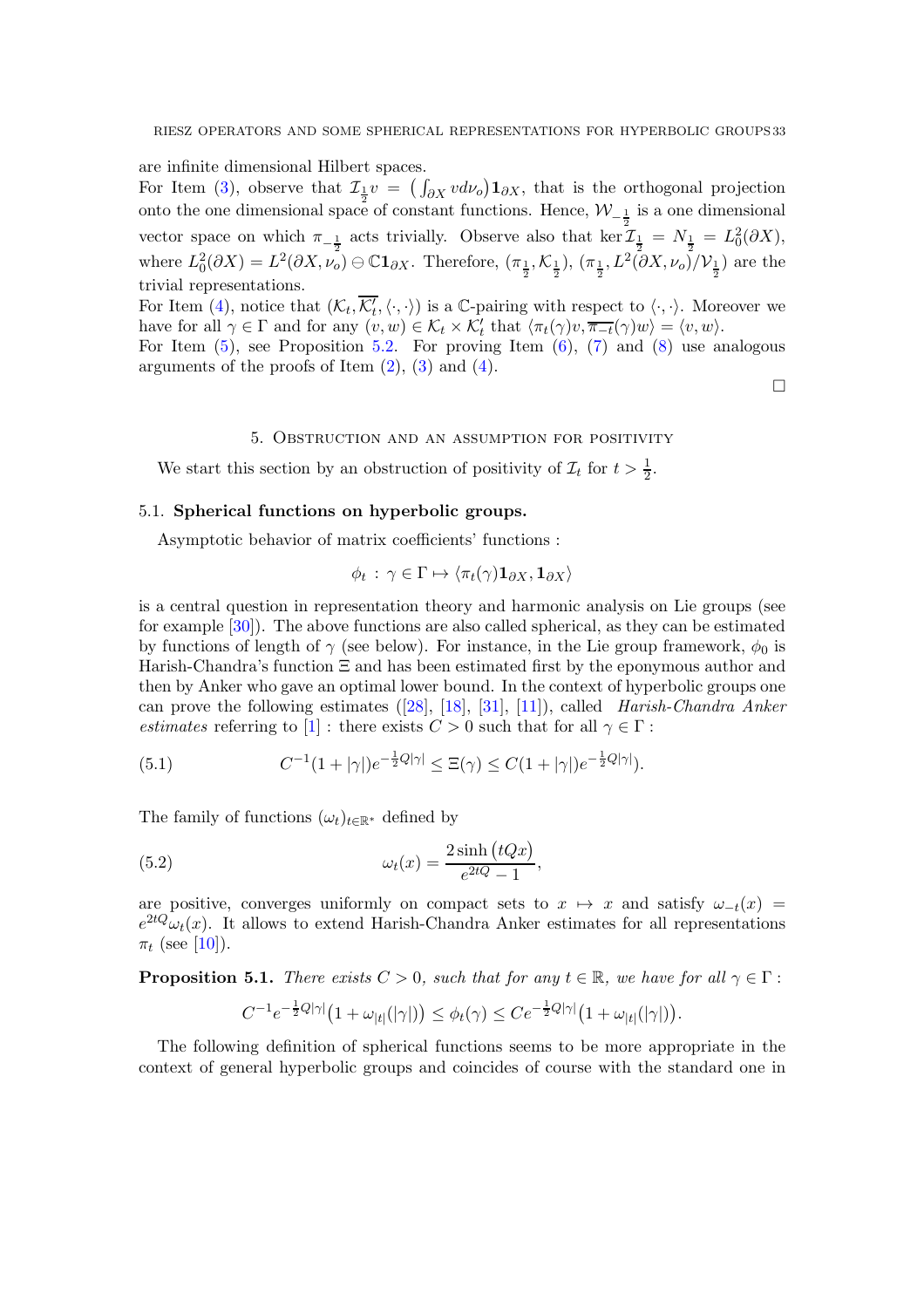are infinite dimensional Hilbert spaces.

For Item (3), observe that $\mathcal{I}_{\frac{1}{2}} v = \left(\int_{\partial X} v d\nu_o\right) \mathbf{1}_{\partial X}$, that is the orthogonal projection onto the one dimensional space of constant functions. Hence, $\mathcal{W}_{-\frac{1}{2}}$ is a one dimensional vector space on which $\pi_{-\frac{1}{2}}$ acts trivially. Observe also that $\ker \mathcal{I}_{\frac{1}{2}} = N_{\frac{1}{2}} = L^2_0(\partial X)$, where $L^2_0(\partial X) = L^2(\partial X, \nu_o) \ominus \mathbb{C}\mathbf{1}_{\partial X}$. Therefore, $(\pi_{\frac{1}{2}}, \mathcal{K}_{\frac{1}{2}})$, $(\pi_{\frac{1}{2}}, L^2(\partial X, \nu_o)/\mathcal{V}_{\frac{1}{2}})$ are the trivial representations.

For Item (4), notice that $(\mathcal{K}_t, \overline{\mathcal{K}'_t}, \langle \cdot, \cdot \rangle)$ is a $\mathbb{C}$-pairing with respect to $\langle \cdot, \cdot \rangle$. Moreover we have for all $\gamma \in \Gamma$ and for any $(v, w) \in \mathcal{K}_t \times \mathcal{K}'_t$ that $\langle \pi_t(\gamma) v, \overline{\pi_{-t}}(\gamma) w \rangle = \langle v, w \rangle$.

For Item (5), see Proposition 5.2. For proving Item (6), (7) and (8) use analogous arguments of the proofs of Item (2), (3) and (4).

□

## 5. Obstruction and an assumption for positivity

We start this section by an obstruction of positivity of $\mathcal{I}_t$ for $t > \frac{1}{2}$.

### 5.1. Spherical functions on hyperbolic groups.

Asymptotic behavior of matrix coefficients' functions :

$$\phi_t : \gamma \in \Gamma \mapsto \langle \pi_t(\gamma) \mathbf{1}_{\partial X}, \mathbf{1}_{\partial X} \rangle$$

is a central question in representation theory and harmonic analysis on Lie groups (see for example [30]). The above functions are also called spherical, as they can be estimated by functions of length of $\gamma$ (see below). For instance, in the Lie group framework, $\phi_0$ is Harish-Chandra's function $\Xi$ and has been estimated first by the eponymous author and then by Anker who gave an optimal lower bound. In the context of hyperbolic groups one can prove the following estimates ([28], [18], [31], [11]), called *Harish-Chandra Anker estimates* referring to [1] : there exists $C > 0$ such that for all $\gamma \in \Gamma$ :

$$C^{-1}(1 + |\gamma|) e^{-\frac{1}{2} Q |\gamma|} \leq \Xi(\gamma) \leq C(1 + |\gamma|) e^{-\frac{1}{2} Q |\gamma|}. \tag{5.1}$$

The family of functions $(\omega_t)_{t \in \mathbb{R}^*}$ defined by

$$\omega_t(x) = \frac{2 \sinh\left(tQx\right)}{e^{2tQ} - 1}, \tag{5.2}$$

are positive, converges uniformly on compact sets to $x \mapsto x$ and satisfy $\omega_{-t}(x) = e^{2tQ} \omega_t(x)$. It allows to extend Harish-Chandra Anker estimates for all representations $\pi_t$ (see [10]).

**Proposition 5.1.** *There exists $C > 0$, such that for any $t \in \mathbb{R}$, we have for all $\gamma \in \Gamma$ :*

$$C^{-1} e^{-\frac{1}{2} Q |\gamma|} \left(1 + \omega_{|t|}(|\gamma|)\right) \leq \phi_t(\gamma) \leq C e^{-\frac{1}{2} Q |\gamma|} \left(1 + \omega_{|t|}(|\gamma|)\right).$$

The following definition of spherical functions seems to be more appropriate in the context of general hyperbolic groups and coincides of course with the standard one in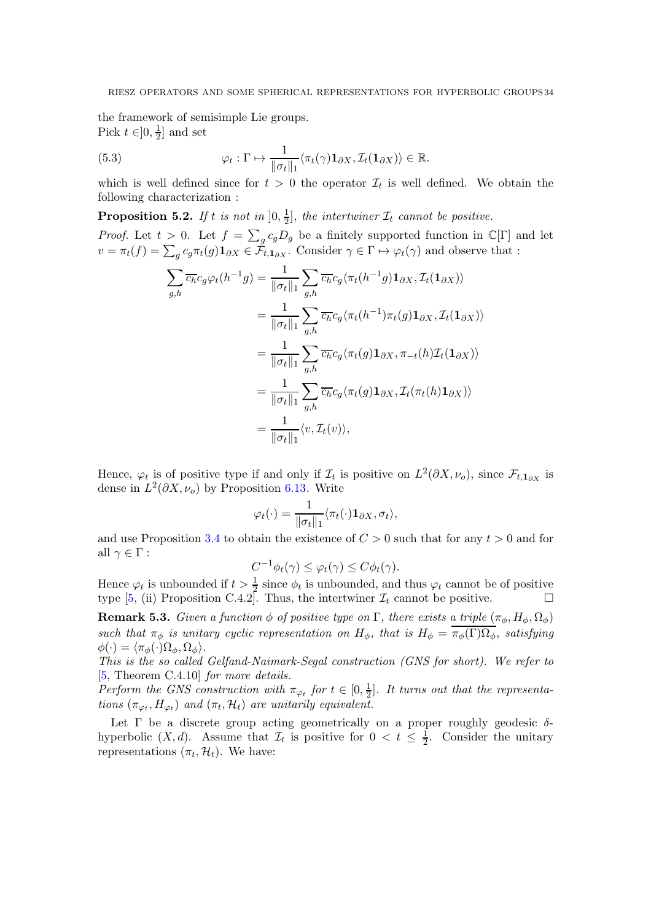the framework of semisimple Lie groups.
Pick $t \in ]0, \frac{1}{2}]$ and set

$$
\varphi_t : \Gamma \mapsto \frac{1}{\|\sigma_t\|_1} \langle \pi_t(\gamma) \mathbf{1}_{\partial X}, \mathcal{I}_t(\mathbf{1}_{\partial X}) \rangle \in \mathbb{R}. \tag{5.3}
$$

which is well defined since for $t > 0$ the operator $\mathcal{I}_t$ is well defined. We obtain the following characterization :

**Proposition 5.2.** *If $t$ is not in $]0, \frac{1}{2}]$, the intertwiner $\mathcal{I}_t$ cannot be positive.*

*Proof.* Let $t > 0$. Let $f = \sum_g c_g D_g$ be a finitely supported function in $\mathbb{C}[\Gamma]$ and let $v = \pi_t(f) = \sum_g c_g \pi_t(g) \mathbf{1}_{\partial X} \in \mathcal{F}_{t, \mathbf{1}_{\partial X}}$. Consider $\gamma \in \Gamma \mapsto \varphi_t(\gamma)$ and observe that :

$$
\begin{aligned}
\sum_{g,h} \overline{c_h} c_g \varphi_t(h^{-1} g) &= \frac{1}{\|\sigma_t\|_1} \sum_{g,h} \overline{c_h} c_g \langle \pi_t(h^{-1} g) \mathbf{1}_{\partial X}, \mathcal{I}_t(\mathbf{1}_{\partial X}) \rangle \\
&= \frac{1}{\|\sigma_t\|_1} \sum_{g,h} \overline{c_h} c_g \langle \pi_t(h^{-1}) \pi_t(g) \mathbf{1}_{\partial X}, \mathcal{I}_t(\mathbf{1}_{\partial X}) \rangle \\
&= \frac{1}{\|\sigma_t\|_1} \sum_{g,h} \overline{c_h} c_g \langle \pi_t(g) \mathbf{1}_{\partial X}, \pi_{-t}(h) \mathcal{I}_t(\mathbf{1}_{\partial X}) \rangle \\
&= \frac{1}{\|\sigma_t\|_1} \sum_{g,h} \overline{c_h} c_g \langle \pi_t(g) \mathbf{1}_{\partial X}, \mathcal{I}_t(\pi_t(h) \mathbf{1}_{\partial X}) \rangle \\
&= \frac{1}{\|\sigma_t\|_1} \langle v, \mathcal{I}_t(v) \rangle,
\end{aligned}
$$

Hence, $\varphi_t$ is of positive type if and only if $\mathcal{I}_t$ is positive on $L^2(\partial X, \nu_o)$, since $\mathcal{F}_{t, \mathbf{1}_{\partial X}}$ is dense in $L^2(\partial X, \nu_o)$ by Proposition 6.13. Write

$$
\varphi_t(\cdot) = \frac{1}{\|\sigma_t\|_1} \langle \pi_t(\cdot) \mathbf{1}_{\partial X}, \sigma_t \rangle,
$$

and use Proposition 3.4 to obtain the existence of $C > 0$ such that for any $t > 0$ and for all $\gamma \in \Gamma$ :

$$
C^{-1} \phi_t(\gamma) \leq \varphi_t(\gamma) \leq C \phi_t(\gamma).
$$

Hence $\varphi_t$ is unbounded if $t > \frac{1}{2}$ since $\phi_t$ is unbounded, and thus $\varphi_t$ cannot be of positive type [5, (ii) Proposition C.4.2]. Thus, the intertwiner $\mathcal{I}_t$ cannot be positive. $\square$

**Remark 5.3.** *Given a function $\phi$ of positive type on $\Gamma$, there exists a triple $(\pi_\phi, H_\phi, \Omega_\phi)$ such that $\pi_\phi$ is unitary cyclic representation on $H_\phi$, that is $H_\phi = \overline{\pi_\phi(\Gamma)\Omega_\phi}$, satisfying $\phi(\cdot) = \langle \pi_\phi(\cdot) \Omega_\phi, \Omega_\phi \rangle$.*
*This is the so called Gelfand-Naimark-Segal construction (GNS for short). We refer to [5, Theorem C.4.10] for more details.*
*Perform the GNS construction with $\pi_{\varphi_t}$ for $t \in [0, \frac{1}{2}]$. It turns out that the representations $(\pi_{\varphi_t}, H_{\varphi_t})$ and $(\pi_t, \mathcal{H}_t)$ are unitarily equivalent.*

Let $\Gamma$ be a discrete group acting geometrically on a proper roughly geodesic $\delta$-hyperbolic $(X, d)$. Assume that $\mathcal{I}_t$ is positive for $0 < t \leq \frac{1}{2}$. Consider the unitary representations $(\pi_t, \mathcal{H}_t)$. We have: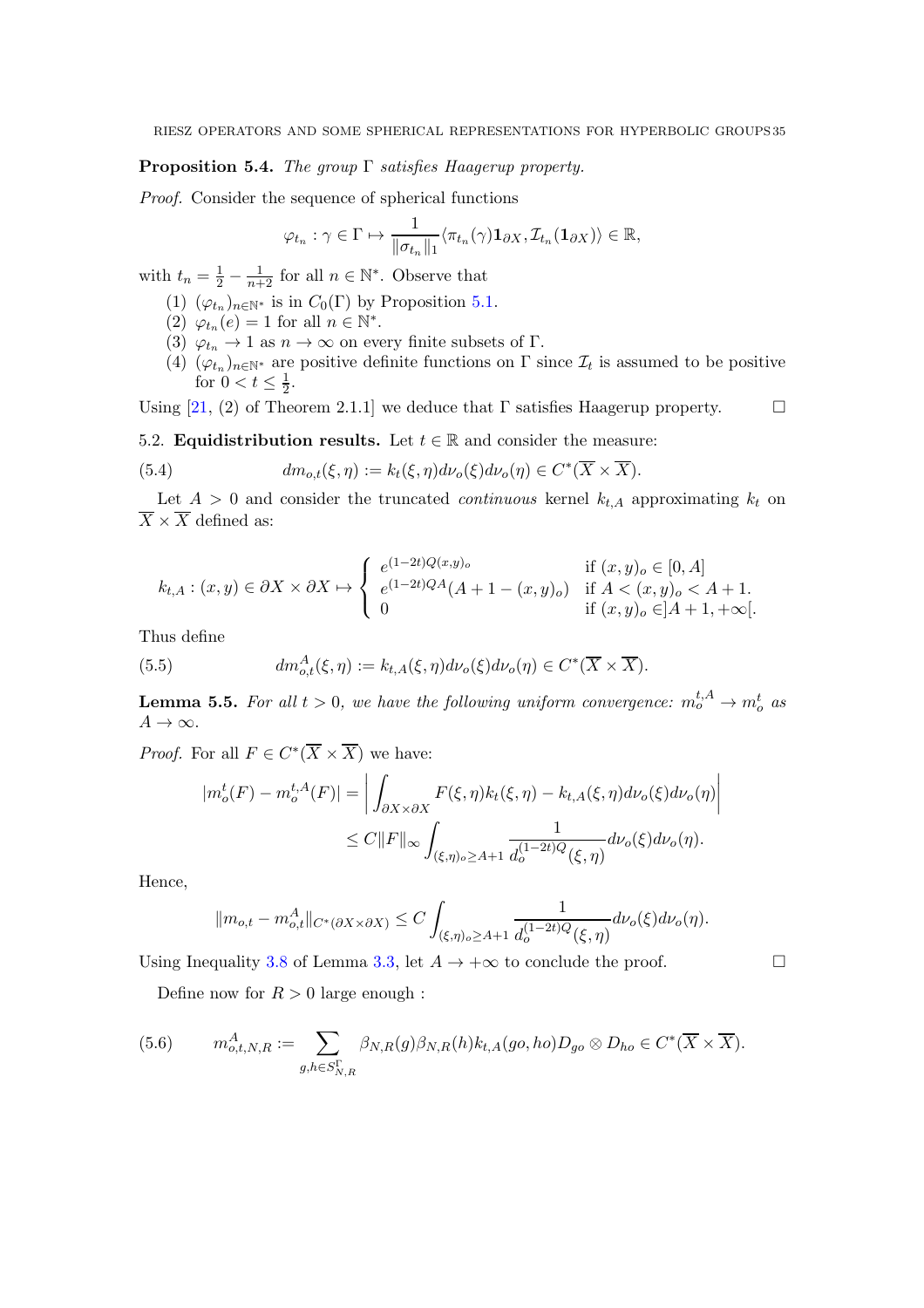**Proposition 5.4.** *The group $\Gamma$ satisfies Haagerup property.*

*Proof.* Consider the sequence of spherical functions

$$\varphi_{t_n} : \gamma \in \Gamma \mapsto \frac{1}{\|\sigma_{t_n}\|_1} \langle \pi_{t_n}(\gamma)\mathbf{1}_{\partial X}, \mathcal{I}_{t_n}(\mathbf{1}_{\partial X})\rangle \in \mathbb{R},$$

with $t_n = \frac{1}{2} - \frac{1}{n+2}$ for all $n \in \mathbb{N}^*$. Observe that

1. $(\varphi_{t_n})_{n\in\mathbb{N}^*}$ is in $C_0(\Gamma)$ by Proposition 5.1.
2. $\varphi_{t_n}(e) = 1$ for all $n \in \mathbb{N}^*$.
3. $\varphi_{t_n} \to 1$ as $n \to \infty$ on every finite subsets of $\Gamma$.
4. $(\varphi_{t_n})_{n\in\mathbb{N}^*}$ are positive definite functions on $\Gamma$ since $\mathcal{I}_t$ is assumed to be positive for $0 < t \leq \frac{1}{2}$.

Using [21, (2) of Theorem 2.1.1] we deduce that $\Gamma$ satisfies Haagerup property. □

5.2. **Equidistribution results.** Let $t \in \mathbb{R}$ and consider the measure:

$$dm_{o,t}(\xi,\eta) := k_t(\xi,\eta)d\nu_o(\xi)d\nu_o(\eta) \in C^*(\overline{X}\times\overline{X}). \tag{5.4}$$

Let $A > 0$ and consider the truncated *continuous* kernel $k_{t,A}$ approximating $k_t$ on $\overline{X}\times\overline{X}$ defined as:

$$k_{t,A} : (x,y) \in \partial X \times \partial X \mapsto \begin{cases} e^{(1-2t)Q(x,y)_o} & \text{if } (x,y)_o \in [0,A] \\ e^{(1-2t)QA}(A+1-(x,y)_o) & \text{if } A < (x,y)_o < A+1. \\ 0 & \text{if } (x,y)_o \in ]A+1,+\infty[. \end{cases}$$

Thus define

$$dm^A_{o,t}(\xi,\eta) := k_{t,A}(\xi,\eta)d\nu_o(\xi)d\nu_o(\eta) \in C^*(\overline{X}\times\overline{X}). \tag{5.5}$$

**Lemma 5.5.** *For all $t > 0$, we have the following uniform convergence: $m^{t,A}_o \to m^t_o$ as $A \to \infty$.*

*Proof.* For all $F \in C^*(\overline{X}\times\overline{X})$ we have:

$$\begin{aligned} |m^t_o(F) - m^{t,A}_o(F)| &= \left| \int_{\partial X\times\partial X} F(\xi,\eta)k_t(\xi,\eta) - k_{t,A}(\xi,\eta)d\nu_o(\xi)d\nu_o(\eta)\right| \\ &\leq C\|F\|_\infty \int_{(\xi,\eta)_o \geq A+1} \frac{1}{d_o^{(1-2t)Q}(\xi,\eta)} d\nu_o(\xi)d\nu_o(\eta). \end{aligned}$$

Hence,

$$\|m_{o,t} - m^A_{o,t}\|_{C^*(\partial X\times\partial X)} \leq C \int_{(\xi,\eta)_o\geq A+1} \frac{1}{d_o^{(1-2t)Q}(\xi,\eta)} d\nu_o(\xi)d\nu_o(\eta).$$

Using Inequality 3.8 of Lemma 3.3, let $A \to +\infty$ to conclude the proof. □

Define now for $R > 0$ large enough :

$$m^A_{o,t,N,R} := \sum_{g,h\in S^\Gamma_{N,R}} \beta_{N,R}(g)\beta_{N,R}(h)k_{t,A}(go,ho)D_{go}\otimes D_{ho} \in C^*(\overline{X}\times\overline{X}). \tag{5.6}$$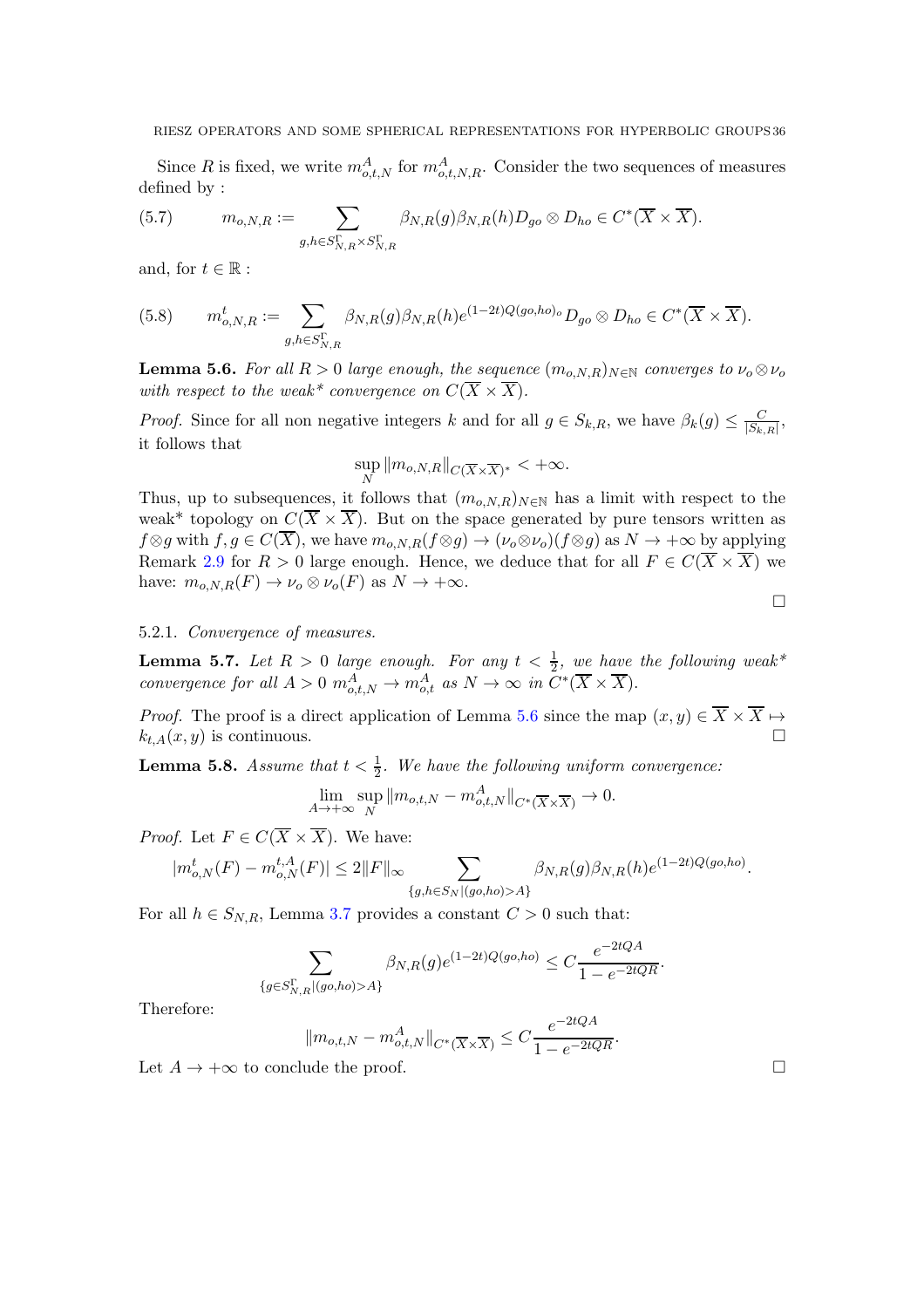Since $R$ is fixed, we write $m^A_{o,t,N}$ for $m^A_{o,t,N,R}$. Consider the two sequences of measures defined by :

$$m_{o,N,R} := \sum_{g,h \in S^\Gamma_{N,R} \times S^\Gamma_{N,R}} \beta_{N,R}(g)\beta_{N,R}(h) D_{go} \otimes D_{ho} \in C^*(\overline{X} \times \overline{X}). \tag{5.7}$$

and, for $t \in \mathbb{R}$ :

$$m^t_{o,N,R} := \sum_{g,h \in S^\Gamma_{N,R}} \beta_{N,R}(g)\beta_{N,R}(h) e^{(1-2t)Q(go,ho)_o} D_{go} \otimes D_{ho} \in C^*(\overline{X} \times \overline{X}). \tag{5.8}$$

**Lemma 5.6.** *For all $R > 0$ large enough, the sequence $(m_{o,N,R})_{N \in \mathbb{N}}$ converges to $\nu_o \otimes \nu_o$ with respect to the weak\* convergence on $C(\overline{X} \times \overline{X})$.*

*Proof.* Since for all non negative integers $k$ and for all $g \in S_{k,R}$, we have $\beta_k(g) \leq \frac{C}{|S_{k,R}|}$, it follows that

$$\sup_N \|m_{o,N,R}\|_{C(\overline{X} \times \overline{X})^*} < +\infty.$$

Thus, up to subsequences, it follows that $(m_{o,N,R})_{N \in \mathbb{N}}$ has a limit with respect to the weak\* topology on $C(\overline{X} \times \overline{X})$. But on the space generated by pure tensors written as $f \otimes g$ with $f, g \in C(\overline{X})$, we have $m_{o,N,R}(f \otimes g) \to (\nu_o \otimes \nu_o)(f \otimes g)$ as $N \to +\infty$ by applying Remark 2.9 for $R > 0$ large enough. Hence, we deduce that for all $F \in C(\overline{X} \times \overline{X})$ we have: $m_{o,N,R}(F) \to \nu_o \otimes \nu_o(F)$ as $N \to +\infty$. □

#### 5.2.1. *Convergence of measures.*

**Lemma 5.7.** *Let $R > 0$ large enough. For any $t < \frac{1}{2}$, we have the following weak\* convergence for all $A > 0$ $m^A_{o,t,N} \to m^A_{o,t}$ as $N \to \infty$ in $C^*(\overline{X} \times \overline{X})$.*

*Proof.* The proof is a direct application of Lemma 5.6 since the map $(x, y) \in \overline{X} \times \overline{X} \mapsto k_{t,A}(x, y)$ is continuous. □

**Lemma 5.8.** *Assume that $t < \frac{1}{2}$. We have the following uniform convergence:*

$$\lim_{A \to +\infty} \sup_N \|m_{o,t,N} - m^A_{o,t,N}\|_{C^*(\overline{X} \times \overline{X})} \to 0.$$

*Proof.* Let $F \in C(\overline{X} \times \overline{X})$. We have:

$$|m^t_{o,N}(F) - m^{t,A}_{o,N}(F)| \leq 2\|F\|_\infty \sum_{\{g,h \in S_N | (go,ho) > A\}} \beta_{N,R}(g)\beta_{N,R}(h) e^{(1-2t)Q(go,ho)}.$$

For all $h \in S_{N,R}$, Lemma 3.7 provides a constant $C > 0$ such that:

$$\sum_{\{g \in S^\Gamma_{N,R} | (go,ho) > A\}} \beta_{N,R}(g) e^{(1-2t)Q(go,ho)} \leq C \frac{e^{-2tQA}}{1 - e^{-2tQR}}.$$

Therefore:

$$\|m_{o,t,N} - m^A_{o,t,N}\|_{C^*(\overline{X} \times \overline{X})} \leq C \frac{e^{-2tQA}}{1 - e^{-2tQR}}.$$

Let $A \to +\infty$ to conclude the proof. □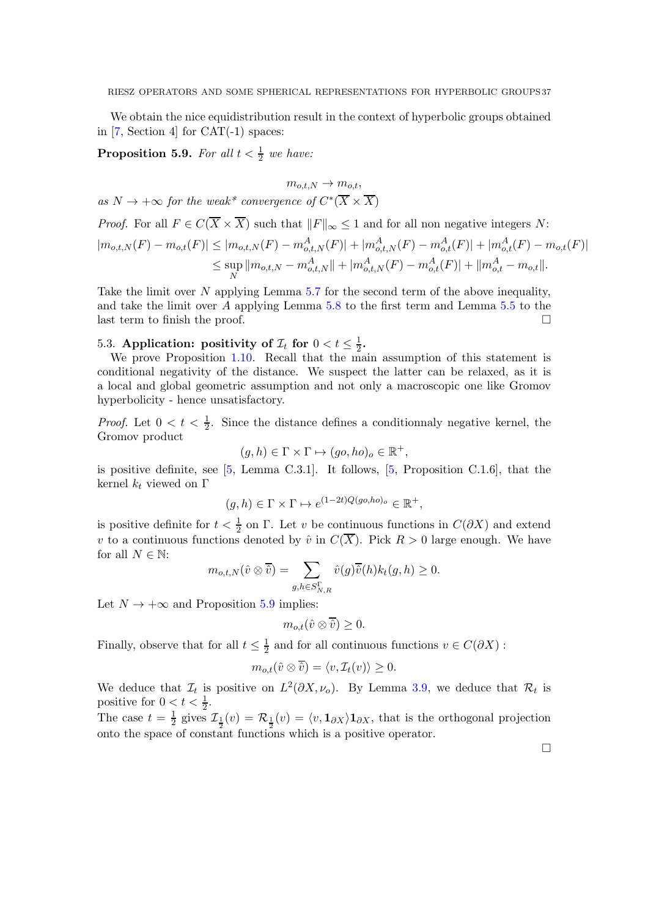We obtain the nice equidistribution result in the context of hyperbolic groups obtained in [7, Section 4] for CAT(-1) spaces:

**Proposition 5.9.** *For all $t < \frac{1}{2}$ we have:*

$$m_{o,t,N} \to m_{o,t},$$

*as $N \to +\infty$ for the weak\* convergence of $C^*(\overline{X} \times \overline{X})$*

*Proof.* For all $F \in C(\overline{X} \times \overline{X})$ such that $\|F\|_\infty \leq 1$ and for all non negative integers $N$:

$$\begin{aligned}
|m_{o,t,N}(F) - m_{o,t}(F)| &\leq |m_{o,t,N}(F) - m^A_{o,t,N}(F)| + |m^A_{o,t,N}(F) - m^A_{o,t}(F)| + |m^A_{o,t}(F) - m_{o,t}(F)| \\
&\leq \sup_N \|m_{o,t,N} - m^A_{o,t,N}\| + |m^A_{o,t,N}(F) - m^A_{o,t}(F)| + \|m^A_{o,t} - m_{o,t}\|.
\end{aligned}$$

Take the limit over $N$ applying Lemma 5.7 for the second term of the above inequality, and take the limit over $A$ applying Lemma 5.8 to the first term and Lemma 5.5 to the last term to finish the proof. $\square$

### 5.3. Application: positivity of $\mathcal{I}_t$ for $0 < t \leq \frac{1}{2}$.

We prove Proposition 1.10. Recall that the main assumption of this statement is conditional negativity of the distance. We suspect the latter can be relaxed, as it is a local and global geometric assumption and not only a macroscopic one like Gromov hyperbolicity - hence unsatisfactory.

*Proof.* Let $0 < t < \frac{1}{2}$. Since the distance defines a conditionnaly negative kernel, the Gromov product

$$(g, h) \in \Gamma \times \Gamma \mapsto (go, ho)_o \in \mathbb{R}^+,$$

is positive definite, see [5, Lemma C.3.1]. It follows, [5, Proposition C.1.6], that the kernel $k_t$ viewed on $\Gamma$

$$(g, h) \in \Gamma \times \Gamma \mapsto e^{(1-2t)Q(go,ho)_o} \in \mathbb{R}^+,$$

is positive definite for $t < \frac{1}{2}$ on $\Gamma$. Let $v$ be continuous functions in $C(\partial X)$ and extend $v$ to a continuous functions denoted by $\hat{v}$ in $C(\overline{X})$. Pick $R > 0$ large enough. We have for all $N \in \mathbb{N}$:

$$m_{o,t,N}(\hat{v} \otimes \overline{\hat{v}}) = \sum_{g,h \in S^\Gamma_{N,R}} \hat{v}(g)\overline{\hat{v}}(h)k_t(g, h) \geq 0.$$

Let $N \to +\infty$ and Proposition 5.9 implies:

$$m_{o,t}(\hat{v} \otimes \overline{\hat{v}}) \geq 0.$$

Finally, observe that for all $t \leq \frac{1}{2}$ and for all continuous functions $v \in C(\partial X)$ :

$$m_{o,t}(\hat{v} \otimes \overline{\hat{v}}) = \langle v, \mathcal{I}_t(v) \rangle \geq 0.$$

We deduce that $\mathcal{I}_t$ is positive on $L^2(\partial X, \nu_o)$. By Lemma 3.9, we deduce that $\mathcal{R}_t$ is positive for $0 < t < \frac{1}{2}$.

The case $t = \frac{1}{2}$ gives $\mathcal{I}_{\frac{1}{2}}(v) = \mathcal{R}_{\frac{1}{2}}(v) = \langle v, \mathbf{1}_{\partial X} \rangle \mathbf{1}_{\partial X}$, that is the orthogonal projection onto the space of constant functions which is a positive operator.

$\square$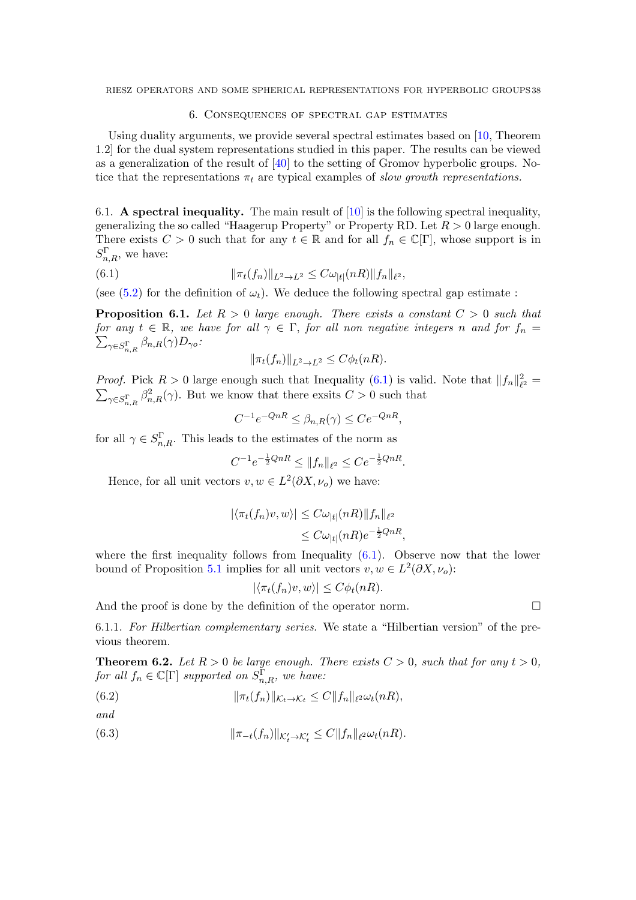## 6. Consequences of spectral gap estimates

Using duality arguments, we provide several spectral estimates based on [10, Theorem 1.2] for the dual system representations studied in this paper. The results can be viewed as a generalization of the result of [40] to the setting of Gromov hyperbolic groups. Notice that the representations $\pi_t$ are typical examples of *slow growth representations.*

### 6.1. A spectral inequality.

The main result of [10] is the following spectral inequality, generalizing the so called "Haagerup Property" or Property RD. Let $R > 0$ large enough. There exists $C > 0$ such that for any $t \in \mathbb{R}$ and for all $f_n \in \mathbb{C}[\Gamma]$, whose support is in $S^{\Gamma}_{n,R}$, we have:

$$\|\pi_t(f_n)\|_{L^2 \to L^2} \leq C\omega_{|t|}(nR)\|f_n\|_{\ell^2}, \tag{6.1}$$

(see (5.2) for the definition of $\omega_t$). We deduce the following spectral gap estimate :

**Proposition 6.1.** *Let $R > 0$ large enough. There exists a constant $C > 0$ such that for any $t \in \mathbb{R}$, we have for all $\gamma \in \Gamma$, for all non negative integers $n$ and for $f_n = \sum_{\gamma \in S^{\Gamma}_{n,R}} \beta_{n,R}(\gamma) D_{\gamma o}$:*

$$\|\pi_t(f_n)\|_{L^2 \to L^2} \leq C\phi_t(nR).$$

*Proof.* Pick $R > 0$ large enough such that Inequality (6.1) is valid. Note that $\|f_n\|^2_{\ell^2} = \sum_{\gamma \in S^{\Gamma}_{n,R}} \beta^2_{n,R}(\gamma)$. But we know that there exsits $C > 0$ such that

$$C^{-1}e^{-QnR} \leq \beta_{n,R}(\gamma) \leq Ce^{-QnR},$$

for all $\gamma \in S^{\Gamma}_{n,R}$. This leads to the estimates of the norm as

$$C^{-1}e^{-\frac{1}{2}QnR} \leq \|f_n\|_{\ell^2} \leq Ce^{-\frac{1}{2}QnR}.$$

Hence, for all unit vectors $v, w \in L^2(\partial X, \nu_o)$ we have:

$$\begin{aligned}
|\langle \pi_t(f_n)v, w\rangle| &\leq C\omega_{|t|}(nR)\|f_n\|_{\ell^2} \\
&\leq C\omega_{|t|}(nR)e^{-\frac{1}{2}QnR},
\end{aligned}$$

where the first inequality follows from Inequality (6.1). Observe now that the lower bound of Proposition 5.1 implies for all unit vectors $v, w \in L^2(\partial X, \nu_o)$:

$$|\langle \pi_t(f_n)v, w\rangle| \leq C\phi_t(nR).$$

And the proof is done by the definition of the operator norm. □

#### 6.1.1. *For Hilbertian complementary series.*

We state a "Hilbertian version" of the previous theorem.

**Theorem 6.2.** *Let $R > 0$ be large enough. There exists $C > 0$, such that for any $t > 0$, for all $f_n \in \mathbb{C}[\Gamma]$ supported on $S^{\Gamma}_{n,R}$, we have:*

$$\|\pi_t(f_n)\|_{\mathcal{K}_t \to \mathcal{K}_t} \leq C\|f_n\|_{\ell^2}\omega_t(nR), \tag{6.2}$$

*and*

$$\|\pi_{-t}(f_n)\|_{\mathcal{K}'_t \to \mathcal{K}'_t} \leq C\|f_n\|_{\ell^2}\omega_t(nR). \tag{6.3}$$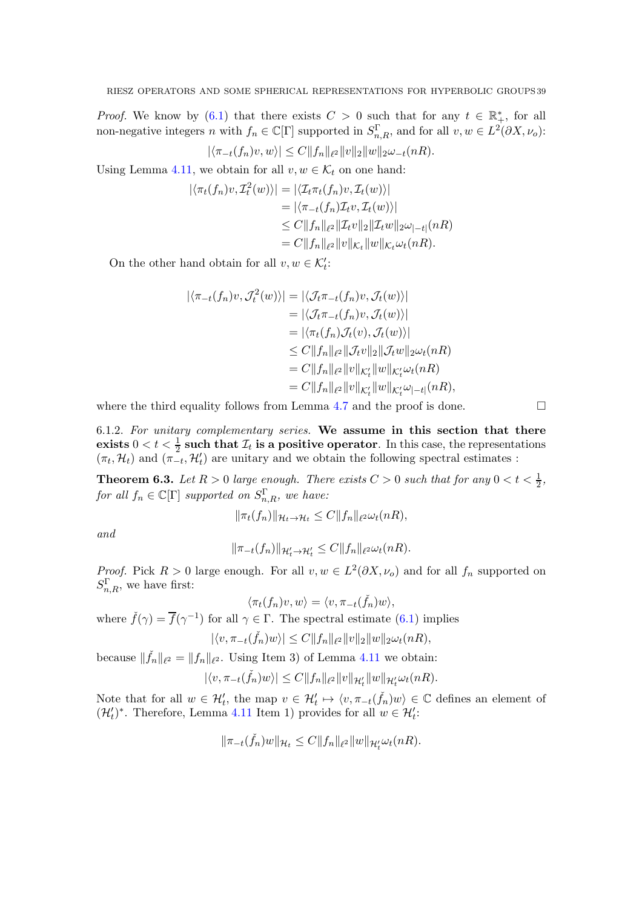*Proof.* We know by (6.1) that there exists $C > 0$ such that for any $t \in \mathbb{R}_+^*$, for all non-negative integers $n$ with $f_n \in \mathbb{C}[\Gamma]$ supported in $S^\Gamma_{n,R}$, and for all $v, w \in L^2(\partial X, \nu_o)$:

$$|\langle \pi_{-t}(f_n)v, w\rangle| \leq C\|f_n\|_{\ell^2}\|v\|_2\|w\|_2\omega_{-t}(nR).$$

Using Lemma 4.11, we obtain for all $v, w \in \mathcal{K}_t$ on one hand:

$$\begin{aligned}
|\langle \pi_t(f_n)v, \mathcal{I}_t^2(w)\rangle| &= |\langle \mathcal{I}_t\pi_t(f_n)v, \mathcal{I}_t(w)\rangle| \\
&= |\langle \pi_{-t}(f_n)\mathcal{I}_t v, \mathcal{I}_t(w)\rangle| \\
&\leq C\|f_n\|_{\ell^2}\|\mathcal{I}_t v\|_2\|\mathcal{I}_t w\|_2\omega_{|-t|}(nR) \\
&= C\|f_n\|_{\ell^2}\|v\|_{\mathcal{K}_t}\|w\|_{\mathcal{K}_t}\omega_t(nR).
\end{aligned}$$

On the other hand obtain for all $v, w \in \mathcal{K}'_t$:

$$\begin{aligned}
|\langle \pi_{-t}(f_n)v, \mathcal{J}_t^2(w)\rangle| &= |\langle \mathcal{J}_t\pi_{-t}(f_n)v, \mathcal{J}_t(w)\rangle| \\
&= |\langle \mathcal{J}_t\pi_{-t}(f_n)v, \mathcal{J}_t(w)\rangle| \\
&= |\langle \pi_t(f_n)\mathcal{J}_t(v), \mathcal{J}_t(w)\rangle| \\
&\leq C\|f_n\|_{\ell^2}\|\mathcal{J}_t v\|_2\|\mathcal{J}_t w\|_2\omega_t(nR) \\
&= C\|f_n\|_{\ell^2}\|v\|_{\mathcal{K}'_t}\|w\|_{\mathcal{K}'_t}\omega_t(nR) \\
&= C\|f_n\|_{\ell^2}\|v\|_{\mathcal{K}'_t}\|w\|_{\mathcal{K}'_t}\omega_{|-t|}(nR),
\end{aligned}$$

where the third equality follows from Lemma 4.7 and the proof is done. □

6.1.2. *For unitary complementary series.* **We assume in this section that there exists $0 < t < \frac{1}{2}$ such that $\mathcal{I}_t$ is a positive operator**. In this case, the representations $(\pi_t, \mathcal{H}_t)$ and $(\pi_{-t}, \mathcal{H}'_t)$ are unitary and we obtain the following spectral estimates :

**Theorem 6.3.** *Let $R > 0$ large enough. There exists $C > 0$ such that for any $0 < t < \frac{1}{2}$, for all $f_n \in \mathbb{C}[\Gamma]$ supported on $S^\Gamma_{n,R}$, we have:*

$$\|\pi_t(f_n)\|_{\mathcal{H}_t \to \mathcal{H}_t} \leq C\|f_n\|_{\ell^2}\omega_t(nR),$$

*and*

$$\|\pi_{-t}(f_n)\|_{\mathcal{H}'_t \to \mathcal{H}'_t} \leq C\|f_n\|_{\ell^2}\omega_t(nR).$$

*Proof.* Pick $R > 0$ large enough. For all $v, w \in L^2(\partial X, \nu_o)$ and for all $f_n$ supported on $S^\Gamma_{n,R}$, we have first:

$$\langle \pi_t(f_n)v, w\rangle = \langle v, \pi_{-t}(\check{f}_n)w\rangle,$$

where $\check{f}(\gamma) = \overline{f}(\gamma^{-1})$ for all $\gamma \in \Gamma$. The spectral estimate (6.1) implies

$$|\langle v, \pi_{-t}(\check{f}_n)w\rangle| \leq C\|f_n\|_{\ell^2}\|v\|_2\|w\|_2\omega_t(nR),$$

because $\|\check{f}_n\|_{\ell^2} = \|f_n\|_{\ell^2}$. Using Item 3) of Lemma 4.11 we obtain:

$$|\langle v, \pi_{-t}(\check{f}_n)w\rangle| \leq C\|f_n\|_{\ell^2}\|v\|_{\mathcal{H}'_t}\|w\|_{\mathcal{H}'_t}\omega_t(nR).$$

Note that for all $w \in \mathcal{H}'_t$, the map $v \in \mathcal{H}'_t \mapsto \langle v, \pi_{-t}(\check{f}_n)w\rangle \in \mathbb{C}$ defines an element of $(\mathcal{H}'_t)^*$. Therefore, Lemma 4.11 Item 1) provides for all $w \in \mathcal{H}'_t$:

$$\|\pi_{-t}(\check{f}_n)w\|_{\mathcal{H}_t} \leq C\|f_n\|_{\ell^2}\|w\|_{\mathcal{H}'_t}\omega_t(nR).$$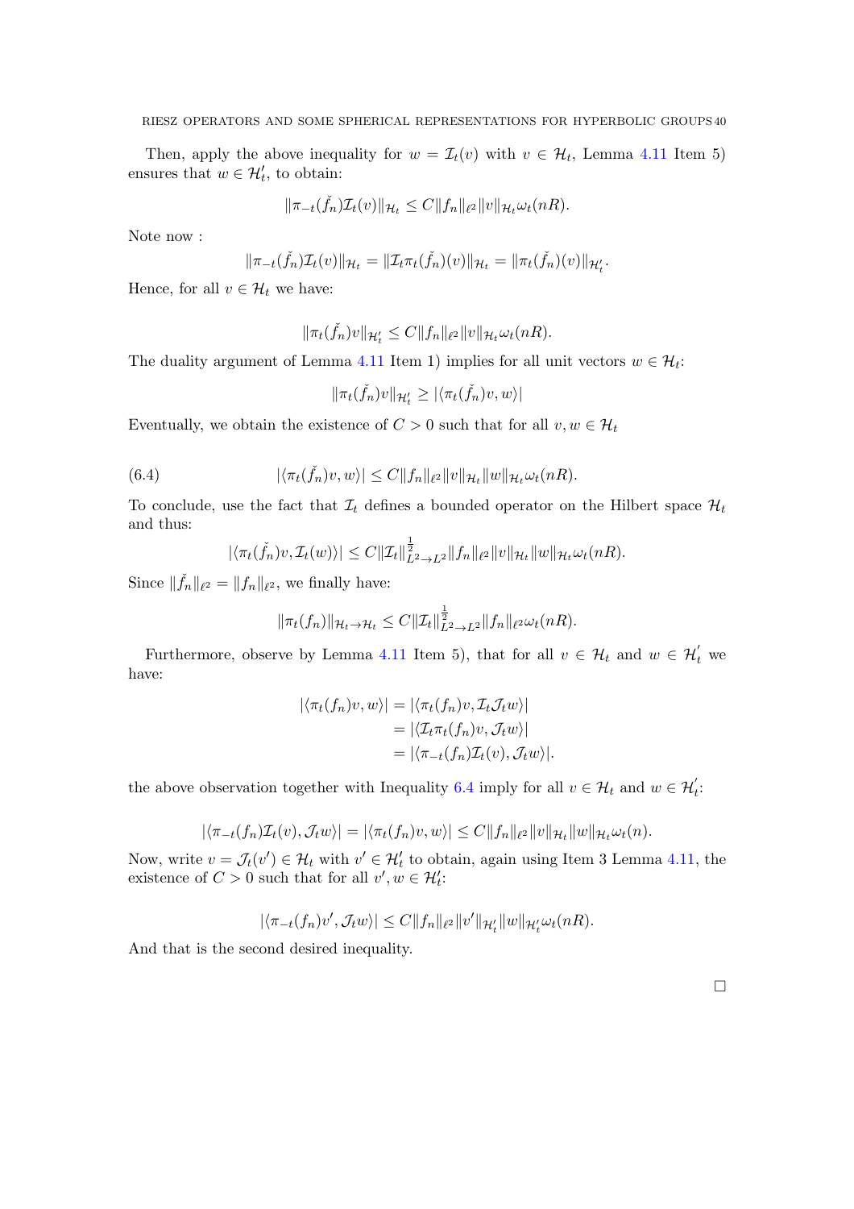Then, apply the above inequality for $w = \mathcal{I}_t(v)$ with $v \in \mathcal{H}_t$, Lemma 4.11 Item 5) ensures that $w \in \mathcal{H}'_t$, to obtain:

$$\|\pi_{-t}(\check{f}_n)\mathcal{I}_t(v)\|_{\mathcal{H}_t} \leq C\|f_n\|_{\ell^2}\|v\|_{\mathcal{H}_t}\omega_t(nR).$$

Note now :

$$\|\pi_{-t}(\check{f}_n)\mathcal{I}_t(v)\|_{\mathcal{H}_t} = \|\mathcal{I}_t\pi_t(\check{f}_n)(v)\|_{\mathcal{H}_t} = \|\pi_t(\check{f}_n)(v)\|_{\mathcal{H}'_t}.$$

Hence, for all $v \in \mathcal{H}_t$ we have:

$$\|\pi_t(\check{f}_n)v\|_{\mathcal{H}'_t} \leq C\|f_n\|_{\ell^2}\|v\|_{\mathcal{H}_t}\omega_t(nR).$$

The duality argument of Lemma 4.11 Item 1) implies for all unit vectors $w \in \mathcal{H}_t$:

$$\|\pi_t(\check{f}_n)v\|_{\mathcal{H}'_t} \geq |\langle \pi_t(\check{f}_n)v, w\rangle|$$

Eventually, we obtain the existence of $C > 0$ such that for all $v, w \in \mathcal{H}_t$

$$|\langle \pi_t(\check{f}_n)v, w\rangle| \leq C\|f_n\|_{\ell^2}\|v\|_{\mathcal{H}_t}\|w\|_{\mathcal{H}_t}\omega_t(nR). \tag{6.4}$$

To conclude, use the fact that $\mathcal{I}_t$ defines a bounded operator on the Hilbert space $\mathcal{H}_t$ and thus:

$$|\langle \pi_t(\check{f}_n)v, \mathcal{I}_t(w)\rangle| \leq C\|\mathcal{I}_t\|^{\frac{1}{2}}_{L^2\to L^2}\|f_n\|_{\ell^2}\|v\|_{\mathcal{H}_t}\|w\|_{\mathcal{H}_t}\omega_t(nR).$$

Since $\|\check{f}_n\|_{\ell^2} = \|f_n\|_{\ell^2}$, we finally have:

$$\|\pi_t(f_n)\|_{\mathcal{H}_t\to\mathcal{H}_t} \leq C\|\mathcal{I}_t\|^{\frac{1}{2}}_{L^2\to L^2}\|f_n\|_{\ell^2}\omega_t(nR).$$

Furthermore, observe by Lemma 4.11 Item 5), that for all $v \in \mathcal{H}_t$ and $w \in \mathcal{H}'_t$ we have:

$$\begin{aligned}
|\langle \pi_t(f_n)v, w\rangle| &= |\langle \pi_t(f_n)v, \mathcal{I}_t\mathcal{J}_t w\rangle| \\
&= |\langle \mathcal{I}_t\pi_t(f_n)v, \mathcal{J}_t w\rangle| \\
&= |\langle \pi_{-t}(f_n)\mathcal{I}_t(v), \mathcal{J}_t w\rangle|.
\end{aligned}$$

the above observation together with Inequality 6.4 imply for all $v \in \mathcal{H}_t$ and $w \in \mathcal{H}'_t$:

$$|\langle \pi_{-t}(f_n)\mathcal{I}_t(v), \mathcal{J}_t w\rangle| = |\langle \pi_t(f_n)v, w\rangle| \leq C\|f_n\|_{\ell^2}\|v\|_{\mathcal{H}_t}\|w\|_{\mathcal{H}_t}\omega_t(n).$$

Now, write $v = \mathcal{J}_t(v') \in \mathcal{H}_t$ with $v' \in \mathcal{H}'_t$ to obtain, again using Item 3 Lemma 4.11, the existence of $C > 0$ such that for all $v', w \in \mathcal{H}'_t$:

$$|\langle \pi_{-t}(f_n)v', \mathcal{J}_t w\rangle| \leq C\|f_n\|_{\ell^2}\|v'\|_{\mathcal{H}'_t}\|w\|_{\mathcal{H}'_t}\omega_t(nR).$$

And that is the second desired inequality.

$\square$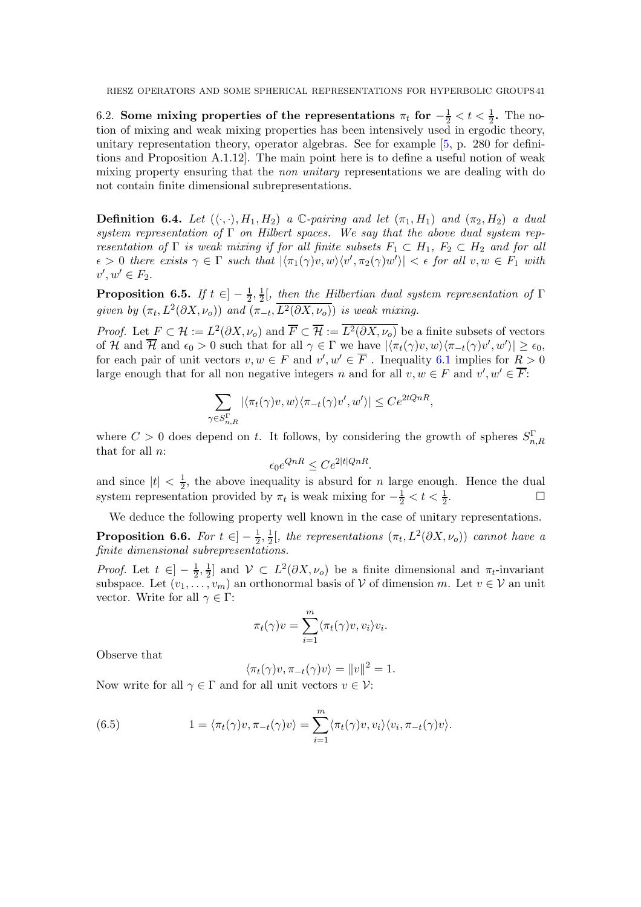6.2. **Some mixing properties of the representations $\pi_t$ for $-\frac{1}{2} < t < \frac{1}{2}$.** The notion of mixing and weak mixing properties has been intensively used in ergodic theory, unitary representation theory, operator algebras. See for example [5, p. 280 for definitions and Proposition A.1.12]. The main point here is to define a useful notion of weak mixing property ensuring that the *non unitary* representations we are dealing with do not contain finite dimensional subrepresentations.

**Definition 6.4.** *Let $(\langle \cdot, \cdot \rangle, H_1, H_2)$ a $\mathbb{C}$-pairing and let $(\pi_1, H_1)$ and $(\pi_2, H_2)$ a dual system representation of $\Gamma$ on Hilbert spaces. We say that the above dual system representation of $\Gamma$ is weak mixing if for all finite subsets $F_1 \subset H_1$, $F_2 \subset H_2$ and for all $\epsilon > 0$ there exists $\gamma \in \Gamma$ such that $|\langle \pi_1(\gamma)v, w\rangle \langle v', \pi_2(\gamma)w'\rangle| < \epsilon$ for all $v, w \in F_1$ with $v', w' \in F_2$.*

**Proposition 6.5.** *If $t \in ]-\frac{1}{2}, \frac{1}{2}[$, then the Hilbertian dual system representation of $\Gamma$ given by $(\pi_t, L^2(\partial X, \nu_o))$ and $(\pi_{-t}, \overline{L^2(\partial X, \nu_o)})$ is weak mixing.*

*Proof.* Let $F \subset \mathcal{H} := L^2(\partial X, \nu_o)$ and $\overline{F} \subset \overline{\mathcal{H}} := \overline{L^2(\partial X, \nu_o)}$ be a finite subsets of vectors of $\mathcal{H}$ and $\overline{\mathcal{H}}$ and $\epsilon_0 > 0$ such that for all $\gamma \in \Gamma$ we have $|\langle \pi_t(\gamma)v, w\rangle \langle \pi_{-t}(\gamma)v', w'\rangle| \geq \epsilon_0$, for each pair of unit vectors $v, w \in F$ and $v', w' \in \overline{F}$. Inequality 6.1 implies for $R > 0$ large enough that for all non negative integers $n$ and for all $v, w \in F$ and $v', w' \in \overline{F}$:

$$\sum_{\gamma \in S^{\Gamma}_{n,R}} |\langle \pi_t(\gamma)v, w\rangle \langle \pi_{-t}(\gamma)v', w'\rangle| \leq Ce^{2tQnR},$$

where $C > 0$ does depend on $t$. It follows, by considering the growth of spheres $S^{\Gamma}_{n,R}$ that for all $n$:

$$\epsilon_0 e^{QnR} \leq Ce^{2|t|QnR}.$$

and since $|t| < \frac{1}{2}$, the above inequality is absurd for $n$ large enough. Hence the dual system representation provided by $\pi_t$ is weak mixing for $-\frac{1}{2} < t < \frac{1}{2}$. □

We deduce the following property well known in the case of unitary representations.

**Proposition 6.6.** *For $t \in ]-\frac{1}{2}, \frac{1}{2}[$, the representations $(\pi_t, L^2(\partial X, \nu_o))$ cannot have a finite dimensional subrepresentations.*

*Proof.* Let $t \in ]-\frac{1}{2}, \frac{1}{2}]$ and $\mathcal{V} \subset L^2(\partial X, \nu_o)$ be a finite dimensional and $\pi_t$-invariant subspace. Let $(v_1, \dots, v_m)$ an orthonormal basis of $\mathcal{V}$ of dimension $m$. Let $v \in \mathcal{V}$ an unit vector. Write for all $\gamma \in \Gamma$:

$$\pi_t(\gamma)v = \sum_{i=1}^{m} \langle \pi_t(\gamma)v, v_i\rangle v_i.$$

Observe that

$$\langle \pi_t(\gamma)v, \pi_{-t}(\gamma)v\rangle = \|v\|^2 = 1.$$

Now write for all $\gamma \in \Gamma$ and for all unit vectors $v \in \mathcal{V}$:

$$1 = \langle \pi_t(\gamma)v, \pi_{-t}(\gamma)v\rangle = \sum_{i=1}^{m} \langle \pi_t(\gamma)v, v_i\rangle \langle v_i, \pi_{-t}(\gamma)v\rangle. \tag{6.5}$$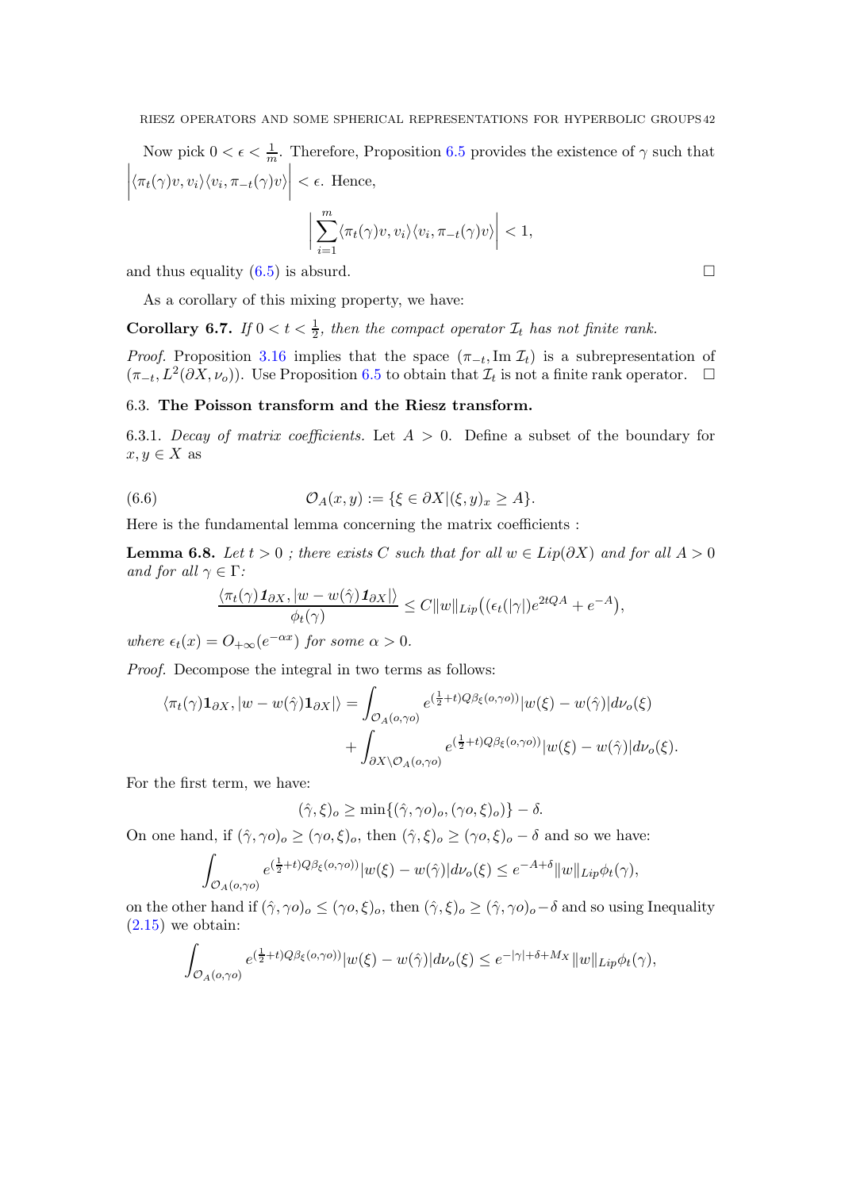Now pick $0 < \epsilon < \frac{1}{m}$. Therefore, Proposition 6.5 provides the existence of $\gamma$ such that $\left|\langle \pi_t(\gamma)v, v_i\rangle\langle v_i, \pi_{-t}(\gamma)v\rangle\right| < \epsilon$. Hence,

$$\left|\sum_{i=1}^{m}\langle \pi_t(\gamma)v, v_i\rangle\langle v_i, \pi_{-t}(\gamma)v\rangle\right| < 1,$$

and thus equality (6.5) is absurd. $\square$

As a corollary of this mixing property, we have:

**Corollary 6.7.** *If $0 < t < \frac{1}{2}$, then the compact operator $\mathcal{I}_t$ has not finite rank.*

*Proof.* Proposition 3.16 implies that the space $(\pi_{-t}, \mathrm{Im}\ \mathcal{I}_t)$ is a subrepresentation of $(\pi_{-t}, L^2(\partial X, \nu_o))$. Use Proposition 6.5 to obtain that $\mathcal{I}_t$ is not a finite rank operator. $\square$

### 6.3. **The Poisson transform and the Riesz transform.**

6.3.1. *Decay of matrix coefficients.* Let $A > 0$. Define a subset of the boundary for $x, y \in X$ as

$$\mathcal{O}_A(x,y) := \{\xi \in \partial X | (\xi, y)_x \geq A\}. \tag{6.6}$$

Here is the fundamental lemma concerning the matrix coefficients :

**Lemma 6.8.** *Let $t > 0$ ; there exists $C$ such that for all $w \in Lip(\partial X)$ and for all $A > 0$ and for all $\gamma \in \Gamma$:*

$$\frac{\langle \pi_t(\gamma)\mathbf{1}_{\partial X}, |w - w(\hat{\gamma})\mathbf{1}_{\partial X}|\rangle}{\phi_t(\gamma)} \leq C\|w\|_{Lip}\big((\epsilon_t(|\gamma|)e^{2tQA} + e^{-A}\big),$$

*where $\epsilon_t(x) = O_{+\infty}(e^{-\alpha x})$ for some $\alpha > 0$.*

*Proof.* Decompose the integral in two terms as follows:

$$\begin{aligned}\langle \pi_t(\gamma)\mathbf{1}_{\partial X}, |w - w(\hat{\gamma})\mathbf{1}_{\partial X}|\rangle &= \int_{\mathcal{O}_A(o,\gamma o)} e^{(\frac{1}{2}+t)Q\beta_\xi(o,\gamma o))}|w(\xi) - w(\hat{\gamma})|d\nu_o(\xi) \\ &+ \int_{\partial X \backslash \mathcal{O}_A(o,\gamma o)} e^{(\frac{1}{2}+t)Q\beta_\xi(o,\gamma o))}|w(\xi) - w(\hat{\gamma})|d\nu_o(\xi).\end{aligned}$$

For the first term, we have:

$$(\hat{\gamma}, \xi)_o \geq \min\{(\hat{\gamma}, \gamma o)_o, (\gamma o, \xi)_o)\} - \delta.$$

On one hand, if $(\hat{\gamma}, \gamma o)_o \geq (\gamma o, \xi)_o$, then $(\hat{\gamma}, \xi)_o \geq (\gamma o, \xi)_o - \delta$ and so we have:

$$\int_{\mathcal{O}_A(o,\gamma o)} e^{(\frac{1}{2}+t)Q\beta_\xi(o,\gamma o))}|w(\xi) - w(\hat{\gamma})|d\nu_o(\xi) \leq e^{-A+\delta}\|w\|_{Lip}\phi_t(\gamma),$$

on the other hand if $(\hat{\gamma}, \gamma o)_o \leq (\gamma o, \xi)_o$, then $(\hat{\gamma}, \xi)_o \geq (\hat{\gamma}, \gamma o)_o - \delta$ and so using Inequality (2.15) we obtain:

$$\int_{\mathcal{O}_A(o,\gamma o)} e^{(\frac{1}{2}+t)Q\beta_\xi(o,\gamma o))}|w(\xi) - w(\hat{\gamma})|d\nu_o(\xi) \leq e^{-|\gamma|+\delta+M_X}\|w\|_{Lip}\phi_t(\gamma),$$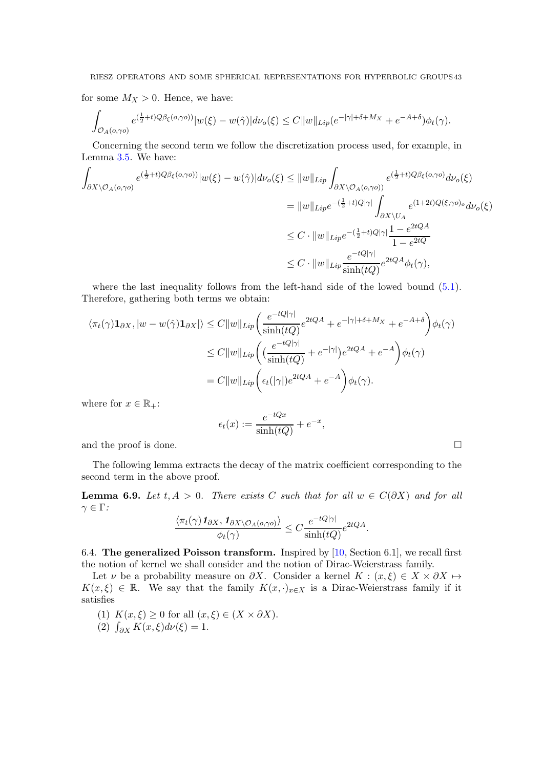for some $M_X > 0$. Hence, we have:

$$\int_{\mathcal{O}_A(o,\gamma o)} e^{(\frac{1}{2}+t)Q\beta_\xi(o,\gamma o))}|w(\xi) - w(\hat{\gamma})|d\nu_o(\xi) \leq C\|w\|_{Lip}(e^{-|\gamma|+\delta+M_X} + e^{-A+\delta})\phi_t(\gamma).$$

Concerning the second term we follow the discretization process used, for example, in Lemma 3.5. We have:

$$\begin{aligned}
\int_{\partial X\setminus\mathcal{O}_A(o,\gamma o)} e^{(\frac{1}{2}+t)Q\beta_\xi(o,\gamma o))}|w(\xi) - w(\hat{\gamma})|d\nu_o(\xi) &\leq \|w\|_{Lip}\int_{\partial X\setminus\mathcal{O}_A(o,\gamma o))} e^{(\frac{1}{2}+t)Q\beta_\xi(o,\gamma o)}d\nu_o(\xi) \\
&= \|w\|_{Lip}e^{-(\frac{1}{2}+t)Q|\gamma|}\int_{\partial X\setminus U_A} e^{(1+2t)Q(\xi,\gamma o)_o}d\nu_o(\xi) \\
&\leq C\cdot\|w\|_{Lip}e^{-(\frac{1}{2}+t)Q|\gamma|}\frac{1-e^{2tQA}}{1-e^{2tQ}} \\
&\leq C\cdot\|w\|_{Lip}\frac{e^{-tQ|\gamma|}}{\sinh(tQ)}e^{2tQA}\phi_t(\gamma),
\end{aligned}$$

where the last inequality follows from the left-hand side of the lowed bound (5.1). Therefore, gathering both terms we obtain:

$$\begin{aligned}
\langle \pi_t(\gamma)\mathbf{1}_{\partial X}, |w - w(\hat{\gamma})\mathbf{1}_{\partial X}|\rangle &\leq C\|w\|_{Lip}\left(\frac{e^{-tQ|\gamma|}}{\sinh(tQ)}e^{2tQA} + e^{-|\gamma|+\delta+M_X} + e^{-A+\delta}\right)\phi_t(\gamma) \\
&\leq C\|w\|_{Lip}\left((\frac{e^{-tQ|\gamma|}}{\sinh(tQ)} + e^{-|\gamma|})e^{2tQA} + e^{-A}\right)\phi_t(\gamma) \\
&= C\|w\|_{Lip}\left(\epsilon_t(|\gamma|)e^{2tQA} + e^{-A}\right)\phi_t(\gamma).
\end{aligned}$$

where for $x \in \mathbb{R}_+$:

$$\epsilon_t(x) := \frac{e^{-tQx}}{\sinh(tQ)} + e^{-x},$$

and the proof is done. □

The following lemma extracts the decay of the matrix coefficient corresponding to the second term in the above proof.

**Lemma 6.9.** *Let $t, A > 0$. There exists $C$ such that for all $w \in C(\partial X)$ and for all $\gamma \in \Gamma$:*

$$\frac{\langle \pi_t(\gamma)\mathbf{1}_{\partial X}, \mathbf{1}_{\partial X\setminus\mathcal{O}_A(o,\gamma o)}\rangle}{\phi_t(\gamma)} \leq C\frac{e^{-tQ|\gamma|}}{\sinh(tQ)}e^{2tQA}.$$

6.4. **The generalized Poisson transform.** Inspired by [10, Section 6.1], we recall first the notion of kernel we shall consider and the notion of Dirac-Weierstrass family.

Let $\nu$ be a probability measure on $\partial X$. Consider a kernel $K : (x,\xi) \in X \times \partial X \mapsto K(x,\xi) \in \mathbb{R}$. We say that the family $K(x,\cdot)_{x\in X}$ is a Dirac-Weierstrass family if it satisfies

1. $K(x,\xi) \geq 0$ for all $(x,\xi) \in (X \times \partial X)$.
2. $\int_{\partial X} K(x,\xi)d\nu(\xi) = 1$.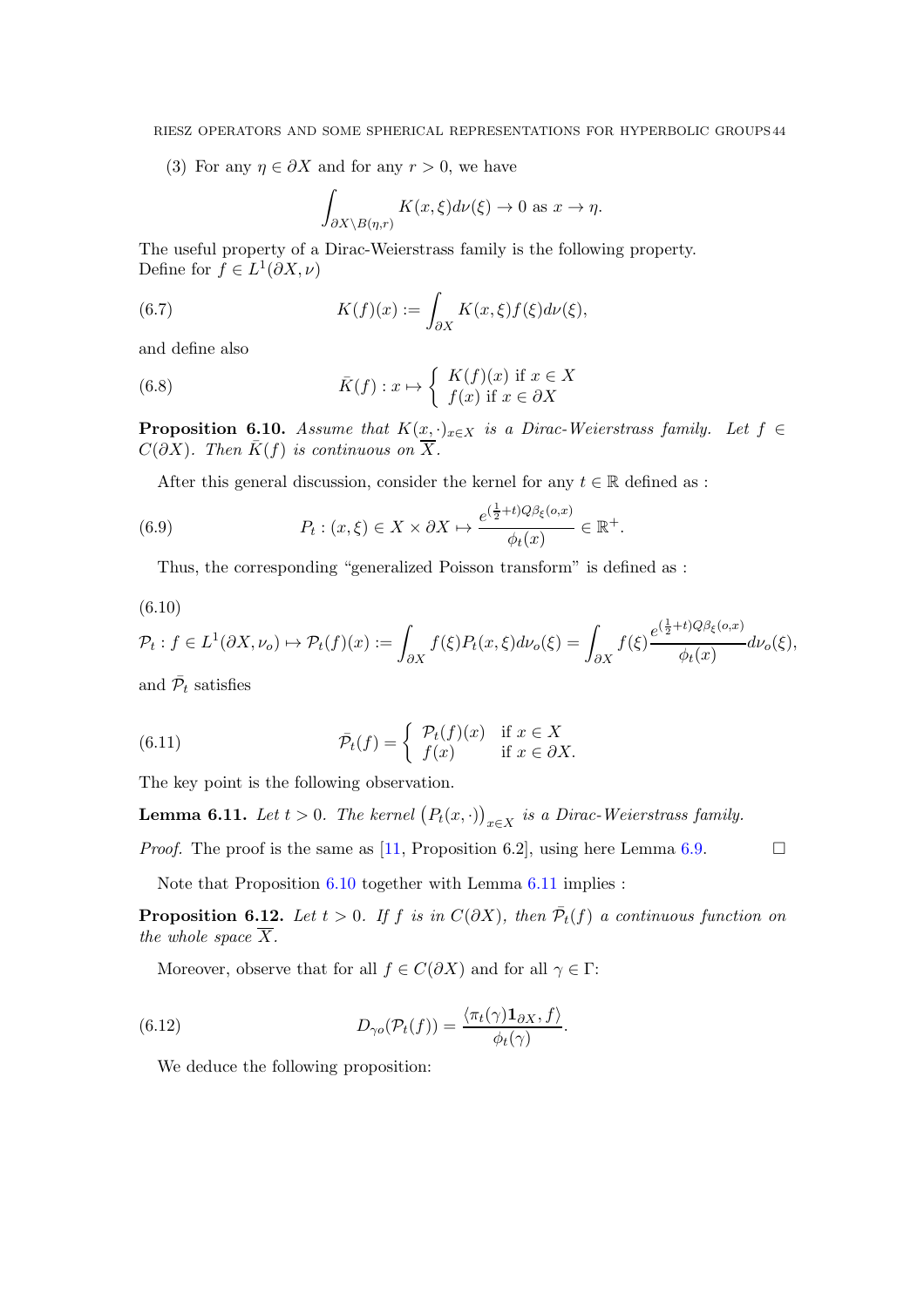(3) For any $\eta \in \partial X$ and for any $r > 0$, we have

$$\int_{\partial X \setminus B(\eta,r)} K(x,\xi) d\nu(\xi) \to 0 \text{ as } x \to \eta.$$

The useful property of a Dirac-Weierstrass family is the following property.
Define for $f \in L^1(\partial X, \nu)$

$$K(f)(x) := \int_{\partial X} K(x,\xi) f(\xi) d\nu(\xi), \tag{6.7}$$

and define also

$$\bar{K}(f) : x \mapsto \begin{cases} K(f)(x) \text{ if } x \in X \\ f(x) \text{ if } x \in \partial X \end{cases} \tag{6.8}$$

**Proposition 6.10.** *Assume that $K(x,\cdot)_{x\in X}$ is a Dirac-Weierstrass family. Let $f \in C(\partial X)$. Then $\bar{K}(f)$ is continuous on $\overline{X}$.*

After this general discussion, consider the kernel for any $t \in \mathbb{R}$ defined as :

$$P_t : (x,\xi) \in X \times \partial X \mapsto \frac{e^{(\frac{1}{2}+t)Q\beta_\xi(o,x)}}{\phi_t(x)} \in \mathbb{R}^+. \tag{6.9}$$

Thus, the corresponding "generalized Poisson transform" is defined as :

(6.10)
$$\mathcal{P}_t : f \in L^1(\partial X, \nu_o) \mapsto \mathcal{P}_t(f)(x) := \int_{\partial X} f(\xi) P_t(x,\xi) d\nu_o(\xi) = \int_{\partial X} f(\xi) \frac{e^{(\frac{1}{2}+t)Q\beta_\xi(o,x)}}{\phi_t(x)} d\nu_o(\xi),$$

and $\bar{\mathcal{P}}_t$ satisfies

$$\bar{\mathcal{P}}_t(f) = \begin{cases} \mathcal{P}_t(f)(x) & \text{if } x \in X \\ f(x) & \text{if } x \in \partial X. \end{cases} \tag{6.11}$$

The key point is the following observation.

**Lemma 6.11.** *Let $t > 0$. The kernel $\left(P_t(x,\cdot)\right)_{x\in X}$ is a Dirac-Weierstrass family.*

*Proof.* The proof is the same as [11, Proposition 6.2], using here Lemma 6.9. □

Note that Proposition 6.10 together with Lemma 6.11 implies :

**Proposition 6.12.** *Let $t > 0$. If $f$ is in $C(\partial X)$, then $\bar{\mathcal{P}}_t(f)$ a continuous function on the whole space $\overline{X}$.*

Moreover, observe that for all $f \in C(\partial X)$ and for all $\gamma \in \Gamma$:

$$D_{\gamma o}(\mathcal{P}_t(f)) = \frac{\langle \pi_t(\gamma)\mathbf{1}_{\partial X}, f\rangle}{\phi_t(\gamma)}. \tag{6.12}$$

We deduce the following proposition: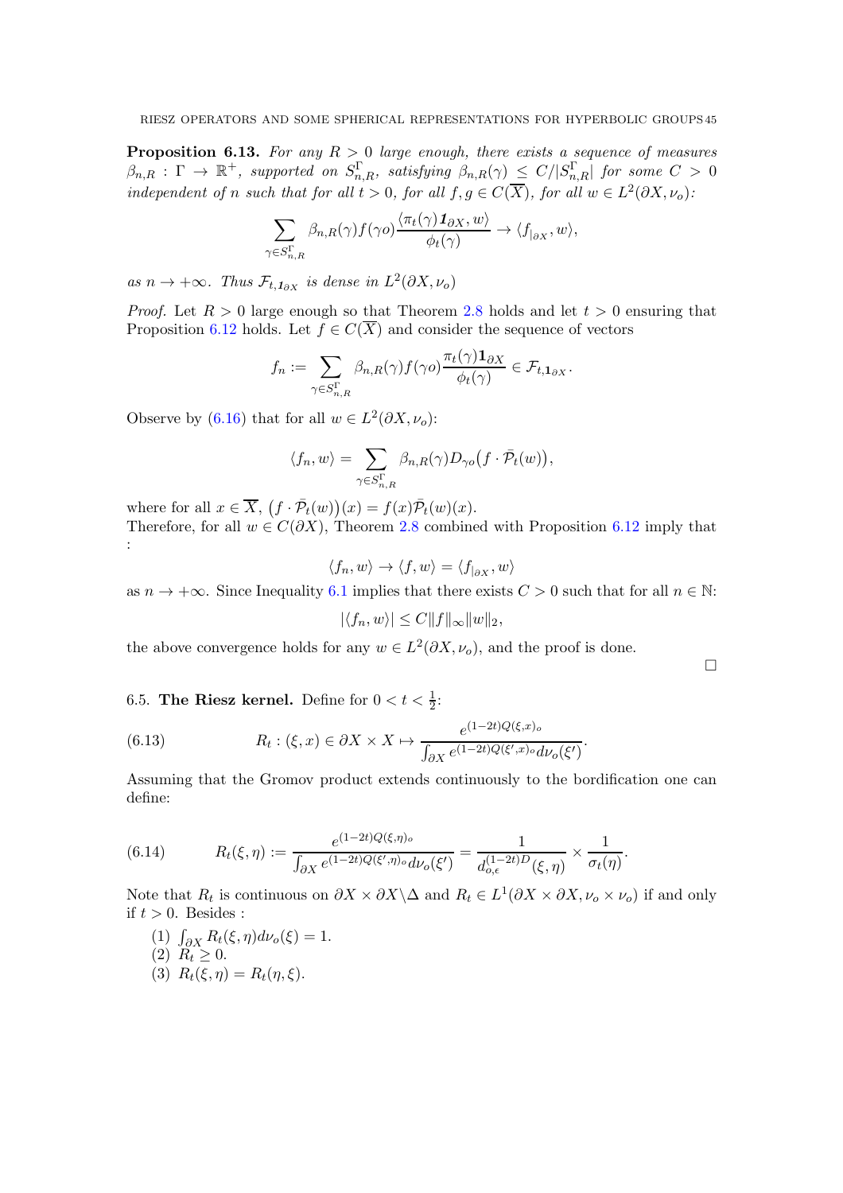**Proposition 6.13.** *For any $R > 0$ large enough, there exists a sequence of measures $\beta_{n,R} : \Gamma \to \mathbb{R}^+$, supported on $S^{\Gamma}_{n,R}$, satisfying $\beta_{n,R}(\gamma) \leq C/|S^{\Gamma}_{n,R}|$ for some $C > 0$ independent of $n$ such that for all $t > 0$, for all $f, g \in C(\overline{X})$, for all $w \in L^2(\partial X, \nu_o)$:*

$$\sum_{\gamma \in S^{\Gamma}_{n,R}} \beta_{n,R}(\gamma) f(\gamma o) \frac{\langle \pi_t(\gamma) \mathbf{1}_{\partial X}, w \rangle}{\phi_t(\gamma)} \to \langle f_{|\partial X}, w \rangle,$$

*as $n \to +\infty$. Thus $\mathcal{F}_{t, \mathbf{1}_{\partial X}}$ is dense in $L^2(\partial X, \nu_o)$*

*Proof.* Let $R > 0$ large enough so that Theorem 2.8 holds and let $t > 0$ ensuring that Proposition 6.12 holds. Let $f \in C(\overline{X})$ and consider the sequence of vectors

$$f_n := \sum_{\gamma \in S^{\Gamma}_{n,R}} \beta_{n,R}(\gamma) f(\gamma o) \frac{\pi_t(\gamma) \mathbf{1}_{\partial X}}{\phi_t(\gamma)} \in \mathcal{F}_{t, \mathbf{1}_{\partial X}}.$$

Observe by (6.16) that for all $w \in L^2(\partial X, \nu_o)$:

$$\langle f_n, w \rangle = \sum_{\gamma \in S^{\Gamma}_{n,R}} \beta_{n,R}(\gamma) D_{\gamma o}\big(f \cdot \bar{\mathcal{P}}_t(w)\big),$$

where for all $x \in \overline{X}$, $\big(f \cdot \bar{\mathcal{P}}_t(w)\big)(x) = f(x) \bar{\mathcal{P}}_t(w)(x)$.
Therefore, for all $w \in C(\partial X)$, Theorem 2.8 combined with Proposition 6.12 imply that :

$$\langle f_n, w \rangle \to \langle f, w \rangle = \langle f_{|\partial X}, w \rangle$$

as $n \to +\infty$. Since Inequality 6.1 implies that there exists $C > 0$ such that for all $n \in \mathbb{N}$:

$$|\langle f_n, w \rangle| \leq C \|f\|_\infty \|w\|_2,$$

the above convergence holds for any $w \in L^2(\partial X, \nu_o)$, and the proof is done. $\square$

### 6.5. The Riesz kernel.

Define for $0 < t < \frac{1}{2}$:

$$R_t : (\xi, x) \in \partial X \times X \mapsto \frac{e^{(1-2t) Q (\xi, x)_o}}{\int_{\partial X} e^{(1-2t) Q (\xi', x)_o} d\nu_o(\xi')}. \tag{6.13}$$

Assuming that the Gromov product extends continuously to the bordification one can define:

$$R_t(\xi, \eta) := \frac{e^{(1-2t) Q (\xi, \eta)_o}}{\int_{\partial X} e^{(1-2t) Q (\xi', \eta)_o} d\nu_o(\xi')} = \frac{1}{d_{o,\epsilon}^{(1-2t)D}(\xi, \eta)} \times \frac{1}{\sigma_t(\eta)}. \tag{6.14}$$

Note that $R_t$ is continuous on $\partial X \times \partial X \backslash \Delta$ and $R_t \in L^1(\partial X \times \partial X, \nu_o \times \nu_o)$ if and only if $t > 0$. Besides :

1. $\int_{\partial X} R_t(\xi, \eta) d\nu_o(\xi) = 1$.
2. $R_t \geq 0$.
3. $R_t(\xi, \eta) = R_t(\eta, \xi)$.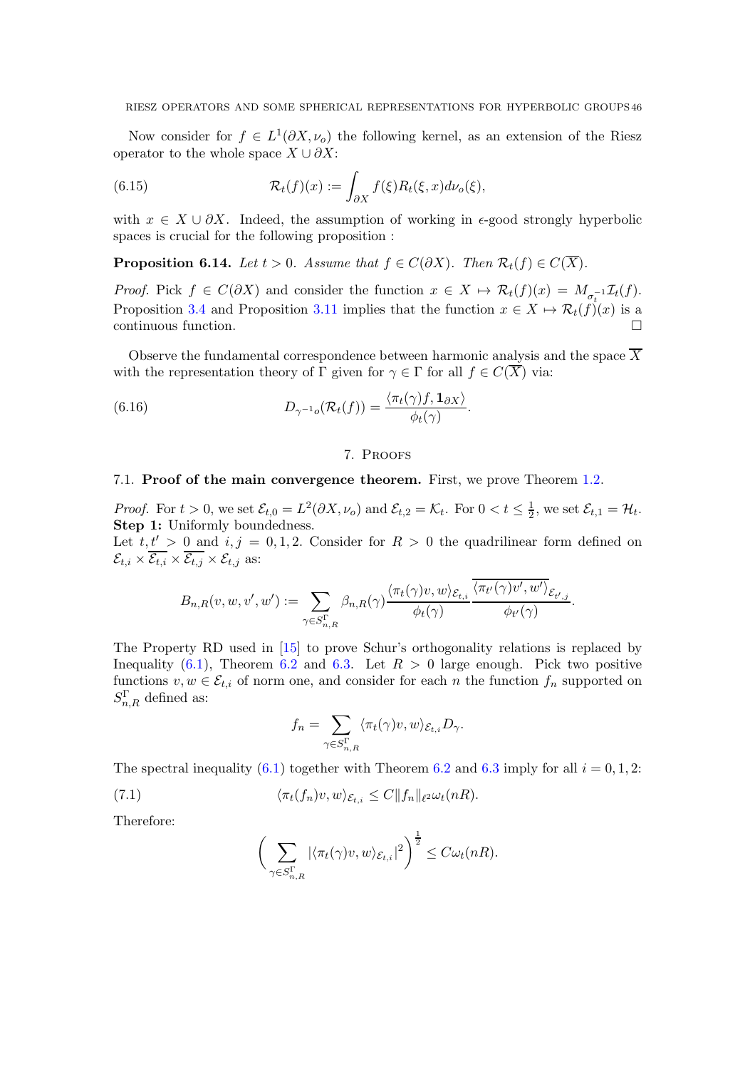Now consider for $f \in L^1(\partial X, \nu_o)$ the following kernel, as an extension of the Riesz operator to the whole space $X \cup \partial X$:

$$\mathcal{R}_t(f)(x) := \int_{\partial X} f(\xi) R_t(\xi, x) d\nu_o(\xi), \tag{6.15}$$

with $x \in X \cup \partial X$. Indeed, the assumption of working in $\epsilon$-good strongly hyperbolic spaces is crucial for the following proposition :

**Proposition 6.14.** *Let $t > 0$. Assume that $f \in C(\partial X)$. Then $\mathcal{R}_t(f) \in C(\overline{X})$.*

*Proof.* Pick $f \in C(\partial X)$ and consider the function $x \in X \mapsto \mathcal{R}_t(f)(x) = M_{\sigma_t^{-1}} \mathcal{I}_t(f)$. Proposition 3.4 and Proposition 3.11 implies that the function $x \in X \mapsto \mathcal{R}_t(f)(x)$ is a continuous function. □

Observe the fundamental correspondence between harmonic analysis and the space $\overline{X}$ with the representation theory of $\Gamma$ given for $\gamma \in \Gamma$ for all $f \in C(\overline{X})$ via:

$$D_{\gamma^{-1}o}(\mathcal{R}_t(f)) = \frac{\langle \pi_t(\gamma) f, \mathbf{1}_{\partial X} \rangle}{\phi_t(\gamma)}. \tag{6.16}$$

## 7. Proofs

### 7.1. Proof of the main convergence theorem.

First, we prove Theorem 1.2.

*Proof.* For $t > 0$, we set $\mathcal{E}_{t,0} = L^2(\partial X, \nu_o)$ and $\mathcal{E}_{t,2} = \mathcal{K}_t$. For $0 < t \leq \frac{1}{2}$, we set $\mathcal{E}_{t,1} = \mathcal{H}_t$.

**Step 1:** Uniformly boundedness.

Let $t, t' > 0$ and $i, j = 0, 1, 2$. Consider for $R > 0$ the quadrilinear form defined on $\mathcal{E}_{t,i} \times \overline{\mathcal{E}_{t,i}} \times \overline{\mathcal{E}_{t,j}} \times \mathcal{E}_{t,j}$ as:

$$B_{n,R}(v, w, v', w') := \sum_{\gamma \in S^{\Gamma}_{n,R}} \beta_{n,R}(\gamma) \frac{\langle \pi_t(\gamma) v, w \rangle_{\mathcal{E}_{t,i}}}{\phi_t(\gamma)} \frac{\overline{\langle \pi_{t'}(\gamma) v', w' \rangle}_{\mathcal{E}_{t',j}}}{\phi_{t'}(\gamma)}.$$

The Property RD used in [15] to prove Schur's orthogonality relations is replaced by Inequality (6.1), Theorem 6.2 and 6.3. Let $R > 0$ large enough. Pick two positive functions $v, w \in \mathcal{E}_{t,i}$ of norm one, and consider for each $n$ the function $f_n$ supported on $S^{\Gamma}_{n,R}$ defined as:

$$f_n = \sum_{\gamma \in S^{\Gamma}_{n,R}} \langle \pi_t(\gamma) v, w \rangle_{\mathcal{E}_{t,i}} D_\gamma.$$

The spectral inequality (6.1) together with Theorem 6.2 and 6.3 imply for all $i = 0, 1, 2$:

$$\langle \pi_t(f_n) v, w \rangle_{\mathcal{E}_{t,i}} \leq C \| f_n \|_{\ell^2} \omega_t(nR). \tag{7.1}$$

Therefore:

$$\left( \sum_{\gamma \in S^{\Gamma}_{n,R}} |\langle \pi_t(\gamma) v, w \rangle_{\mathcal{E}_{t,i}}|^2 \right)^{\frac{1}{2}} \leq C \omega_t(nR).$$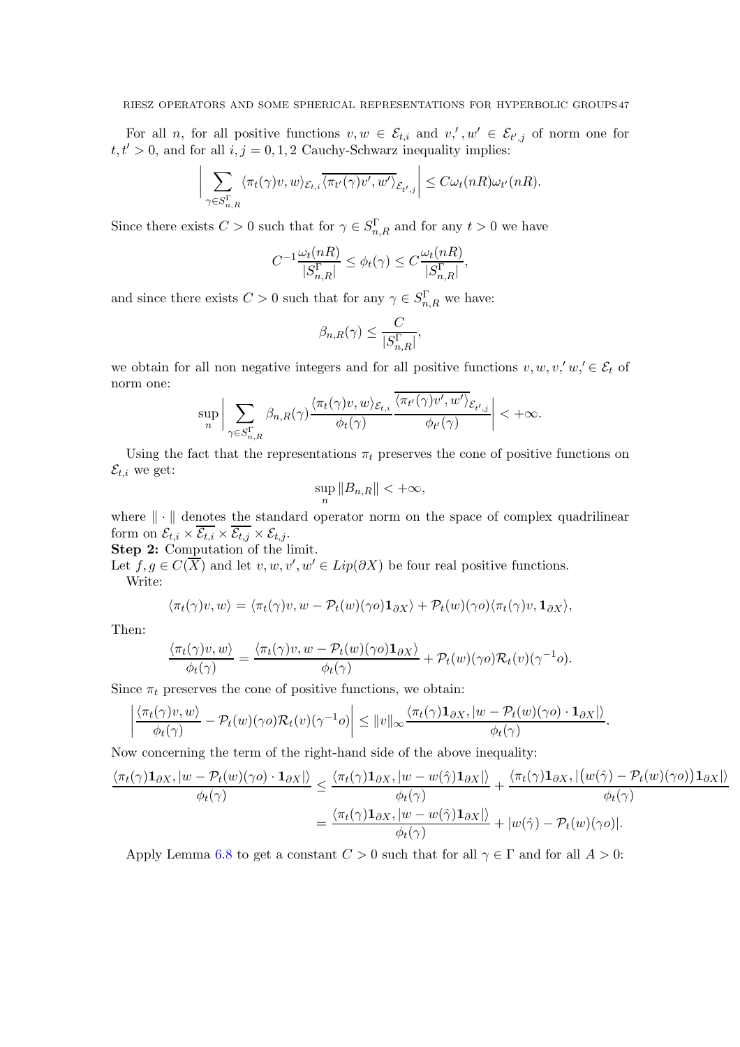For all $n$, for all positive functions $v, w \in \mathcal{E}_{t,i}$ and $v,', w' \in \mathcal{E}_{t',j}$ of norm one for $t, t' > 0$, and for all $i, j = 0, 1, 2$ Cauchy-Schwarz inequality implies:

$$\left| \sum_{\gamma \in S^{\Gamma}_{n,R}} \langle \pi_t(\gamma)v, w \rangle_{\mathcal{E}_{t,i}} \overline{\langle \pi_{t'}(\gamma)v', w' \rangle}_{\mathcal{E}_{t',j}} \right| \leq C\omega_t(nR)\omega_{t'}(nR).$$

Since there exists $C > 0$ such that for $\gamma \in S^{\Gamma}_{n,R}$ and for any $t > 0$ we have

$$C^{-1}\frac{\omega_t(nR)}{|S^{\Gamma}_{n,R}|} \leq \phi_t(\gamma) \leq C\frac{\omega_t(nR)}{|S^{\Gamma}_{n,R}|},$$

and since there exists $C > 0$ such that for any $\gamma \in S^{\Gamma}_{n,R}$ we have:

$$\beta_{n,R}(\gamma) \leq \frac{C}{|S^{\Gamma}_{n,R}|},$$

we obtain for all non negative integers and for all positive functions $v, w, v,' w,' \in \mathcal{E}_t$ of norm one:

$$\sup_n \left| \sum_{\gamma \in S^{\Gamma}_{n,R}} \beta_{n,R}(\gamma) \frac{\langle \pi_t(\gamma)v, w \rangle_{\mathcal{E}_{t,i}}}{\phi_t(\gamma)} \frac{\overline{\langle \pi_{t'}(\gamma)v', w' \rangle}_{\mathcal{E}_{t',j}}}{\phi_{t'}(\gamma)} \right| < +\infty.$$

Using the fact that the representations $\pi_t$ preserves the cone of positive functions on $\mathcal{E}_{t,i}$ we get:

$$\sup_n \|B_{n,R}\| < +\infty,$$

where $\| \cdot \|$ denotes the standard operator norm on the space of complex quadrilinear form on $\mathcal{E}_{t,i} \times \overline{\mathcal{E}_{t,i}} \times \overline{\mathcal{E}_{t,j}} \times \mathcal{E}_{t,j}$.

**Step 2:** Computation of the limit.
Let $f, g \in C(\overline{X})$ and let $v, w, v', w' \in Lip(\partial X)$ be four real positive functions.

Write:

$$\langle \pi_t(\gamma)v, w \rangle = \langle \pi_t(\gamma)v, w - \mathcal{P}_t(w)(\gamma o)\mathbf{1}_{\partial X} \rangle + \mathcal{P}_t(w)(\gamma o)\langle \pi_t(\gamma)v, \mathbf{1}_{\partial X} \rangle,$$

Then:

$$\frac{\langle \pi_t(\gamma)v, w \rangle}{\phi_t(\gamma)} = \frac{\langle \pi_t(\gamma)v, w - \mathcal{P}_t(w)(\gamma o)\mathbf{1}_{\partial X} \rangle}{\phi_t(\gamma)} + \mathcal{P}_t(w)(\gamma o)\mathcal{R}_t(v)(\gamma^{-1}o).$$

Since $\pi_t$ preserves the cone of positive functions, we obtain:

$$\left| \frac{\langle \pi_t(\gamma)v, w \rangle}{\phi_t(\gamma)} - \mathcal{P}_t(w)(\gamma o)\mathcal{R}_t(v)(\gamma^{-1}o) \right| \leq \|v\|_\infty \frac{\langle \pi_t(\gamma)\mathbf{1}_{\partial X}, |w - \mathcal{P}_t(w)(\gamma o) \cdot \mathbf{1}_{\partial X}| \rangle}{\phi_t(\gamma)}.$$

Now concerning the term of the right-hand side of the above inequality:

$$\begin{aligned}
\frac{\langle \pi_t(\gamma)\mathbf{1}_{\partial X}, |w - \mathcal{P}_t(w)(\gamma o) \cdot \mathbf{1}_{\partial X}| \rangle}{\phi_t(\gamma)} &\leq \frac{\langle \pi_t(\gamma)\mathbf{1}_{\partial X}, |w - w(\hat{\gamma})\mathbf{1}_{\partial X}| \rangle}{\phi_t(\gamma)} + \frac{\langle \pi_t(\gamma)\mathbf{1}_{\partial X}, |\big(w(\hat{\gamma}) - \mathcal{P}_t(w)(\gamma o)\big)\mathbf{1}_{\partial X}| \rangle}{\phi_t(\gamma)} \\
&= \frac{\langle \pi_t(\gamma)\mathbf{1}_{\partial X}, |w - w(\hat{\gamma})\mathbf{1}_{\partial X}| \rangle}{\phi_t(\gamma)} + |w(\hat{\gamma}) - \mathcal{P}_t(w)(\gamma o)|.
\end{aligned}$$

Apply Lemma 6.8 to get a constant $C > 0$ such that for all $\gamma \in \Gamma$ and for all $A > 0$: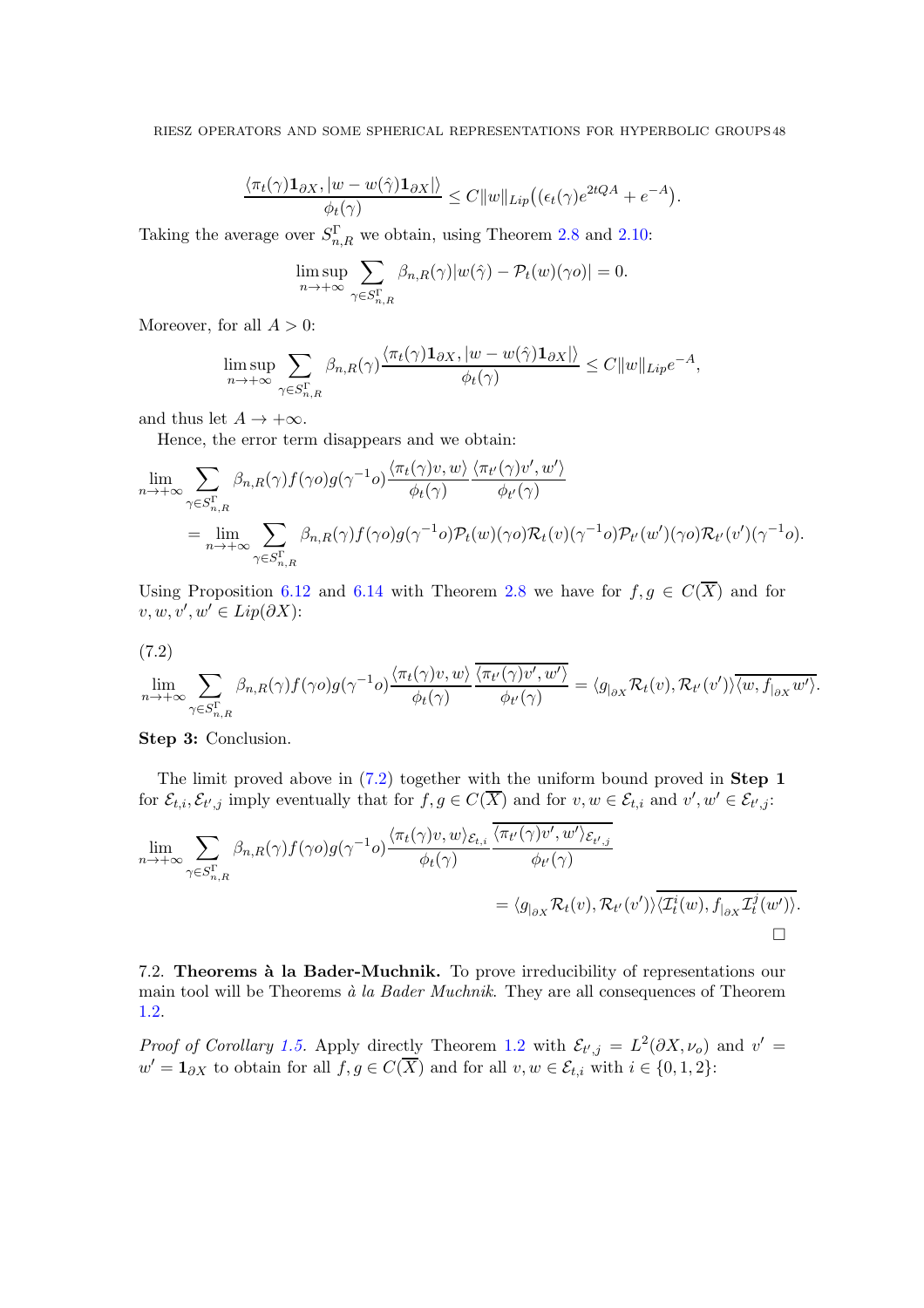$$\frac{\langle \pi_t(\gamma)\mathbf{1}_{\partial X}, |w - w(\hat{\gamma})\mathbf{1}_{\partial X}|\rangle}{\phi_t(\gamma)} \leq C\|w\|_{Lip}\big((\epsilon_t(\gamma)e^{2tQA} + e^{-A}\big).$$

Taking the average over $S^{\Gamma}_{n,R}$ we obtain, using Theorem 2.8 and 2.10:

$$\limsup_{n\to+\infty} \sum_{\gamma\in S^{\Gamma}_{n,R}} \beta_{n,R}(\gamma)|w(\hat{\gamma}) - \mathcal{P}_t(w)(\gamma o)| = 0.$$

Moreover, for all $A > 0$:

$$\limsup_{n\to+\infty} \sum_{\gamma\in S^{\Gamma}_{n,R}} \beta_{n,R}(\gamma)\frac{\langle \pi_t(\gamma)\mathbf{1}_{\partial X}, |w - w(\hat{\gamma})\mathbf{1}_{\partial X}|\rangle}{\phi_t(\gamma)} \leq C\|w\|_{Lip}e^{-A},$$

and thus let $A \to +\infty$.

Hence, the error term disappears and we obtain:

$$\begin{aligned}
&\lim_{n\to+\infty} \sum_{\gamma\in S^{\Gamma}_{n,R}} \beta_{n,R}(\gamma)f(\gamma o)g(\gamma^{-1}o)\frac{\langle \pi_t(\gamma)v, w\rangle}{\phi_t(\gamma)}\frac{\langle \pi_{t'}(\gamma)v', w'\rangle}{\phi_{t'}(\gamma)} \\
&\quad = \lim_{n\to+\infty} \sum_{\gamma\in S^{\Gamma}_{n,R}} \beta_{n,R}(\gamma)f(\gamma o)g(\gamma^{-1}o)\mathcal{P}_t(w)(\gamma o)\mathcal{R}_t(v)(\gamma^{-1}o)\mathcal{P}_{t'}(w')(\gamma o)\mathcal{R}_{t'}(v')(\gamma^{-1}o).
\end{aligned}$$

Using Proposition 6.12 and 6.14 with Theorem 2.8 we have for $f, g \in C(\overline{X})$ and for $v, w, v', w' \in Lip(\partial X)$:

(7.2)
$$\lim_{n\to+\infty} \sum_{\gamma\in S^{\Gamma}_{n,R}} \beta_{n,R}(\gamma)f(\gamma o)g(\gamma^{-1}o)\frac{\langle \pi_t(\gamma)v, w\rangle}{\phi_t(\gamma)}\frac{\overline{\langle \pi_{t'}(\gamma)v', w'\rangle}}{\phi_{t'}(\gamma)} = \langle g_{|_{\partial X}}\mathcal{R}_t(v), \mathcal{R}_{t'}(v')\rangle\overline{\langle w, f_{|_{\partial X}}w'\rangle}.$$

**Step 3:** Conclusion.

The limit proved above in (7.2) together with the uniform bound proved in **Step 1** for $\mathcal{E}_{t,i}, \mathcal{E}_{t',j}$ imply eventually that for $f, g \in C(\overline{X})$ and for $v, w \in \mathcal{E}_{t,i}$ and $v', w' \in \mathcal{E}_{t',j}$:

$$\begin{aligned}
&\lim_{n\to+\infty} \sum_{\gamma\in S^{\Gamma}_{n,R}} \beta_{n,R}(\gamma)f(\gamma o)g(\gamma^{-1}o)\frac{\langle \pi_t(\gamma)v, w\rangle_{\mathcal{E}_{t,i}}}{\phi_t(\gamma)}\frac{\overline{\langle \pi_{t'}(\gamma)v', w'\rangle_{\mathcal{E}_{t',j}}}}{\phi_{t'}(\gamma)} \\
&\qquad\qquad = \langle g_{|_{\partial X}}\mathcal{R}_t(v), \mathcal{R}_{t'}(v')\rangle\overline{\langle \mathcal{I}^i_t(w), f_{|_{\partial X}}\mathcal{I}^j_t(w')\rangle}.
\end{aligned}$$

□

7.2. **Theorems à la Bader-Muchnik.** To prove irreducibility of representations our main tool will be Theorems *à la Bader Muchnik*. They are all consequences of Theorem 1.2.

*Proof of Corollary 1.5.* Apply directly Theorem 1.2 with $\mathcal{E}_{t',j} = L^2(\partial X, \nu_o)$ and $v' = w' = \mathbf{1}_{\partial X}$ to obtain for all $f, g \in C(\overline{X})$ and for all $v, w \in \mathcal{E}_{t,i}$ with $i \in \{0, 1, 2\}$: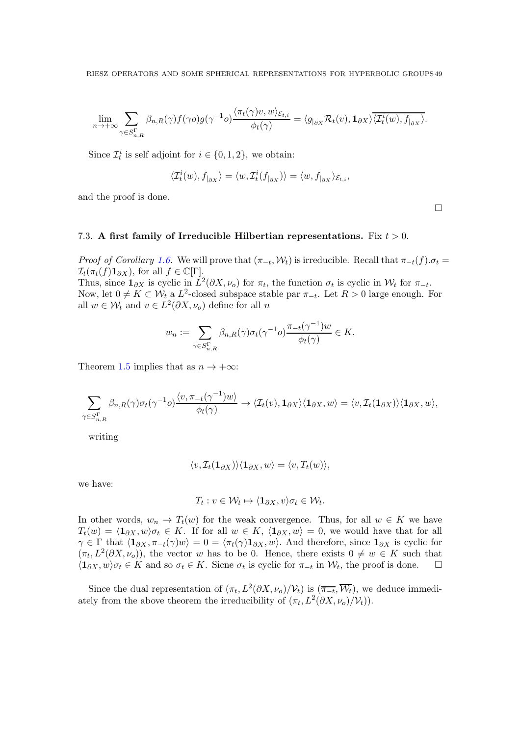$$\lim_{n\to+\infty}\sum_{\gamma\in S^{\Gamma}_{n,R}}\beta_{n,R}(\gamma)f(\gamma o)g(\gamma^{-1}o)\frac{\langle\pi_t(\gamma)v,w\rangle_{\mathcal{E}_{t,i}}}{\phi_t(\gamma)}=\langle g_{|\partial X}\mathcal{R}_t(v),\mathbf{1}_{\partial X}\rangle\overline{\langle\mathcal{I}^i_t(w),f_{|\partial X}\rangle}.$$

Since $\mathcal{I}^i_t$ is self adjoint for $i\in\{0,1,2\}$, we obtain:

$$\langle\mathcal{I}^i_t(w),f_{|\partial X}\rangle=\langle w,\mathcal{I}^i_t(f_{|\partial X})\rangle=\langle w,f_{|\partial X}\rangle_{\mathcal{E}_{t,i}},$$

and the proof is done.

□

### 7.3. **A first family of Irreducible Hilbertian representations.** Fix $t>0$.

*Proof of Corollary 1.6.* We will prove that $(\pi_{-t},\mathcal{W}_t)$ is irreducible. Recall that $\pi_{-t}(f).\sigma_t=\mathcal{I}_t(\pi_t(f)\mathbf{1}_{\partial X})$, for all $f\in\mathbb{C}[\Gamma]$.
Thus, since $\mathbf{1}_{\partial X}$ is cyclic in $L^2(\partial X,\nu_o)$ for $\pi_t$, the function $\sigma_t$ is cyclic in $\mathcal{W}_t$ for $\pi_{-t}$.
Now, let $0\neq K\subset\mathcal{W}_t$ a $L^2$-closed subspace stable par $\pi_{-t}$. Let $R>0$ large enough. For all $w\in\mathcal{W}_t$ and $v\in L^2(\partial X,\nu_o)$ define for all $n$

$$w_n:=\sum_{\gamma\in S^{\Gamma}_{n,R}}\beta_{n,R}(\gamma)\sigma_t(\gamma^{-1}o)\frac{\pi_{-t}(\gamma^{-1})w}{\phi_t(\gamma)}\in K.$$

Theorem 1.5 implies that as $n\to+\infty$:

$$\sum_{\gamma\in S^{\Gamma}_{n,R}}\beta_{n,R}(\gamma)\sigma_t(\gamma^{-1}o)\frac{\langle v,\pi_{-t}(\gamma^{-1})w\rangle}{\phi_t(\gamma)}\to\langle\mathcal{I}_t(v),\mathbf{1}_{\partial X}\rangle\langle\mathbf{1}_{\partial X},w\rangle=\langle v,\mathcal{I}_t(\mathbf{1}_{\partial X})\rangle\langle\mathbf{1}_{\partial X},w\rangle,$$

writing

$$\langle v,\mathcal{I}_t(\mathbf{1}_{\partial X})\rangle\langle\mathbf{1}_{\partial X},w\rangle=\langle v,T_t(w)\rangle,$$

we have:

$$T_t:v\in\mathcal{W}_t\mapsto\langle\mathbf{1}_{\partial X},v\rangle\sigma_t\in\mathcal{W}_t.$$

In other words, $w_n\to T_t(w)$ for the weak convergence. Thus, for all $w\in K$ we have $T_t(w)=\langle\mathbf{1}_{\partial X},w\rangle\sigma_t\in K$. If for all $w\in K$, $\langle\mathbf{1}_{\partial X},w\rangle=0$, we would have that for all $\gamma\in\Gamma$ that $\langle\mathbf{1}_{\partial X},\pi_{-t}(\gamma)w\rangle=0=\langle\pi_t(\gamma)\mathbf{1}_{\partial X},w\rangle$. And therefore, since $\mathbf{1}_{\partial X}$ is cyclic for $(\pi_t,L^2(\partial X,\nu_o))$, the vector $w$ has to be 0. Hence, there exists $0\neq w\in K$ such that $\langle\mathbf{1}_{\partial X},w\rangle\sigma_t\in K$ and so $\sigma_t\in K$. Sicne $\sigma_t$ is cyclic for $\pi_{-t}$ in $\mathcal{W}_t$, the proof is done. □

Since the dual representation of $(\pi_t,L^2(\partial X,\nu_o)/\mathcal{V}_t)$ is $(\overline{\pi_{-t}},\overline{\mathcal{W}_t})$, we deduce immediately from the above theorem the irreducibility of $(\pi_t,L^2(\partial X,\nu_o)/\mathcal{V}_t))$.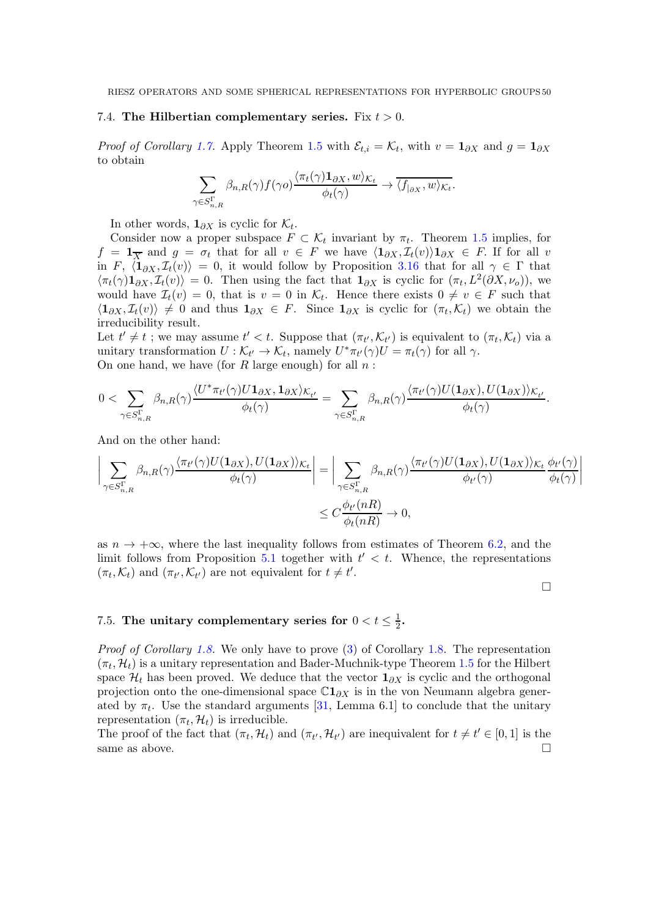### 7.4. **The Hilbertian complementary series.** Fix $t > 0$.

*Proof of Corollary 1.7.* Apply Theorem 1.5 with $\mathcal{E}_{t,i} = \mathcal{K}_t$, with $v = \mathbf{1}_{\partial X}$ and $g = \mathbf{1}_{\partial X}$ to obtain

$$\sum_{\gamma \in S^{\Gamma}_{n,R}} \beta_{n,R}(\gamma) f(\gamma o) \frac{\langle \pi_t(\gamma)\mathbf{1}_{\partial X}, w\rangle_{\mathcal{K}_t}}{\phi_t(\gamma)} \to \overline{\langle f_{|\partial X}, w\rangle_{\mathcal{K}_t}}.$$

In other words, $\mathbf{1}_{\partial X}$ is cyclic for $\mathcal{K}_t$.

Consider now a proper subspace $F \subset \mathcal{K}_t$ invariant by $\pi_t$. Theorem 1.5 implies, for $f = \mathbf{1}_{\overline{X}}$ and $g = \sigma_t$ that for all $v \in F$ we have $\langle \mathbf{1}_{\partial X}, \mathcal{I}_t(v)\rangle \mathbf{1}_{\partial X} \in F$. If for all $v$ in $F$, $\langle \mathbf{1}_{\partial X}, \mathcal{I}_t(v)\rangle = 0$, it would follow by Proposition 3.16 that for all $\gamma \in \Gamma$ that $\langle \pi_t(\gamma)\mathbf{1}_{\partial X}, \mathcal{I}_t(v)\rangle = 0$. Then using the fact that $\mathbf{1}_{\partial X}$ is cyclic for $(\pi_t, L^2(\partial X, \nu_o))$, we would have $\mathcal{I}_t(v) = 0$, that is $v = 0$ in $\mathcal{K}_t$. Hence there exists $0 \neq v \in F$ such that $\langle \mathbf{1}_{\partial X}, \mathcal{I}_t(v)\rangle \neq 0$ and thus $\mathbf{1}_{\partial X} \in F$. Since $\mathbf{1}_{\partial X}$ is cyclic for $(\pi_t, \mathcal{K}_t)$ we obtain the irreducibility result.

Let $t' \neq t$ ; we may assume $t' < t$. Suppose that $(\pi_{t'}, \mathcal{K}_{t'})$ is equivalent to $(\pi_t, \mathcal{K}_t)$ via a unitary transformation $U : \mathcal{K}_{t'} \to \mathcal{K}_t$, namely $U^* \pi_{t'}(\gamma) U = \pi_t(\gamma)$ for all $\gamma$.

On one hand, we have (for $R$ large enough) for all $n$ :

$$0 < \sum_{\gamma \in S^{\Gamma}_{n,R}} \beta_{n,R}(\gamma) \frac{\langle U^* \pi_{t'}(\gamma) U \mathbf{1}_{\partial X}, \mathbf{1}_{\partial X}\rangle_{\mathcal{K}_{t'}}}{\phi_t(\gamma)} = \sum_{\gamma \in S^{\Gamma}_{n,R}} \beta_{n,R}(\gamma) \frac{\langle \pi_{t'}(\gamma) U(\mathbf{1}_{\partial X}), U(\mathbf{1}_{\partial X})\rangle_{\mathcal{K}_{t'}}}{\phi_t(\gamma)}.$$

And on the other hand:

$$\Big| \sum_{\gamma \in S^{\Gamma}_{n,R}} \beta_{n,R}(\gamma) \frac{\langle \pi_{t'}(\gamma) U(\mathbf{1}_{\partial X}), U(\mathbf{1}_{\partial X})\rangle_{\mathcal{K}_t}}{\phi_t(\gamma)} \Big| = \Big| \sum_{\gamma \in S^{\Gamma}_{n,R}} \beta_{n,R}(\gamma) \frac{\langle \pi_{t'}(\gamma) U(\mathbf{1}_{\partial X}), U(\mathbf{1}_{\partial X})\rangle_{\mathcal{K}_t}}{\phi_{t'}(\gamma)} \frac{\phi_{t'}(\gamma)}{\phi_t(\gamma)} \Big|$$

$$\leq C \frac{\phi_{t'}(nR)}{\phi_t(nR)} \to 0,$$

as $n \to +\infty$, where the last inequality follows from estimates of Theorem 6.2, and the limit follows from Proposition 5.1 together with $t' < t$. Whence, the representations $(\pi_t, \mathcal{K}_t)$ and $(\pi_{t'}, \mathcal{K}_{t'})$ are not equivalent for $t \neq t'$.

∎

### 7.5. **The unitary complementary series for $0 < t \leq \frac{1}{2}$.**

*Proof of Corollary 1.8.* We only have to prove (3) of Corollary 1.8. The representation $(\pi_t, \mathcal{H}_t)$ is a unitary representation and Bader-Muchnik-type Theorem 1.5 for the Hilbert space $\mathcal{H}_t$ has been proved. We deduce that the vector $\mathbf{1}_{\partial X}$ is cyclic and the orthogonal projection onto the one-dimensional space $\mathbb{C}\mathbf{1}_{\partial X}$ is in the von Neumann algebra generated by $\pi_t$. Use the standard arguments [31, Lemma 6.1] to conclude that the unitary representation $(\pi_t, \mathcal{H}_t)$ is irreducible.

The proof of the fact that $(\pi_t, \mathcal{H}_t)$ and $(\pi_{t'}, \mathcal{H}_{t'})$ are inequivalent for $t \neq t' \in [0, 1]$ is the same as above. ∎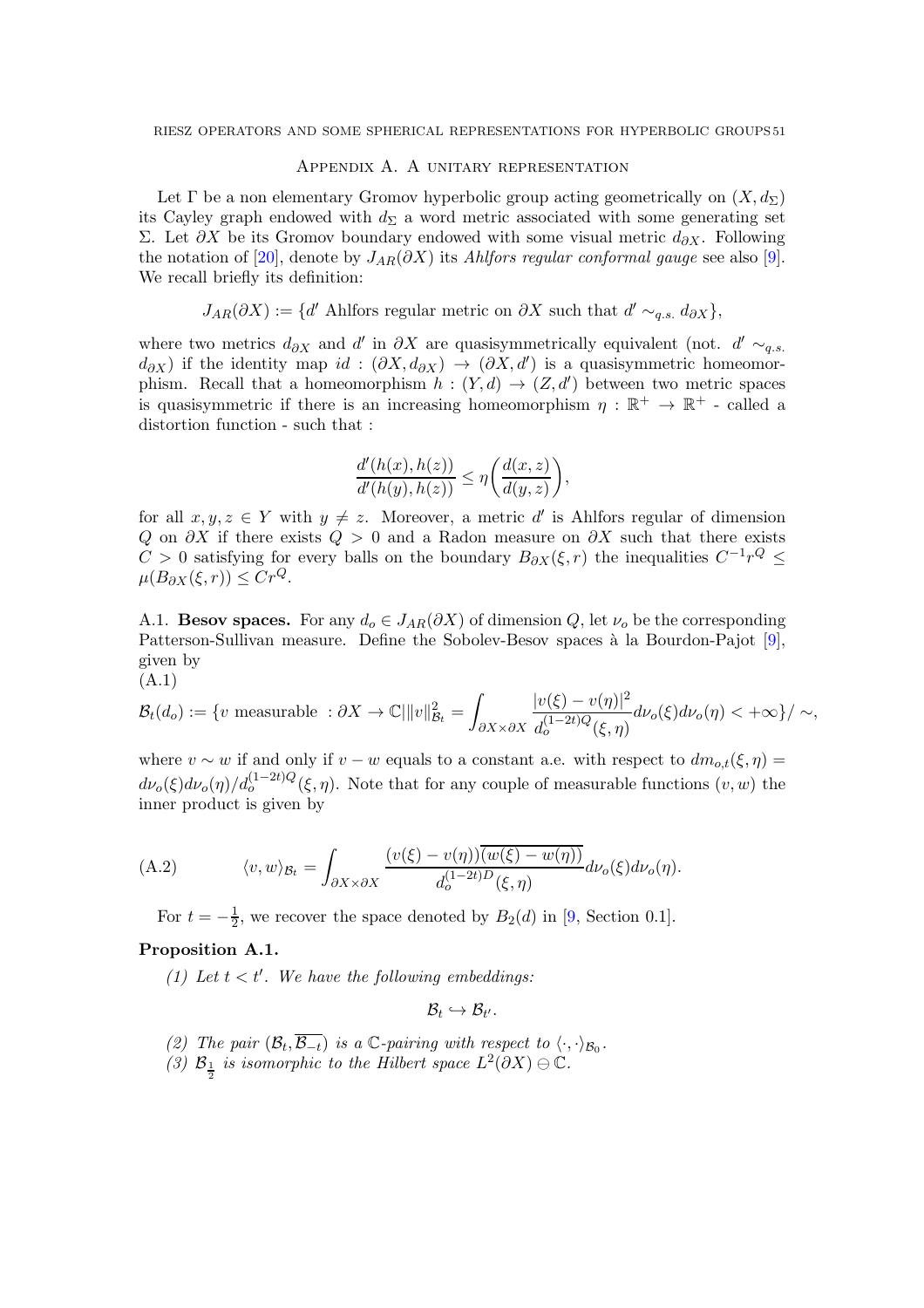## Appendix A. A unitary representation

Let $\Gamma$ be a non elementary Gromov hyperbolic group acting geometrically on $(X, d_\Sigma)$ its Cayley graph endowed with $d_\Sigma$ a word metric associated with some generating set $\Sigma$. Let $\partial X$ be its Gromov boundary endowed with some visual metric $d_{\partial X}$. Following the notation of [20], denote by $J_{AR}(\partial X)$ its *Ahlfors regular conformal gauge* see also [9]. We recall briefly its definition:

$$J_{AR}(\partial X) := \{d' \text{ Ahlfors regular metric on } \partial X \text{ such that } d' \sim_{q.s.} d_{\partial X}\},$$

where two metrics $d_{\partial X}$ and $d'$ in $\partial X$ are quasisymmetrically equivalent (not. $d' \sim_{q.s.} d_{\partial X}$) if the identity map $id : (\partial X, d_{\partial X}) \to (\partial X, d')$ is a quasisymmetric homeomorphism. Recall that a homeomorphism $h : (Y, d) \to (Z, d')$ between two metric spaces is quasisymmetric if there is an increasing homeomorphism $\eta : \mathbb{R}^+ \to \mathbb{R}^+$ - called a distortion function - such that :

$$\frac{d'(h(x), h(z))}{d'(h(y), h(z))} \leq \eta\bigg(\frac{d(x, z)}{d(y, z)}\bigg),$$

for all $x, y, z \in Y$ with $y \neq z$. Moreover, a metric $d'$ is Ahlfors regular of dimension $Q$ on $\partial X$ if there exists $Q > 0$ and a Radon measure on $\partial X$ such that there exists $C > 0$ satisfying for every balls on the boundary $B_{\partial X}(\xi, r)$ the inequalities $C^{-1} r^Q \leq \mu(B_{\partial X}(\xi, r)) \leq C r^Q$.

A.1. **Besov spaces.** For any $d_o \in J_{AR}(\partial X)$ of dimension $Q$, let $\nu_o$ be the corresponding Patterson-Sullivan measure. Define the Sobolev-Besov spaces à la Bourdon-Pajot [9], given by

(A.1)
$$\mathcal{B}_t(d_o) := \{v \text{ measurable } : \partial X \to \mathbb{C} | \|v\|^2_{\mathcal{B}_t} = \int_{\partial X \times \partial X} \frac{|v(\xi) - v(\eta)|^2}{d_o^{(1-2t)Q}(\xi, \eta)} d\nu_o(\xi) d\nu_o(\eta) < +\infty\} / \sim,$$

where $v \sim w$ if and only if $v - w$ equals to a constant a.e. with respect to $dm_{o,t}(\xi, \eta) = d\nu_o(\xi) d\nu_o(\eta) / d_o^{(1-2t)Q}(\xi, \eta)$. Note that for any couple of measurable functions $(v, w)$ the inner product is given by

$$\langle v, w \rangle_{\mathcal{B}_t} = \int_{\partial X \times \partial X} \frac{(v(\xi) - v(\eta)) \overline{(w(\xi) - w(\eta))}}{d_o^{(1-2t)D}(\xi, \eta)} d\nu_o(\xi) d\nu_o(\eta). \tag{A.2}$$

For $t = -\frac{1}{2}$, we recover the space denoted by $B_2(d)$ in [9, Section 0.1].

**Proposition A.1.**

*(1) Let $t < t'$. We have the following embeddings:*

$$\mathcal{B}_t \hookrightarrow \mathcal{B}_{t'}.$$

*(2) The pair $(\mathcal{B}_t, \overline{\mathcal{B}_{-t}})$ is a $\mathbb{C}$-pairing with respect to $\langle \cdot, \cdot \rangle_{\mathcal{B}_0}$.*

*(3) $\mathcal{B}_{\frac{1}{2}}$ is isomorphic to the Hilbert space $L^2(\partial X) \ominus \mathbb{C}$.*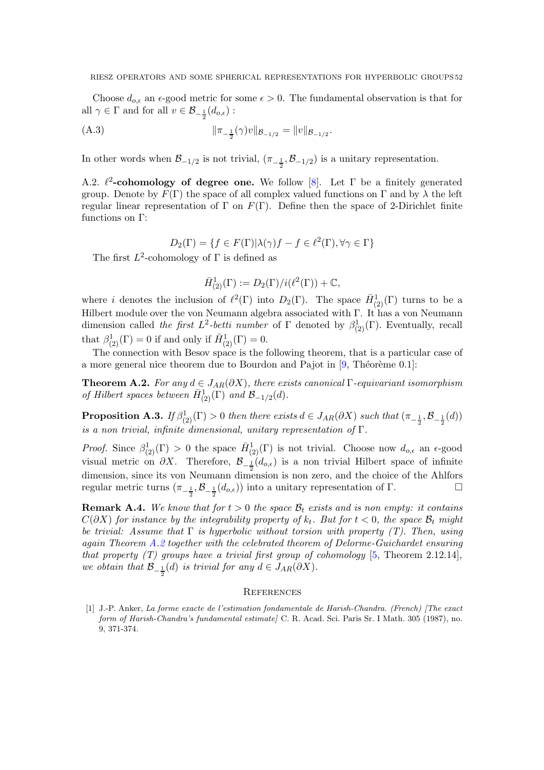Choose $d_{o,\epsilon}$ an $\epsilon$-good metric for some $\epsilon > 0$. The fundamental observation is that for all $\gamma \in \Gamma$ and for all $v \in \mathcal{B}_{-\frac{1}{2}}(d_{o,\epsilon})$ :

$$\|\pi_{-\frac{1}{2}}(\gamma)v\|_{\mathcal{B}_{-1/2}} = \|v\|_{\mathcal{B}_{-1/2}}. \tag{A.3}$$

In other words when $\mathcal{B}_{-1/2}$ is not trivial, $(\pi_{-\frac{1}{2}}, \mathcal{B}_{-1/2})$ is a unitary representation.

**A.2. $\ell^2$-cohomology of degree one.** We follow [8]. Let $\Gamma$ be a finitely generated group. Denote by $F(\Gamma)$ the space of all complex valued functions on $\Gamma$ and by $\lambda$ the left regular linear representation of $\Gamma$ on $F(\Gamma)$. Define then the space of 2-Dirichlet finite functions on $\Gamma$:

$$D_2(\Gamma) = \{f \in F(\Gamma) | \lambda(\gamma)f - f \in \ell^2(\Gamma), \forall \gamma \in \Gamma\}$$

The first $L^2$-cohomology of $\Gamma$ is defined as

$$\bar{H}^1_{(2)}(\Gamma) := D_2(\Gamma)/i(\ell^2(\Gamma)) + \mathbb{C},$$

where $i$ denotes the inclusion of $\ell^2(\Gamma)$ into $D_2(\Gamma)$. The space $\bar{H}^1_{(2)}(\Gamma)$ turns to be a Hilbert module over the von Neumann algebra associated with $\Gamma$. It has a von Neumann dimension called *the first $L^2$-betti number* of $\Gamma$ denoted by $\beta^1_{(2)}(\Gamma)$. Eventually, recall that $\beta^1_{(2)}(\Gamma) = 0$ if and only if $\bar{H}^1_{(2)}(\Gamma) = 0$.

The connection with Besov space is the following theorem, that is a particular case of a more general nice theorem due to Bourdon and Pajot in [9, Théorème 0.1]:

**Theorem A.2.** *For any $d \in J_{AR}(\partial X)$, there exists canonical $\Gamma$-equivariant isomorphism of Hilbert spaces between $\bar{H}^1_{(2)}(\Gamma)$ and $\mathcal{B}_{-1/2}(d)$.*

**Proposition A.3.** *If $\beta^1_{(2)}(\Gamma) > 0$ then there exists $d \in J_{AR}(\partial X)$ such that $(\pi_{-\frac{1}{2}}, \mathcal{B}_{-\frac{1}{2}}(d))$ is a non trivial, infinite dimensional, unitary representation of $\Gamma$.*

*Proof.* Since $\beta^1_{(2)}(\Gamma) > 0$ the space $\bar{H}^1_{(2)}(\Gamma)$ is not trivial. Choose now $d_{o,\epsilon}$ an $\epsilon$-good visual metric on $\partial X$. Therefore, $\mathcal{B}_{-\frac{1}{2}}(d_{o,\epsilon})$ is a non trivial Hilbert space of infinite dimension, since its von Neumann dimension is non zero, and the choice of the Ahlfors regular metric turns $(\pi_{-\frac{1}{2}}, \mathcal{B}_{-\frac{1}{2}}(d_{o,\epsilon}))$ into a unitary representation of $\Gamma$. □

**Remark A.4.** *We know that for $t > 0$ the space $\mathcal{B}_t$ exists and is non empty: it contains $C(\partial X)$ for instance by the integrability property of $k_t$. But for $t < 0$, the space $\mathcal{B}_t$ might be trivial: Assume that $\Gamma$ is hyperbolic without torsion with property (T). Then, using again Theorem A.2 together with the celebrated theorem of Delorme-Guichardet ensuring that property (T) groups have a trivial first group of cohomology [5, Theorem 2.12.14], we obtain that $\mathcal{B}_{-\frac{1}{2}}(d)$ is trivial for any $d \in J_{AR}(\partial X)$.*

## References

[1] J.-P. Anker, *La forme exacte de l'estimation fondamentale de Harish-Chandra. (French) [The exact form of Harish-Chandra's fundamental estimate]* C. R. Acad. Sci. Paris Sr. I Math. 305 (1987), no. 9, 371-374.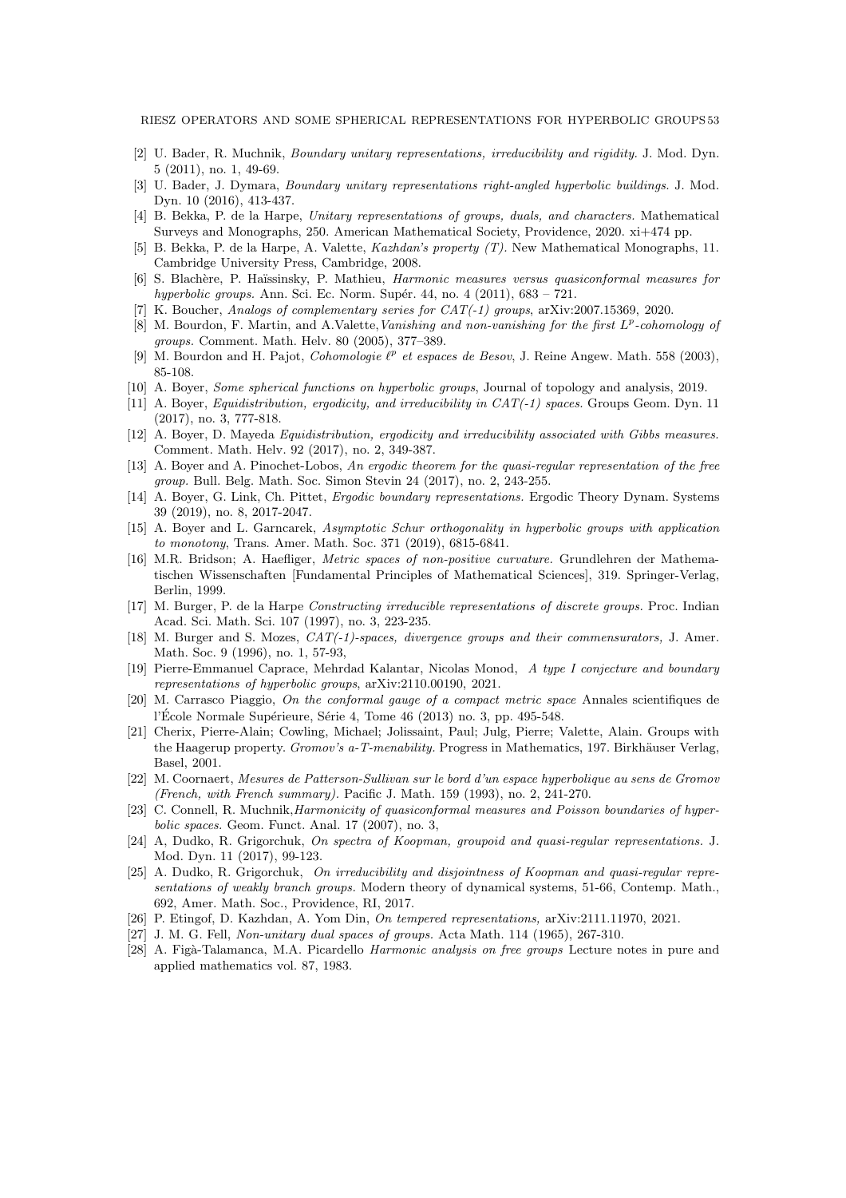[2] U. Bader, R. Muchnik, *Boundary unitary representations, irreducibility and rigidity.* J. Mod. Dyn. 5 (2011), no. 1, 49-69.

[3] U. Bader, J. Dymara, *Boundary unitary representations right-angled hyperbolic buildings.* J. Mod. Dyn. 10 (2016), 413-437.

[4] B. Bekka, P. de la Harpe, *Unitary representations of groups, duals, and characters.* Mathematical Surveys and Monographs, 250. American Mathematical Society, Providence, 2020. xi+474 pp.

[5] B. Bekka, P. de la Harpe, A. Valette, *Kazhdan's property (T).* New Mathematical Monographs, 11. Cambridge University Press, Cambridge, 2008.

[6] S. Blachère, P. Haïssinsky, P. Mathieu, *Harmonic measures versus quasiconformal measures for hyperbolic groups.* Ann. Sci. Ec. Norm. Supér. 44, no. 4 (2011), 683 – 721.

[7] K. Boucher, *Analogs of complementary series for CAT(-1) groups*, arXiv:2007.15369, 2020.

[8] M. Bourdon, F. Martin, and A.Valette, *Vanishing and non-vanishing for the first $L^p$-cohomology of groups.* Comment. Math. Helv. 80 (2005), 377–389.

[9] M. Bourdon and H. Pajot, *Cohomologie $\ell^p$ et espaces de Besov*, J. Reine Angew. Math. 558 (2003), 85-108.

[10] A. Boyer, *Some spherical functions on hyperbolic groups*, Journal of topology and analysis, 2019.

[11] A. Boyer, *Equidistribution, ergodicity, and irreducibility in CAT(-1) spaces.* Groups Geom. Dyn. 11 (2017), no. 3, 777-818.

[12] A. Boyer, D. Mayeda *Equidistribution, ergodicity and irreducibility associated with Gibbs measures.* Comment. Math. Helv. 92 (2017), no. 2, 349-387.

[13] A. Boyer and A. Pinochet-Lobos, *An ergodic theorem for the quasi-regular representation of the free group.* Bull. Belg. Math. Soc. Simon Stevin 24 (2017), no. 2, 243-255.

[14] A. Boyer, G. Link, Ch. Pittet, *Ergodic boundary representations.* Ergodic Theory Dynam. Systems 39 (2019), no. 8, 2017-2047.

[15] A. Boyer and L. Garncarek, *Asymptotic Schur orthogonality in hyperbolic groups with application to monotony*, Trans. Amer. Math. Soc. 371 (2019), 6815-6841.

[16] M.R. Bridson; A. Haefliger, *Metric spaces of non-positive curvature.* Grundlehren der Mathematischen Wissenschaften [Fundamental Principles of Mathematical Sciences], 319. Springer-Verlag, Berlin, 1999.

[17] M. Burger, P. de la Harpe *Constructing irreducible representations of discrete groups.* Proc. Indian Acad. Sci. Math. Sci. 107 (1997), no. 3, 223-235.

[18] M. Burger and S. Mozes, *CAT(-1)-spaces, divergence groups and their commensurators,* J. Amer. Math. Soc. 9 (1996), no. 1, 57-93,

[19] Pierre-Emmanuel Caprace, Mehrdad Kalantar, Nicolas Monod, *A type I conjecture and boundary representations of hyperbolic groups*, arXiv:2110.00190, 2021.

[20] M. Carrasco Piaggio, *On the conformal gauge of a compact metric space* Annales scientifiques de l'École Normale Supérieure, Série 4, Tome 46 (2013) no. 3, pp. 495-548.

[21] Cherix, Pierre-Alain; Cowling, Michael; Jolissaint, Paul; Julg, Pierre; Valette, Alain. Groups with the Haagerup property. *Gromov's a-T-menability.* Progress in Mathematics, 197. Birkhäuser Verlag, Basel, 2001.

[22] M. Coornaert, *Mesures de Patterson-Sullivan sur le bord d'un espace hyperbolique au sens de Gromov (French, with French summary).* Pacific J. Math. 159 (1993), no. 2, 241-270.

[23] C. Connell, R. Muchnik,*Harmonicity of quasiconformal measures and Poisson boundaries of hyperbolic spaces.* Geom. Funct. Anal. 17 (2007), no. 3,

[24] A, Dudko, R. Grigorchuk, *On spectra of Koopman, groupoid and quasi-regular representations.* J. Mod. Dyn. 11 (2017), 99-123.

[25] A. Dudko, R. Grigorchuk, *On irreducibility and disjointness of Koopman and quasi-regular representations of weakly branch groups.* Modern theory of dynamical systems, 51-66, Contemp. Math., 692, Amer. Math. Soc., Providence, RI, 2017.

[26] P. Etingof, D. Kazhdan, A. Yom Din, *On tempered representations,* arXiv:2111.11970, 2021.

[27] J. M. G. Fell, *Non-unitary dual spaces of groups.* Acta Math. 114 (1965), 267-310.

[28] A. Figà-Talamanca, M.A. Picardello *Harmonic analysis on free groups* Lecture notes in pure and applied mathematics vol. 87, 1983.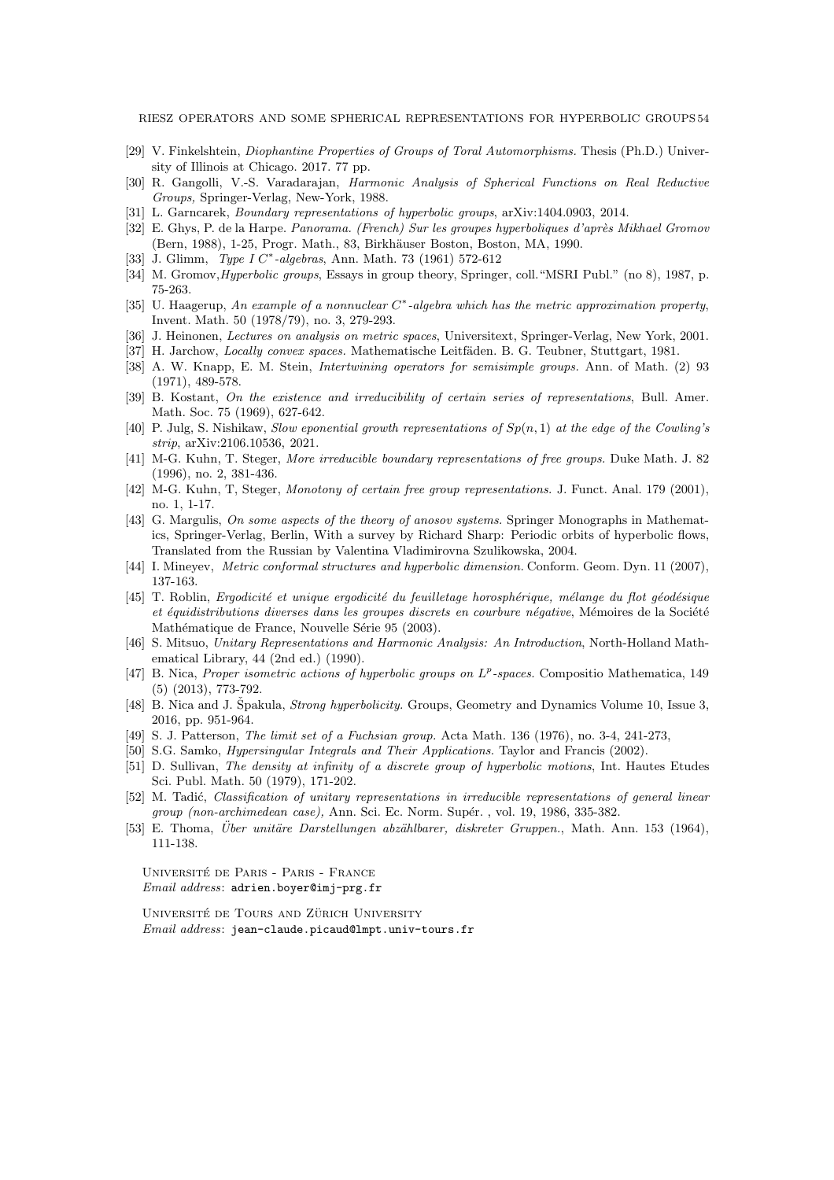[29] V. Finkelshtein, *Diophantine Properties of Groups of Toral Automorphisms.* Thesis (Ph.D.) University of Illinois at Chicago. 2017. 77 pp.

[30] R. Gangolli, V.-S. Varadarajan, *Harmonic Analysis of Spherical Functions on Real Reductive Groups,* Springer-Verlag, New-York, 1988.

[31] L. Garncarek, *Boundary representations of hyperbolic groups*, arXiv:1404.0903, 2014.

[32] E. Ghys, P. de la Harpe. *Panorama. (French) Sur les groupes hyperboliques d'après Mikhael Gromov* (Bern, 1988), 1-25, Progr. Math., 83, Birkhäuser Boston, Boston, MA, 1990.

[33] J. Glimm, *Type I $C^*$-algebras*, Ann. Math. 73 (1961) 572-612

[34] M. Gromov,*Hyperbolic groups*, Essays in group theory, Springer, coll."MSRI Publ." (no 8), 1987, p. 75-263.

[35] U. Haagerup, *An example of a nonnuclear $C^*$-algebra which has the metric approximation property*, Invent. Math. 50 (1978/79), no. 3, 279-293.

[36] J. Heinonen, *Lectures on analysis on metric spaces*, Universitext, Springer-Verlag, New York, 2001.

[37] H. Jarchow, *Locally convex spaces.* Mathematische Leitfäden. B. G. Teubner, Stuttgart, 1981.

[38] A. W. Knapp, E. M. Stein, *Intertwining operators for semisimple groups.* Ann. of Math. (2) 93 (1971), 489-578.

[39] B. Kostant, *On the existence and irreducibility of certain series of representations*, Bull. Amer. Math. Soc. 75 (1969), 627-642.

[40] P. Julg, S. Nishikaw, *Slow eponential growth representations of $Sp(n, 1)$ at the edge of the Cowling's strip*, arXiv:2106.10536, 2021.

[41] M-G. Kuhn, T. Steger, *More irreducible boundary representations of free groups.* Duke Math. J. 82 (1996), no. 2, 381-436.

[42] M-G. Kuhn, T, Steger, *Monotony of certain free group representations.* J. Funct. Anal. 179 (2001), no. 1, 1-17.

[43] G. Margulis, *On some aspects of the theory of anosov systems.* Springer Monographs in Mathematics, Springer-Verlag, Berlin, With a survey by Richard Sharp: Periodic orbits of hyperbolic flows, Translated from the Russian by Valentina Vladimirovna Szulikowska, 2004.

[44] I. Mineyev, *Metric conformal structures and hyperbolic dimension.* Conform. Geom. Dyn. 11 (2007), 137-163.

[45] T. Roblin, *Ergodicité et unique ergodicité du feuilletage horosphérique, mélange du flot géodésique et équidistributions diverses dans les groupes discrets en courbure négative*, Mémoires de la Société Mathématique de France, Nouvelle Série 95 (2003).

[46] S. Mitsuo, *Unitary Representations and Harmonic Analysis: An Introduction*, North-Holland Mathematical Library, 44 (2nd ed.) (1990).

[47] B. Nica, *Proper isometric actions of hyperbolic groups on $L^p$-spaces.* Compositio Mathematica, 149 (5) (2013), 773-792.

[48] B. Nica and J. Špakula, *Strong hyperbolicity.* Groups, Geometry and Dynamics Volume 10, Issue 3, 2016, pp. 951-964.

[49] S. J. Patterson, *The limit set of a Fuchsian group.* Acta Math. 136 (1976), no. 3-4, 241-273,

[50] S.G. Samko, *Hypersingular Integrals and Their Applications.* Taylor and Francis (2002).

[51] D. Sullivan, *The density at infinity of a discrete group of hyperbolic motions*, Int. Hautes Etudes Sci. Publ. Math. 50 (1979), 171-202.

[52] M. Tadić, *Classification of unitary representations in irreducible representations of general linear group (non-archimedean case),* Ann. Sci. Ec. Norm. Supér. , vol. 19, 1986, 335-382.

[53] E. Thoma, *Über unitäre Darstellungen abzählbarer, diskreter Gruppen.*, Math. Ann. 153 (1964), 111-138.

Université de Paris - Paris - France
*Email address*: adrien.boyer@imj-prg.fr

Université de Tours and Zürich University
*Email address*: jean-claude.picaud@lmpt.univ-tours.fr